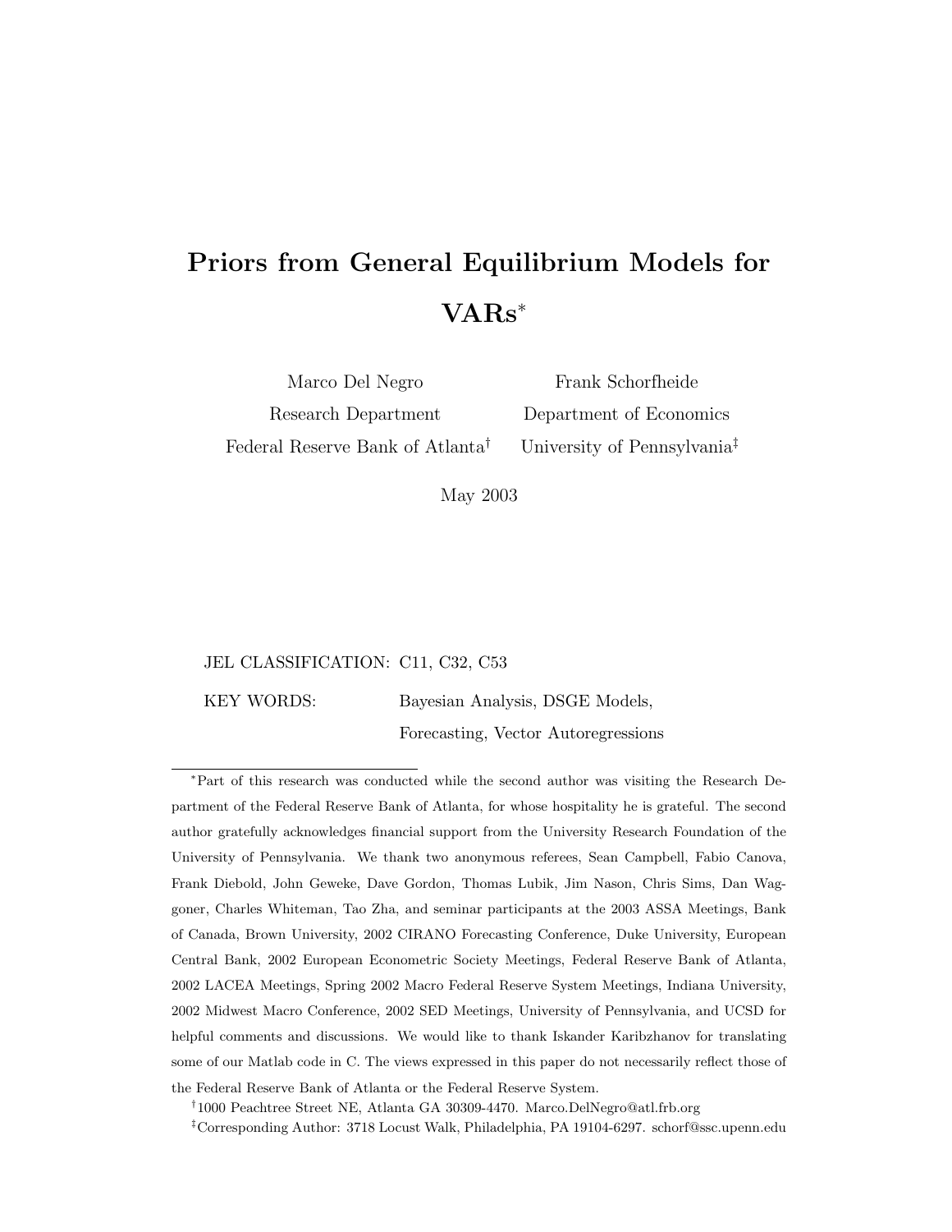# Priors from General Equilibrium Models for VARs*

Marco Del Negro
Research Department
Federal Reserve Bank of Atlanta[†]

Frank Schorfheide
Department of Economics
University of Pennsylvania[‡]

May 2003

JEL CLASSIFICATION: C11, C32, C53

KEY WORDS: Bayesian Analysis, DSGE Models, Forecasting, Vector Autoregressions

---

*Part of this research was conducted while the second author was visiting the Research Department of the Federal Reserve Bank of Atlanta, for whose hospitality he is grateful. The second author gratefully acknowledges financial support from the University Research Foundation of the University of Pennsylvania. We thank two anonymous referees, Sean Campbell, Fabio Canova, Frank Diebold, John Geweke, Dave Gordon, Thomas Lubik, Jim Nason, Chris Sims, Dan Waggoner, Charles Whiteman, Tao Zha, and seminar participants at the 2003 ASSA Meetings, Bank of Canada, Brown University, 2002 CIRANO Forecasting Conference, Duke University, European Central Bank, 2002 European Econometric Society Meetings, Federal Reserve Bank of Atlanta, 2002 LACEA Meetings, Spring 2002 Macro Federal Reserve System Meetings, Indiana University, 2002 Midwest Macro Conference, 2002 SED Meetings, University of Pennsylvania, and UCSD for helpful comments and discussions. We would like to thank Iskander Karibzhanov for translating some of our Matlab code in C. The views expressed in this paper do not necessarily reflect those of the Federal Reserve Bank of Atlanta or the Federal Reserve System.

[†]1000 Peachtree Street NE, Atlanta GA 30309-4470. Marco.DelNegro@atl.frb.org

[‡]Corresponding Author: 3718 Locust Walk, Philadelphia, PA 19104-6297. schorf@ssc.upenn.edu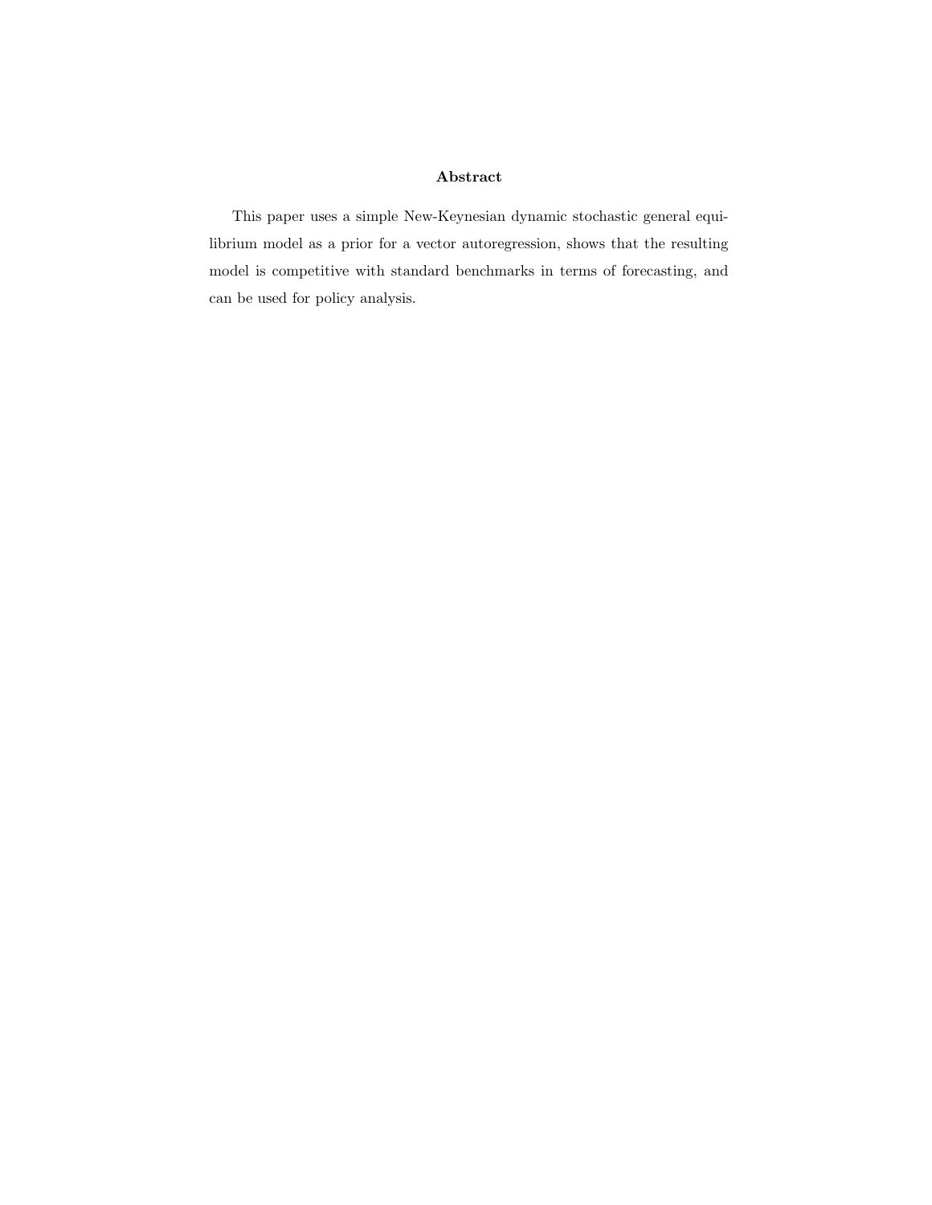## Abstract

This paper uses a simple New-Keynesian dynamic stochastic general equilibrium model as a prior for a vector autoregression, shows that the resulting model is competitive with standard benchmarks in terms of forecasting, and can be used for policy analysis.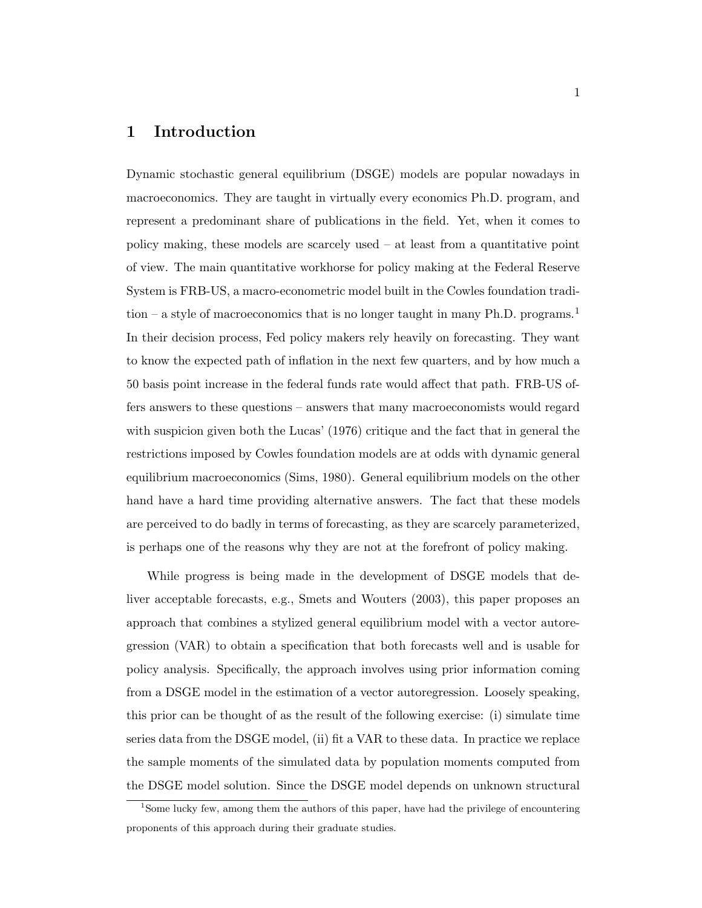# 1 Introduction

Dynamic stochastic general equilibrium (DSGE) models are popular nowadays in macroeconomics. They are taught in virtually every economics Ph.D. program, and represent a predominant share of publications in the field. Yet, when it comes to policy making, these models are scarcely used – at least from a quantitative point of view. The main quantitative workhorse for policy making at the Federal Reserve System is FRB-US, a macro-econometric model built in the Cowles foundation tradition – a style of macroeconomics that is no longer taught in many Ph.D. programs.[1] In their decision process, Fed policy makers rely heavily on forecasting. They want to know the expected path of inflation in the next few quarters, and by how much a 50 basis point increase in the federal funds rate would affect that path. FRB-US offers answers to these questions – answers that many macroeconomists would regard with suspicion given both the Lucas' (1976) critique and the fact that in general the restrictions imposed by Cowles foundation models are at odds with dynamic general equilibrium macroeconomics (Sims, 1980). General equilibrium models on the other hand have a hard time providing alternative answers. The fact that these models are perceived to do badly in terms of forecasting, as they are scarcely parameterized, is perhaps one of the reasons why they are not at the forefront of policy making.

While progress is being made in the development of DSGE models that deliver acceptable forecasts, e.g., Smets and Wouters (2003), this paper proposes an approach that combines a stylized general equilibrium model with a vector autoregression (VAR) to obtain a specification that both forecasts well and is usable for policy analysis. Specifically, the approach involves using prior information coming from a DSGE model in the estimation of a vector autoregression. Loosely speaking, this prior can be thought of as the result of the following exercise: (i) simulate time series data from the DSGE model, (ii) fit a VAR to these data. In practice we replace the sample moments of the simulated data by population moments computed from the DSGE model solution. Since the DSGE model depends on unknown structural

[1] Some lucky few, among them the authors of this paper, have had the privilege of encountering proponents of this approach during their graduate studies.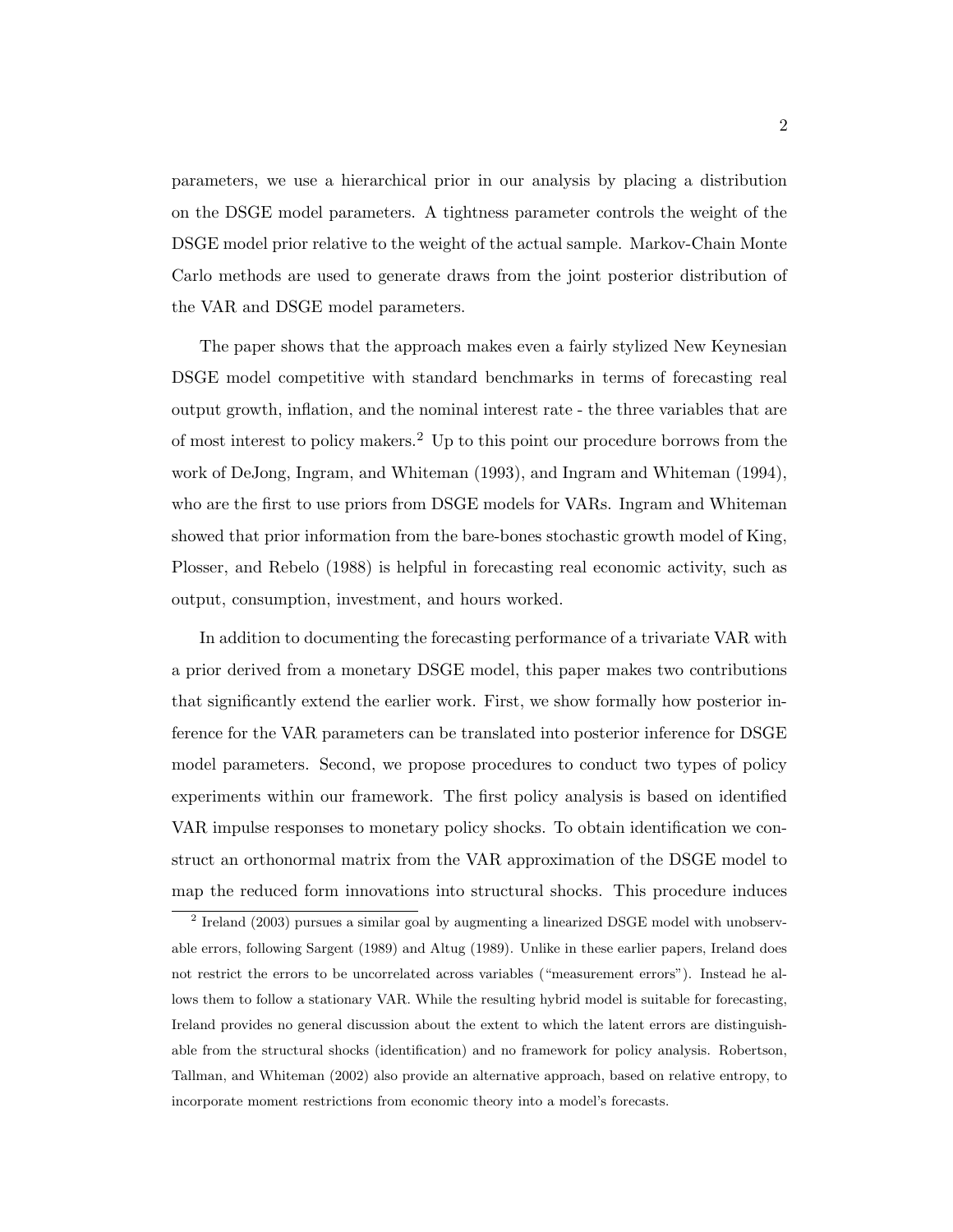parameters, we use a hierarchical prior in our analysis by placing a distribution on the DSGE model parameters. A tightness parameter controls the weight of the DSGE model prior relative to the weight of the actual sample. Markov-Chain Monte Carlo methods are used to generate draws from the joint posterior distribution of the VAR and DSGE model parameters.

The paper shows that the approach makes even a fairly stylized New Keynesian DSGE model competitive with standard benchmarks in terms of forecasting real output growth, inflation, and the nominal interest rate - the three variables that are of most interest to policy makers.[2] Up to this point our procedure borrows from the work of DeJong, Ingram, and Whiteman (1993), and Ingram and Whiteman (1994), who are the first to use priors from DSGE models for VARs. Ingram and Whiteman showed that prior information from the bare-bones stochastic growth model of King, Plosser, and Rebelo (1988) is helpful in forecasting real economic activity, such as output, consumption, investment, and hours worked.

In addition to documenting the forecasting performance of a trivariate VAR with a prior derived from a monetary DSGE model, this paper makes two contributions that significantly extend the earlier work. First, we show formally how posterior inference for the VAR parameters can be translated into posterior inference for DSGE model parameters. Second, we propose procedures to conduct two types of policy experiments within our framework. The first policy analysis is based on identified VAR impulse responses to monetary policy shocks. To obtain identification we construct an orthonormal matrix from the VAR approximation of the DSGE model to map the reduced form innovations into structural shocks. This procedure induces

[2] Ireland (2003) pursues a similar goal by augmenting a linearized DSGE model with unobservable errors, following Sargent (1989) and Altug (1989). Unlike in these earlier papers, Ireland does not restrict the errors to be uncorrelated across variables ("measurement errors"). Instead he allows them to follow a stationary VAR. While the resulting hybrid model is suitable for forecasting, Ireland provides no general discussion about the extent to which the latent errors are distinguishable from the structural shocks (identification) and no framework for policy analysis. Robertson, Tallman, and Whiteman (2002) also provide an alternative approach, based on relative entropy, to incorporate moment restrictions from economic theory into a model's forecasts.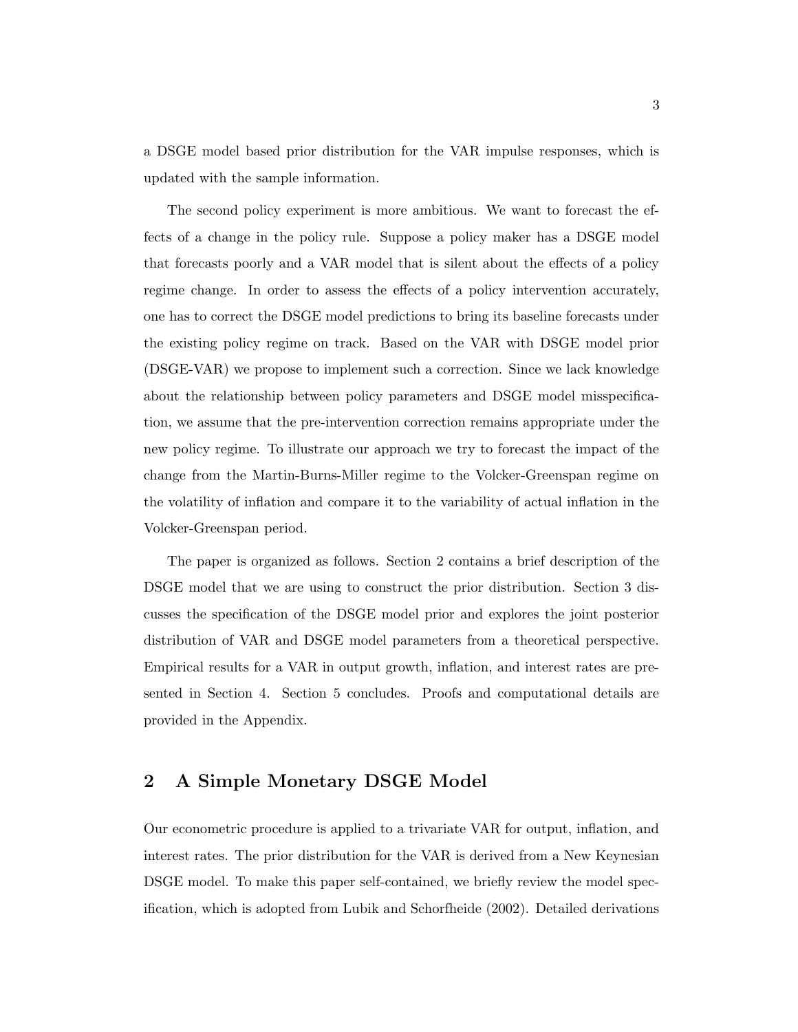a DSGE model based prior distribution for the VAR impulse responses, which is updated with the sample information.

The second policy experiment is more ambitious. We want to forecast the effects of a change in the policy rule. Suppose a policy maker has a DSGE model that forecasts poorly and a VAR model that is silent about the effects of a policy regime change. In order to assess the effects of a policy intervention accurately, one has to correct the DSGE model predictions to bring its baseline forecasts under the existing policy regime on track. Based on the VAR with DSGE model prior (DSGE-VAR) we propose to implement such a correction. Since we lack knowledge about the relationship between policy parameters and DSGE model misspecification, we assume that the pre-intervention correction remains appropriate under the new policy regime. To illustrate our approach we try to forecast the impact of the change from the Martin-Burns-Miller regime to the Volcker-Greenspan regime on the volatility of inflation and compare it to the variability of actual inflation in the Volcker-Greenspan period.

The paper is organized as follows. Section 2 contains a brief description of the DSGE model that we are using to construct the prior distribution. Section 3 discusses the specification of the DSGE model prior and explores the joint posterior distribution of VAR and DSGE model parameters from a theoretical perspective. Empirical results for a VAR in output growth, inflation, and interest rates are presented in Section 4. Section 5 concludes. Proofs and computational details are provided in the Appendix.

## 2 A Simple Monetary DSGE Model

Our econometric procedure is applied to a trivariate VAR for output, inflation, and interest rates. The prior distribution for the VAR is derived from a New Keynesian DSGE model. To make this paper self-contained, we briefly review the model specification, which is adopted from Lubik and Schorfheide (2002). Detailed derivations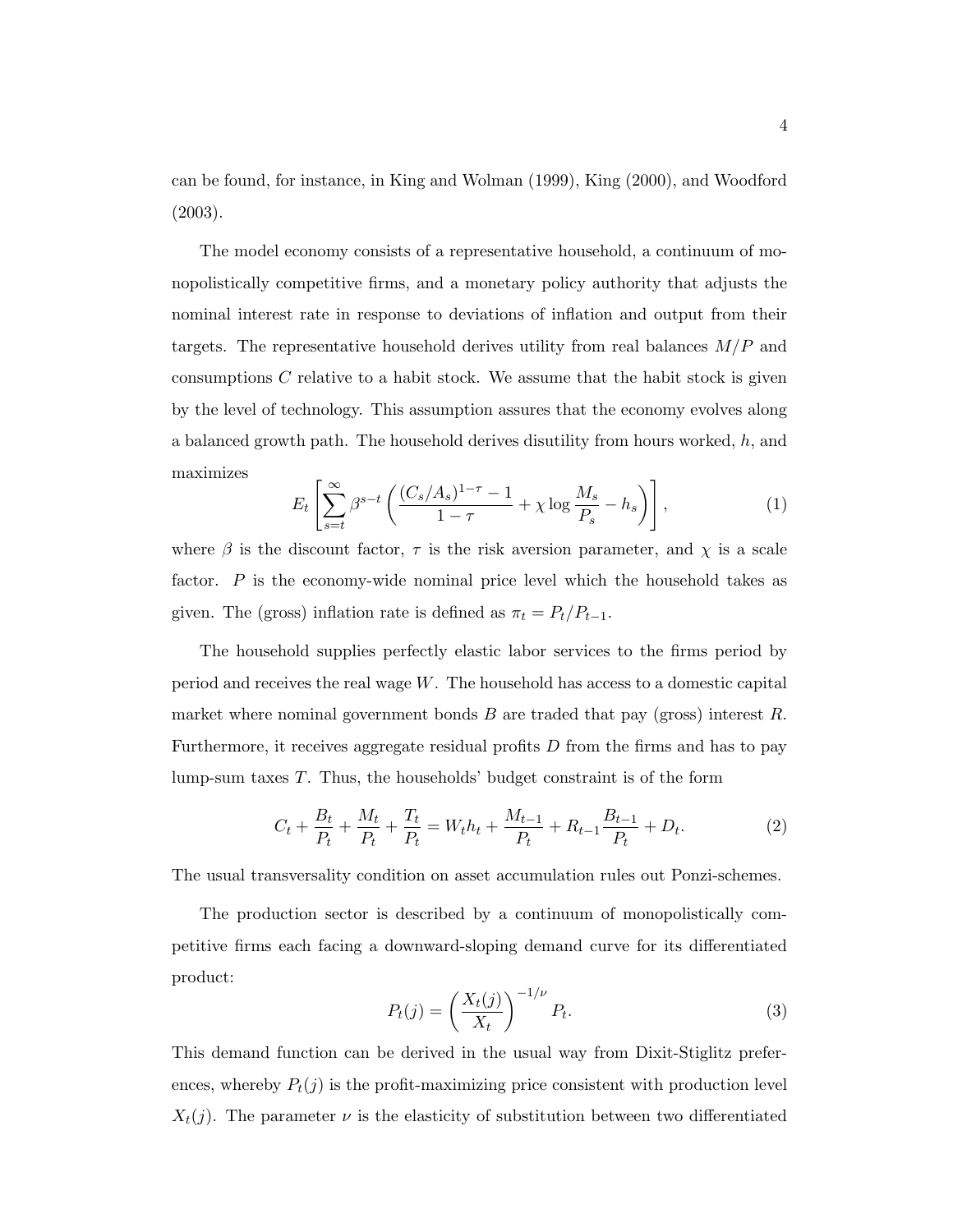can be found, for instance, in King and Wolman (1999), King (2000), and Woodford (2003).

The model economy consists of a representative household, a continuum of monopolistically competitive firms, and a monetary policy authority that adjusts the nominal interest rate in response to deviations of inflation and output from their targets. The representative household derives utility from real balances $M/P$ and consumptions $C$ relative to a habit stock. We assume that the habit stock is given by the level of technology. This assumption assures that the economy evolves along a balanced growth path. The household derives disutility from hours worked, $h$, and maximizes

$$E_t \left[ \sum_{s=t}^{\infty} \beta^{s-t} \left( \frac{(C_s/A_s)^{1-\tau} - 1}{1-\tau} + \chi \log \frac{M_s}{P_s} - h_s \right) \right], \tag{1}$$

where $\beta$ is the discount factor, $\tau$ is the risk aversion parameter, and $\chi$ is a scale factor. $P$ is the economy-wide nominal price level which the household takes as given. The (gross) inflation rate is defined as $\pi_t = P_t/P_{t-1}$.

The household supplies perfectly elastic labor services to the firms period by period and receives the real wage $W$. The household has access to a domestic capital market where nominal government bonds $B$ are traded that pay (gross) interest $R$. Furthermore, it receives aggregate residual profits $D$ from the firms and has to pay lump-sum taxes $T$. Thus, the households' budget constraint is of the form

$$C_t + \frac{B_t}{P_t} + \frac{M_t}{P_t} + \frac{T_t}{P_t} = W_t h_t + \frac{M_{t-1}}{P_t} + R_{t-1}\frac{B_{t-1}}{P_t} + D_t. \tag{2}$$

The usual transversality condition on asset accumulation rules out Ponzi-schemes.

The production sector is described by a continuum of monopolistically competitive firms each facing a downward-sloping demand curve for its differentiated product:

$$P_t(j) = \left( \frac{X_t(j)}{X_t} \right)^{-1/\nu} P_t. \tag{3}$$

This demand function can be derived in the usual way from Dixit-Stiglitz preferences, whereby $P_t(j)$ is the profit-maximizing price consistent with production level $X_t(j)$. The parameter $\nu$ is the elasticity of substitution between two differentiated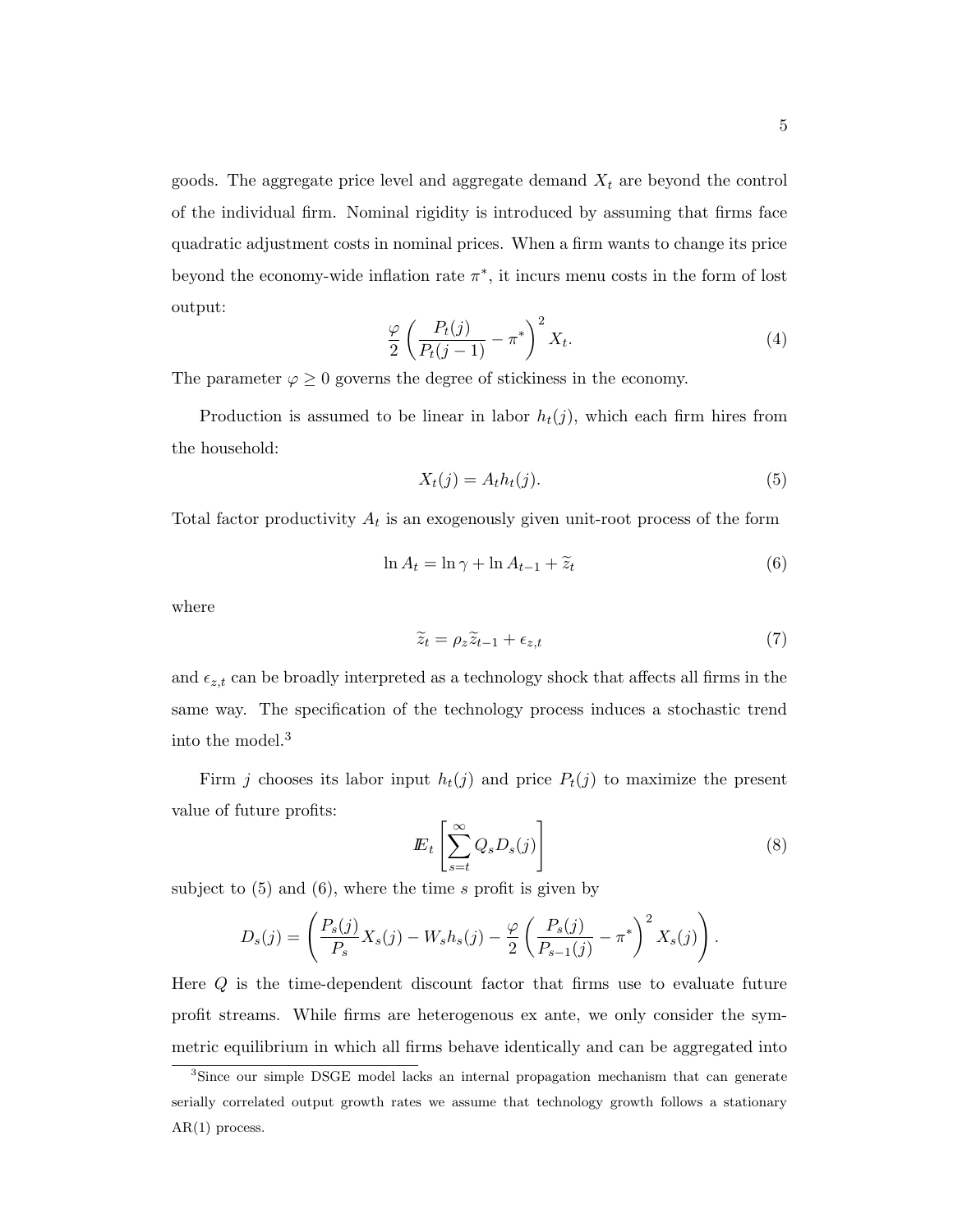goods. The aggregate price level and aggregate demand $X_t$ are beyond the control of the individual firm. Nominal rigidity is introduced by assuming that firms face quadratic adjustment costs in nominal prices. When a firm wants to change its price beyond the economy-wide inflation rate $\pi^*$, it incurs menu costs in the form of lost output:

$$\frac{\varphi}{2}\left(\frac{P_t(j)}{P_t(j-1)} - \pi^*\right)^2 X_t. \tag{4}$$

The parameter $\varphi \geq 0$ governs the degree of stickiness in the economy.

Production is assumed to be linear in labor $h_t(j)$, which each firm hires from the household:

$$X_t(j) = A_t h_t(j). \tag{5}$$

Total factor productivity $A_t$ is an exogenously given unit-root process of the form

$$\ln A_t = \ln \gamma + \ln A_{t-1} + \widetilde{z}_t \tag{6}$$

where

$$\widetilde{z}_t = \rho_z \widetilde{z}_{t-1} + \epsilon_{z,t} \tag{7}$$

and $\epsilon_{z,t}$ can be broadly interpreted as a technology shock that affects all firms in the same way. The specification of the technology process induces a stochastic trend into the model.[3]

Firm $j$ chooses its labor input $h_t(j)$ and price $P_t(j)$ to maximize the present value of future profits:

$$\mathbb{E}_t\left[\sum_{s=t}^{\infty} Q_s D_s(j)\right] \tag{8}$$

subject to (5) and (6), where the time $s$ profit is given by

$$D_s(j) = \left(\frac{P_s(j)}{P_s} X_s(j) - W_s h_s(j) - \frac{\varphi}{2}\left(\frac{P_s(j)}{P_{s-1}(j)} - \pi^*\right)^2 X_s(j)\right).$$

Here $Q$ is the time-dependent discount factor that firms use to evaluate future profit streams. While firms are heterogenous ex ante, we only consider the symmetric equilibrium in which all firms behave identically and can be aggregated into

[3] Since our simple DSGE model lacks an internal propagation mechanism that can generate serially correlated output growth rates we assume that technology growth follows a stationary AR(1) process.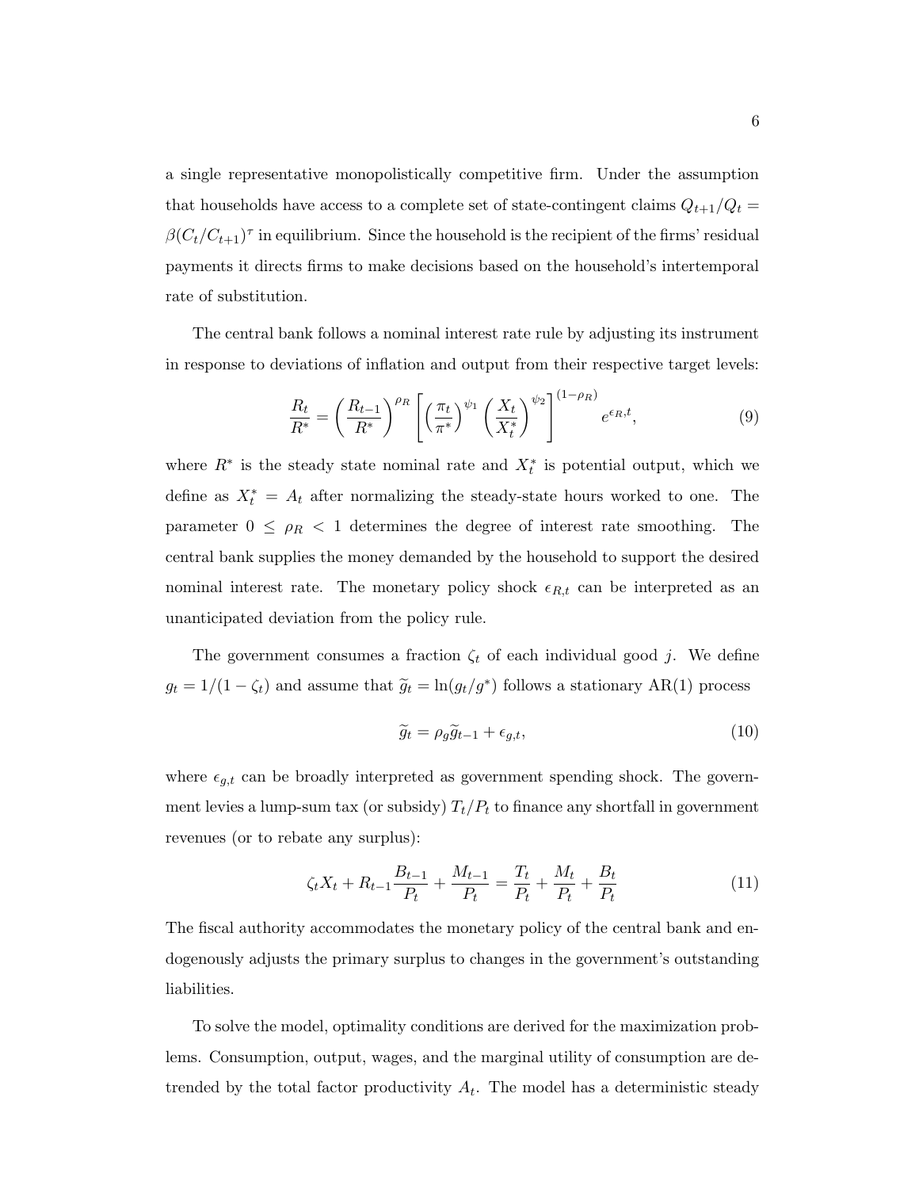a single representative monopolistically competitive firm. Under the assumption that households have access to a complete set of state-contingent claims $Q_{t+1}/Q_t = \beta(C_t/C_{t+1})^{\tau}$ in equilibrium. Since the household is the recipient of the firms' residual payments it directs firms to make decisions based on the household's intertemporal rate of substitution.

The central bank follows a nominal interest rate rule by adjusting its instrument in response to deviations of inflation and output from their respective target levels:

$$\frac{R_t}{R^*} = \left(\frac{R_{t-1}}{R^*}\right)^{\rho_R} \left[\left(\frac{\pi_t}{\pi^*}\right)^{\psi_1} \left(\frac{X_t}{X_t^*}\right)^{\psi_2}\right]^{(1-\rho_R)} e^{\epsilon_{R,t}}, \tag{9}$$

where $R^*$ is the steady state nominal rate and $X_t^*$ is potential output, which we define as $X_t^* = A_t$ after normalizing the steady-state hours worked to one. The parameter $0 \leq \rho_R < 1$ determines the degree of interest rate smoothing. The central bank supplies the money demanded by the household to support the desired nominal interest rate. The monetary policy shock $\epsilon_{R,t}$ can be interpreted as an unanticipated deviation from the policy rule.

The government consumes a fraction $\zeta_t$ of each individual good $j$. We define $g_t = 1/(1-\zeta_t)$ and assume that $\widetilde{g}_t = \ln(g_t/g^*)$ follows a stationary AR(1) process

$$\widetilde{g}_t = \rho_g \widetilde{g}_{t-1} + \epsilon_{g,t}, \tag{10}$$

where $\epsilon_{g,t}$ can be broadly interpreted as government spending shock. The government levies a lump-sum tax (or subsidy) $T_t/P_t$ to finance any shortfall in government revenues (or to rebate any surplus):

$$\zeta_t X_t + R_{t-1}\frac{B_{t-1}}{P_t} + \frac{M_{t-1}}{P_t} = \frac{T_t}{P_t} + \frac{M_t}{P_t} + \frac{B_t}{P_t} \tag{11}$$

The fiscal authority accommodates the monetary policy of the central bank and endogenously adjusts the primary surplus to changes in the government's outstanding liabilities.

To solve the model, optimality conditions are derived for the maximization problems. Consumption, output, wages, and the marginal utility of consumption are detrended by the total factor productivity $A_t$. The model has a deterministic steady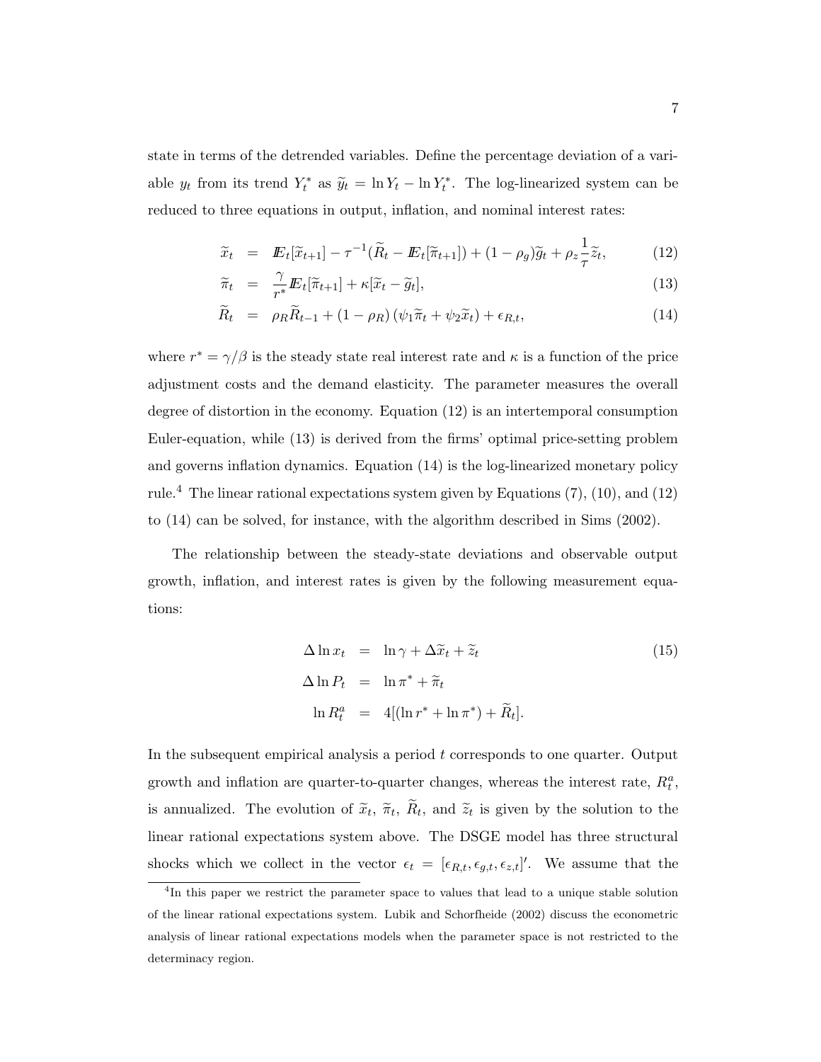state in terms of the detrended variables. Define the percentage deviation of a variable $y_t$ from its trend $Y_t^*$ as $\widetilde{y}_t = \ln Y_t - \ln Y_t^*$. The log-linearized system can be reduced to three equations in output, inflation, and nominal interest rates:

$$
\begin{aligned}
\widetilde{x}_t &= I\!E_t[\widetilde{x}_{t+1}] - \tau^{-1}(\widetilde{R}_t - I\!E_t[\widetilde{\pi}_{t+1}]) + (1-\rho_g)\widetilde{g}_t + \rho_z \frac{1}{\tau}\widetilde{z}_t, &\quad (12)\\
\widetilde{\pi}_t &= \frac{\gamma}{r^*} I\!E_t[\widetilde{\pi}_{t+1}] + \kappa[\widetilde{x}_t - \widetilde{g}_t], &\quad (13)\\
\widetilde{R}_t &= \rho_R \widetilde{R}_{t-1} + (1-\rho_R)\left(\psi_1 \widetilde{\pi}_t + \psi_2 \widetilde{x}_t\right) + \epsilon_{R,t}, &\quad (14)
\end{aligned}
$$

where $r^* = \gamma/\beta$ is the steady state real interest rate and $\kappa$ is a function of the price adjustment costs and the demand elasticity. The parameter measures the overall degree of distortion in the economy. Equation (12) is an intertemporal consumption Euler-equation, while (13) is derived from the firms' optimal price-setting problem and governs inflation dynamics. Equation (14) is the log-linearized monetary policy rule.[4] The linear rational expectations system given by Equations (7), (10), and (12) to (14) can be solved, for instance, with the algorithm described in Sims (2002).

The relationship between the steady-state deviations and observable output growth, inflation, and interest rates is given by the following measurement equations:

$$
\begin{aligned}
\Delta \ln x_t &= \ln \gamma + \Delta \widetilde{x}_t + \widetilde{z}_t &\quad (15)\\
\Delta \ln P_t &= \ln \pi^* + \widetilde{\pi}_t \\
\ln R_t^a &= 4[(\ln r^* + \ln \pi^*) + \widetilde{R}_t].
\end{aligned}
$$

In the subsequent empirical analysis a period $t$ corresponds to one quarter. Output growth and inflation are quarter-to-quarter changes, whereas the interest rate, $R_t^a$, is annualized. The evolution of $\widetilde{x}_t$, $\widetilde{\pi}_t$, $\widetilde{R}_t$, and $\widetilde{z}_t$ is given by the solution to the linear rational expectations system above. The DSGE model has three structural shocks which we collect in the vector $\epsilon_t = [\epsilon_{R,t}, \epsilon_{g,t}, \epsilon_{z,t}]'$. We assume that the

[4] In this paper we restrict the parameter space to values that lead to a unique stable solution of the linear rational expectations system. Lubik and Schorfheide (2002) discuss the econometric analysis of linear rational expectations models when the parameter space is not restricted to the determinacy region.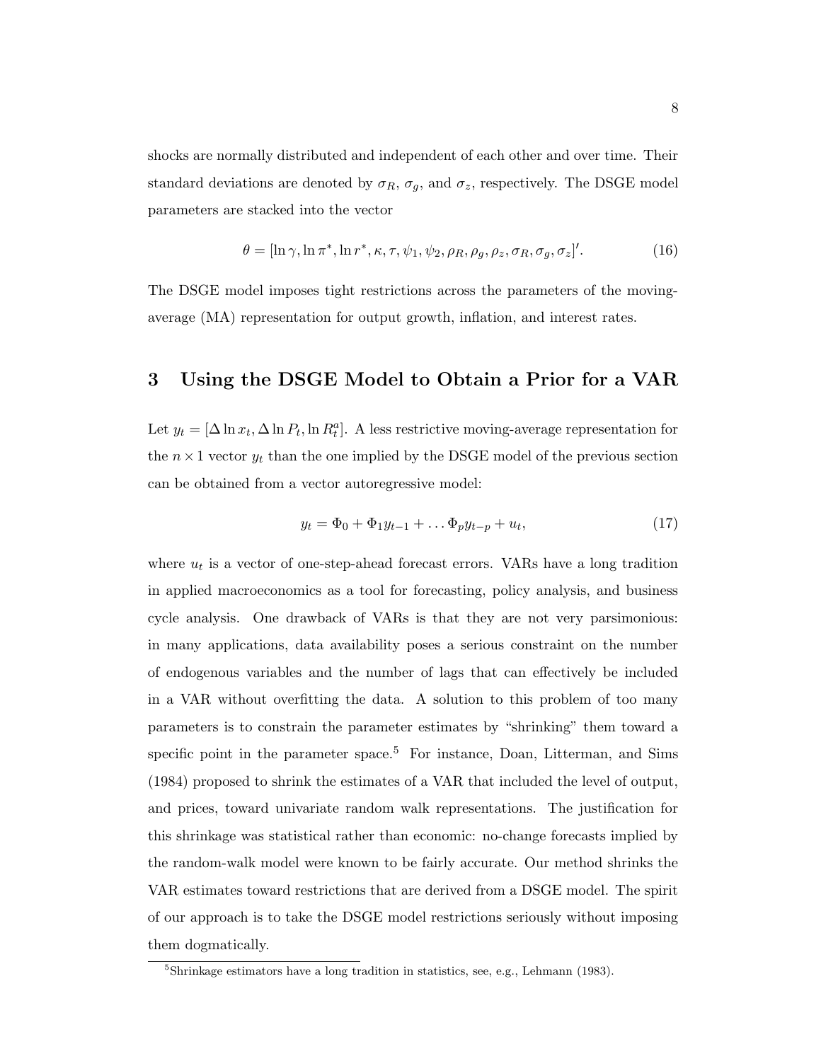shocks are normally distributed and independent of each other and over time. Their standard deviations are denoted by $\sigma_R$, $\sigma_g$, and $\sigma_z$, respectively. The DSGE model parameters are stacked into the vector

$$\theta = [\ln \gamma, \ln \pi^*, \ln r^*, \kappa, \tau, \psi_1, \psi_2, \rho_R, \rho_g, \rho_z, \sigma_R, \sigma_g, \sigma_z]'. \tag{16}$$

The DSGE model imposes tight restrictions across the parameters of the moving-average (MA) representation for output growth, inflation, and interest rates.

## 3 Using the DSGE Model to Obtain a Prior for a VAR

Let $y_t = [\Delta \ln x_t, \Delta \ln P_t, \ln R_t^a]$. A less restrictive moving-average representation for the $n \times 1$ vector $y_t$ than the one implied by the DSGE model of the previous section can be obtained from a vector autoregressive model:

$$y_t = \Phi_0 + \Phi_1 y_{t-1} + \ldots \Phi_p y_{t-p} + u_t, \tag{17}$$

where $u_t$ is a vector of one-step-ahead forecast errors. VARs have a long tradition in applied macroeconomics as a tool for forecasting, policy analysis, and business cycle analysis. One drawback of VARs is that they are not very parsimonious: in many applications, data availability poses a serious constraint on the number of endogenous variables and the number of lags that can effectively be included in a VAR without overfitting the data. A solution to this problem of too many parameters is to constrain the parameter estimates by "shrinking" them toward a specific point in the parameter space.[5] For instance, Doan, Litterman, and Sims (1984) proposed to shrink the estimates of a VAR that included the level of output, and prices, toward univariate random walk representations. The justification for this shrinkage was statistical rather than economic: no-change forecasts implied by the random-walk model were known to be fairly accurate. Our method shrinks the VAR estimates toward restrictions that are derived from a DSGE model. The spirit of our approach is to take the DSGE model restrictions seriously without imposing them dogmatically.

[5] Shrinkage estimators have a long tradition in statistics, see, e.g., Lehmann (1983).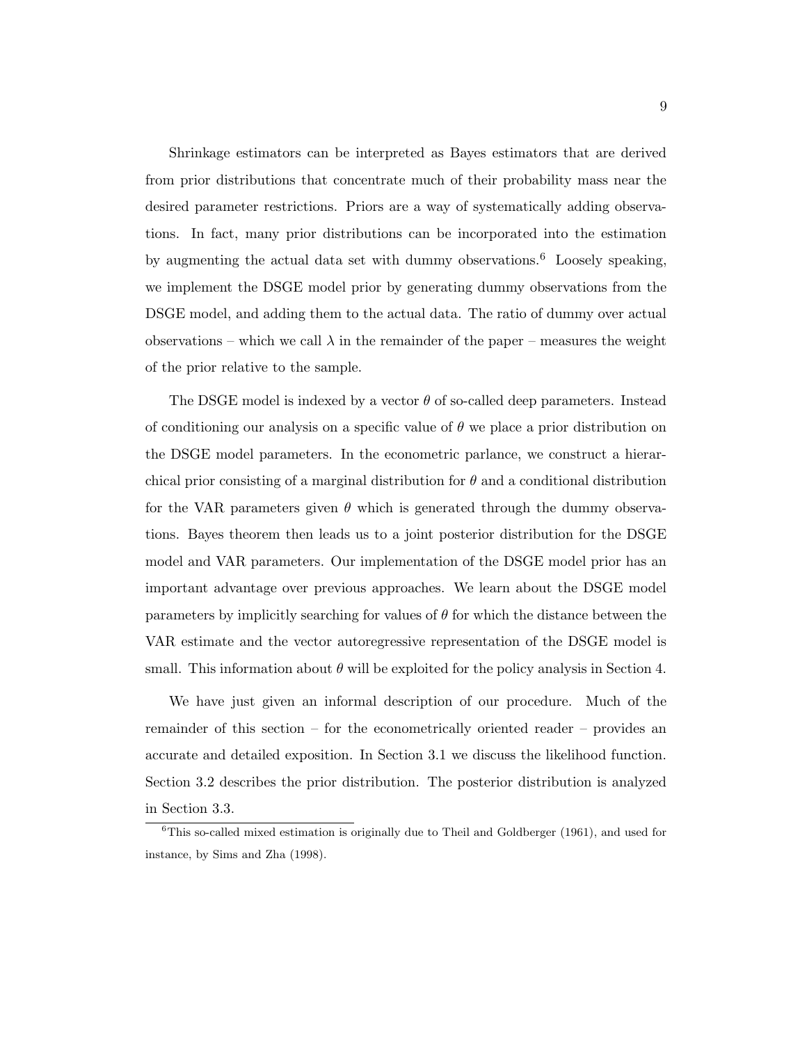Shrinkage estimators can be interpreted as Bayes estimators that are derived from prior distributions that concentrate much of their probability mass near the desired parameter restrictions. Priors are a way of systematically adding observations. In fact, many prior distributions can be incorporated into the estimation by augmenting the actual data set with dummy observations.[6] Loosely speaking, we implement the DSGE model prior by generating dummy observations from the DSGE model, and adding them to the actual data. The ratio of dummy over actual observations – which we call $\lambda$ in the remainder of the paper – measures the weight of the prior relative to the sample.

The DSGE model is indexed by a vector $\theta$ of so-called deep parameters. Instead of conditioning our analysis on a specific value of $\theta$ we place a prior distribution on the DSGE model parameters. In the econometric parlance, we construct a hierarchical prior consisting of a marginal distribution for $\theta$ and a conditional distribution for the VAR parameters given $\theta$ which is generated through the dummy observations. Bayes theorem then leads us to a joint posterior distribution for the DSGE model and VAR parameters. Our implementation of the DSGE model prior has an important advantage over previous approaches. We learn about the DSGE model parameters by implicitly searching for values of $\theta$ for which the distance between the VAR estimate and the vector autoregressive representation of the DSGE model is small. This information about $\theta$ will be exploited for the policy analysis in Section 4.

We have just given an informal description of our procedure. Much of the remainder of this section – for the econometrically oriented reader – provides an accurate and detailed exposition. In Section 3.1 we discuss the likelihood function. Section 3.2 describes the prior distribution. The posterior distribution is analyzed in Section 3.3.

[6] This so-called mixed estimation is originally due to Theil and Goldberger (1961), and used for instance, by Sims and Zha (1998).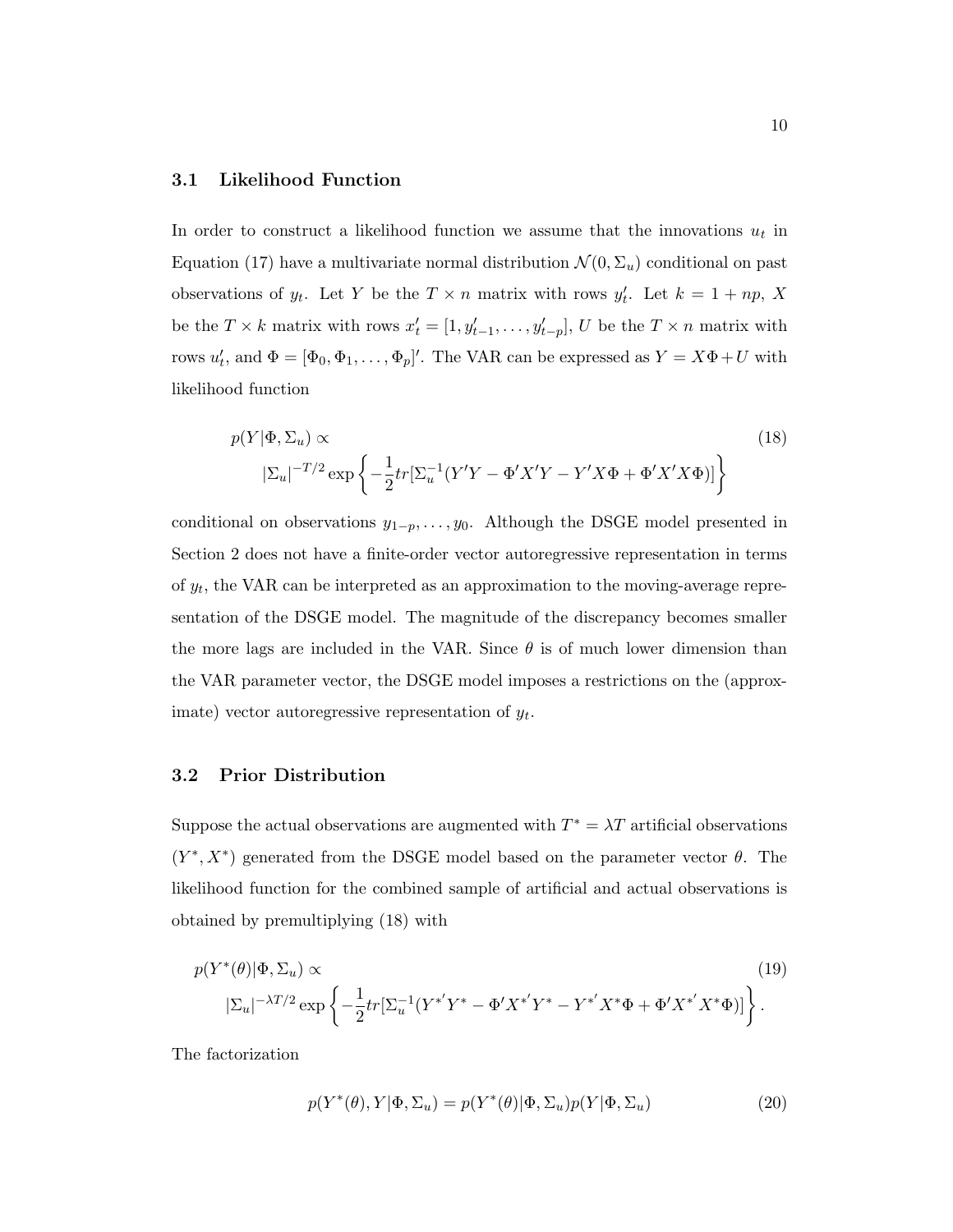### 3.1 Likelihood Function

In order to construct a likelihood function we assume that the innovations $u_t$ in Equation (17) have a multivariate normal distribution $\mathcal{N}(0, \Sigma_u)$ conditional on past observations of $y_t$. Let $Y$ be the $T \times n$ matrix with rows $y_t'$. Let $k = 1 + np$, $X$ be the $T \times k$ matrix with rows $x_t' = [1, y_{t-1}', \dots, y_{t-p}']$, $U$ be the $T \times n$ matrix with rows $u_t'$, and $\Phi = [\Phi_0, \Phi_1, \dots, \Phi_p]'$. The VAR can be expressed as $Y = X\Phi + U$ with likelihood function

$$
\begin{aligned}
&p(Y|\Phi, \Sigma_u) \propto \qquad\qquad (18)\\
&\qquad |\Sigma_u|^{-T/2} \exp\left\{ -\frac{1}{2} tr[\Sigma_u^{-1}(Y'Y - \Phi'X'Y - Y'X\Phi + \Phi'X'X\Phi)] \right\}
\end{aligned}
$$

conditional on observations $y_{1-p}, \dots, y_0$. Although the DSGE model presented in Section 2 does not have a finite-order vector autoregressive representation in terms of $y_t$, the VAR can be interpreted as an approximation to the moving-average representation of the DSGE model. The magnitude of the discrepancy becomes smaller the more lags are included in the VAR. Since $\theta$ is of much lower dimension than the VAR parameter vector, the DSGE model imposes a restrictions on the (approximate) vector autoregressive representation of $y_t$.

### 3.2 Prior Distribution

Suppose the actual observations are augmented with $T^* = \lambda T$ artificial observations $(Y^*, X^*)$ generated from the DSGE model based on the parameter vector $\theta$. The likelihood function for the combined sample of artificial and actual observations is obtained by premultiplying (18) with

$$
\begin{aligned}
&p(Y^*(\theta)|\Phi, \Sigma_u) \propto \qquad\qquad (19)\\
&\qquad |\Sigma_u|^{-\lambda T/2} \exp\left\{ -\frac{1}{2} tr[\Sigma_u^{-1}(Y^{*'}Y^* - \Phi'X^{*'}Y^* - Y^{*'}X^*\Phi + \Phi'X^{*'}X^*\Phi)] \right\}.
\end{aligned}
$$

The factorization

$$
p(Y^*(\theta), Y|\Phi, \Sigma_u) = p(Y^*(\theta)|\Phi, \Sigma_u)p(Y|\Phi, \Sigma_u) \qquad (20)
$$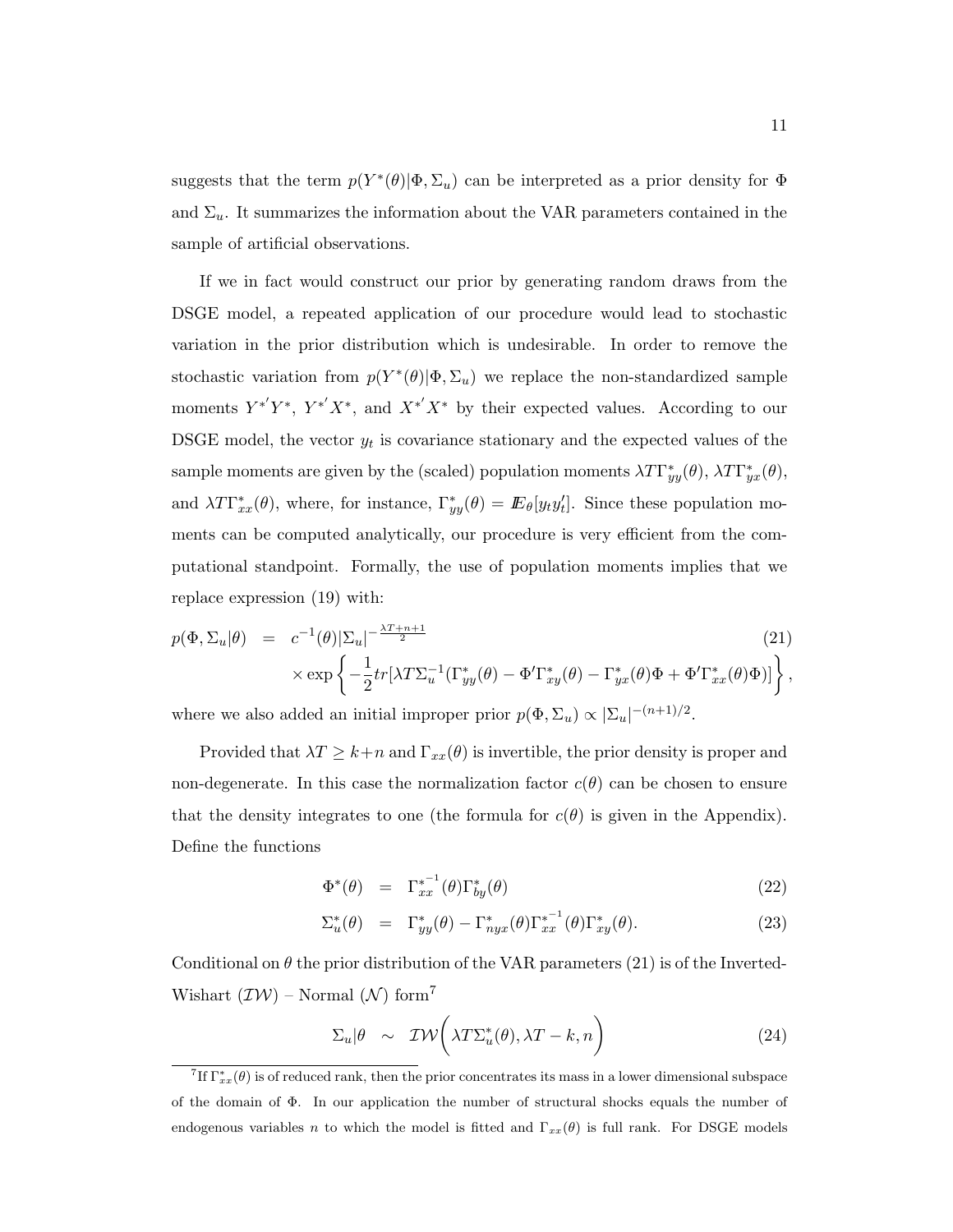suggests that the term $p(Y^*(\theta)|\Phi, \Sigma_u)$ can be interpreted as a prior density for $\Phi$ and $\Sigma_u$. It summarizes the information about the VAR parameters contained in the sample of artificial observations.

If we in fact would construct our prior by generating random draws from the DSGE model, a repeated application of our procedure would lead to stochastic variation in the prior distribution which is undesirable. In order to remove the stochastic variation from $p(Y^*(\theta)|\Phi, \Sigma_u)$ we replace the non-standardized sample moments $Y^{*'}Y^*$, $Y^{*'}X^*$, and $X^{*'}X^*$ by their expected values. According to our DSGE model, the vector $y_t$ is covariance stationary and the expected values of the sample moments are given by the (scaled) population moments $\lambda T \Gamma^*_{yy}(\theta)$, $\lambda T \Gamma^*_{yx}(\theta)$, and $\lambda T \Gamma^*_{xx}(\theta)$, where, for instance, $\Gamma^*_{yy}(\theta) = I\!E_\theta[y_t y_t']$. Since these population moments can be computed analytically, our procedure is very efficient from the computational standpoint. Formally, the use of population moments implies that we replace expression (19) with:

$$
\begin{aligned}
p(\Phi, \Sigma_u|\theta) \;&=\; c^{-1}(\theta)|\Sigma_u|^{-\frac{\lambda T+n+1}{2}} \qquad (21)\\
&\quad \times \exp\left\{ -\frac{1}{2} tr[\lambda T \Sigma_u^{-1}(\Gamma^*_{yy}(\theta) - \Phi'\Gamma^*_{xy}(\theta) - \Gamma^*_{yx}(\theta)\Phi + \Phi'\Gamma^*_{xx}(\theta)\Phi)] \right\},
\end{aligned}
$$

where we also added an initial improper prior $p(\Phi, \Sigma_u) \propto |\Sigma_u|^{-(n+1)/2}$.

Provided that $\lambda T \geq k+n$ and $\Gamma_{xx}(\theta)$ is invertible, the prior density is proper and non-degenerate. In this case the normalization factor $c(\theta)$ can be chosen to ensure that the density integrates to one (the formula for $c(\theta)$ is given in the Appendix). Define the functions

$$
\Phi^*(\theta) = \Gamma^{*^{-1}}_{xx}(\theta)\Gamma^*_{by}(\theta) \qquad (22)
$$

$$
\Sigma^*_u(\theta) = \Gamma^*_{yy}(\theta) - \Gamma^*_{nyx}(\theta)\Gamma^{*^{-1}}_{xx}(\theta)\Gamma^*_{xy}(\theta). \qquad (23)
$$

Conditional on $\theta$ the prior distribution of the VAR parameters (21) is of the Inverted-Wishart ($\mathcal{IW}$) – Normal ($\mathcal{N}$) form[7]

$$
\Sigma_u|\theta \;\sim\; \mathcal{IW}\bigg(\lambda T \Sigma^*_u(\theta), \lambda T - k, n\bigg) \qquad (24)
$$

[7] If $\Gamma^*_{xx}(\theta)$ is of reduced rank, then the prior concentrates its mass in a lower dimensional subspace of the domain of $\Phi$. In our application the number of structural shocks equals the number of endogenous variables $n$ to which the model is fitted and $\Gamma_{xx}(\theta)$ is full rank. For DSGE models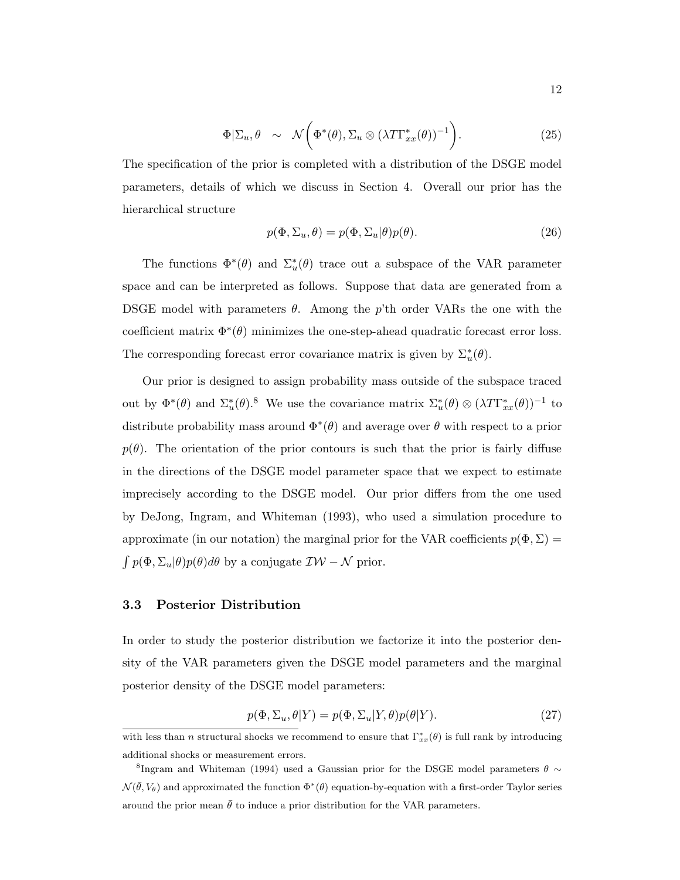$$\Phi|\Sigma_u, \theta \quad \sim \quad \mathcal{N}\bigg(\Phi^*(\theta), \Sigma_u \otimes (\lambda T \Gamma^*_{xx}(\theta))^{-1}\bigg). \tag{25}$$

The specification of the prior is completed with a distribution of the DSGE model parameters, details of which we discuss in Section 4. Overall our prior has the hierarchical structure

$$p(\Phi, \Sigma_u, \theta) = p(\Phi, \Sigma_u|\theta)p(\theta). \tag{26}$$

The functions $\Phi^*(\theta)$ and $\Sigma^*_u(\theta)$ trace out a subspace of the VAR parameter space and can be interpreted as follows. Suppose that data are generated from a DSGE model with parameters $\theta$. Among the $p$'th order VARs the one with the coefficient matrix $\Phi^*(\theta)$ minimizes the one-step-ahead quadratic forecast error loss. The corresponding forecast error covariance matrix is given by $\Sigma^*_u(\theta)$.

Our prior is designed to assign probability mass outside of the subspace traced out by $\Phi^*(\theta)$ and $\Sigma^*_u(\theta)$.[8] We use the covariance matrix $\Sigma^*_u(\theta) \otimes (\lambda T \Gamma^*_{xx}(\theta))^{-1}$ to distribute probability mass around $\Phi^*(\theta)$ and average over $\theta$ with respect to a prior $p(\theta)$. The orientation of the prior contours is such that the prior is fairly diffuse in the directions of the DSGE model parameter space that we expect to estimate imprecisely according to the DSGE model. Our prior differs from the one used by DeJong, Ingram, and Whiteman (1993), who used a simulation procedure to approximate (in our notation) the marginal prior for the VAR coefficients $p(\Phi, \Sigma) = \int p(\Phi, \Sigma_u|\theta)p(\theta)d\theta$ by a conjugate $\mathcal{IW} - \mathcal{N}$ prior.

### 3.3 Posterior Distribution

In order to study the posterior distribution we factorize it into the posterior density of the VAR parameters given the DSGE model parameters and the marginal posterior density of the DSGE model parameters:

$$p(\Phi, \Sigma_u, \theta|Y) = p(\Phi, \Sigma_u|Y, \theta)p(\theta|Y). \tag{27}$$

with less than $n$ structural shocks we recommend to ensure that $\Gamma^*_{xx}(\theta)$ is full rank by introducing additional shocks or measurement errors.

[8] Ingram and Whiteman (1994) used a Gaussian prior for the DSGE model parameters $\theta \sim \mathcal{N}(\bar{\theta}, V_\theta)$ and approximated the function $\Phi^*(\theta)$ equation-by-equation with a first-order Taylor series around the prior mean $\bar{\theta}$ to induce a prior distribution for the VAR parameters.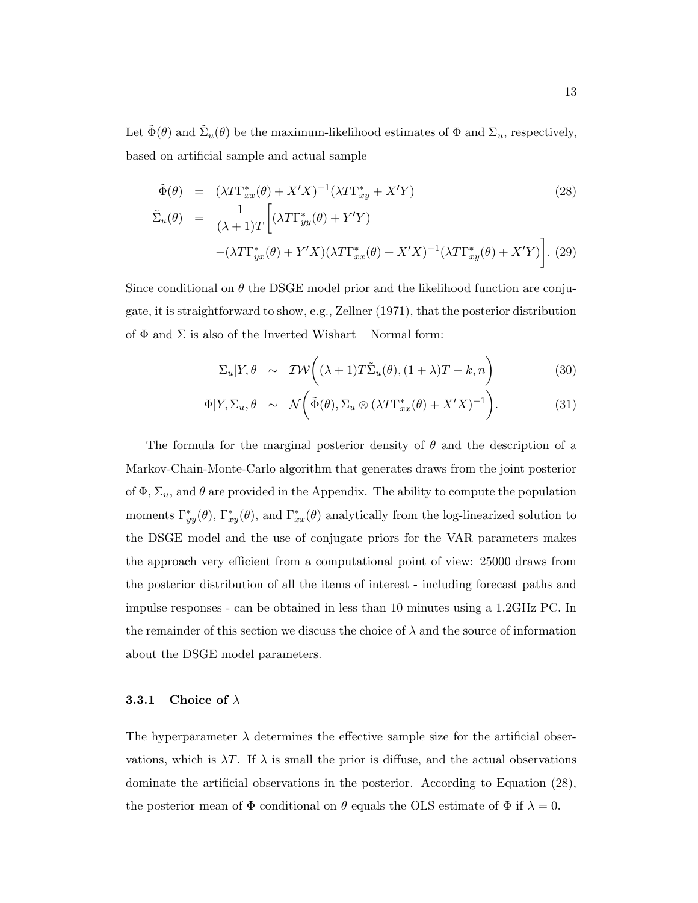Let $\tilde{\Phi}(\theta)$ and $\tilde{\Sigma}_u(\theta)$ be the maximum-likelihood estimates of $\Phi$ and $\Sigma_u$, respectively, based on artificial sample and actual sample

$$
\begin{aligned}
\tilde{\Phi}(\theta) &= (\lambda T \Gamma^*_{xx}(\theta) + X'X)^{-1}(\lambda T \Gamma^*_{xy} + X'Y) & (28) \\
\tilde{\Sigma}_u(\theta) &= \frac{1}{(\lambda+1)T}\bigg[(\lambda T \Gamma^*_{yy}(\theta) + Y'Y) \\
&\quad -(\lambda T \Gamma^*_{yx}(\theta) + Y'X)(\lambda T \Gamma^*_{xx}(\theta) + X'X)^{-1}(\lambda T \Gamma^*_{xy}(\theta) + X'Y)\bigg]. & (29)
\end{aligned}
$$

Since conditional on $\theta$ the DSGE model prior and the likelihood function are conjugate, it is straightforward to show, e.g., Zellner (1971), that the posterior distribution of $\Phi$ and $\Sigma$ is also of the Inverted Wishart – Normal form:

$$
\begin{aligned}
\Sigma_u | Y, \theta &\sim \mathcal{IW}\bigg((\lambda+1)T\tilde{\Sigma}_u(\theta), (1+\lambda)T - k, n\bigg) & (30) \\
\Phi | Y, \Sigma_u, \theta &\sim \mathcal{N}\bigg(\tilde{\Phi}(\theta), \Sigma_u \otimes (\lambda T \Gamma^*_{xx}(\theta) + X'X)^{-1}\bigg). & (31)
\end{aligned}
$$

The formula for the marginal posterior density of $\theta$ and the description of a Markov-Chain-Monte-Carlo algorithm that generates draws from the joint posterior of $\Phi$, $\Sigma_u$, and $\theta$ are provided in the Appendix. The ability to compute the population moments $\Gamma^*_{yy}(\theta)$, $\Gamma^*_{xy}(\theta)$, and $\Gamma^*_{xx}(\theta)$ analytically from the log-linearized solution to the DSGE model and the use of conjugate priors for the VAR parameters makes the approach very efficient from a computational point of view: 25000 draws from the posterior distribution of all the items of interest - including forecast paths and impulse responses - can be obtained in less than 10 minutes using a 1.2GHz PC. In the remainder of this section we discuss the choice of $\lambda$ and the source of information about the DSGE model parameters.

### 3.3.1 Choice of $\lambda$

The hyperparameter $\lambda$ determines the effective sample size for the artificial observations, which is $\lambda T$. If $\lambda$ is small the prior is diffuse, and the actual observations dominate the artificial observations in the posterior. According to Equation (28), the posterior mean of $\Phi$ conditional on $\theta$ equals the OLS estimate of $\Phi$ if $\lambda = 0$.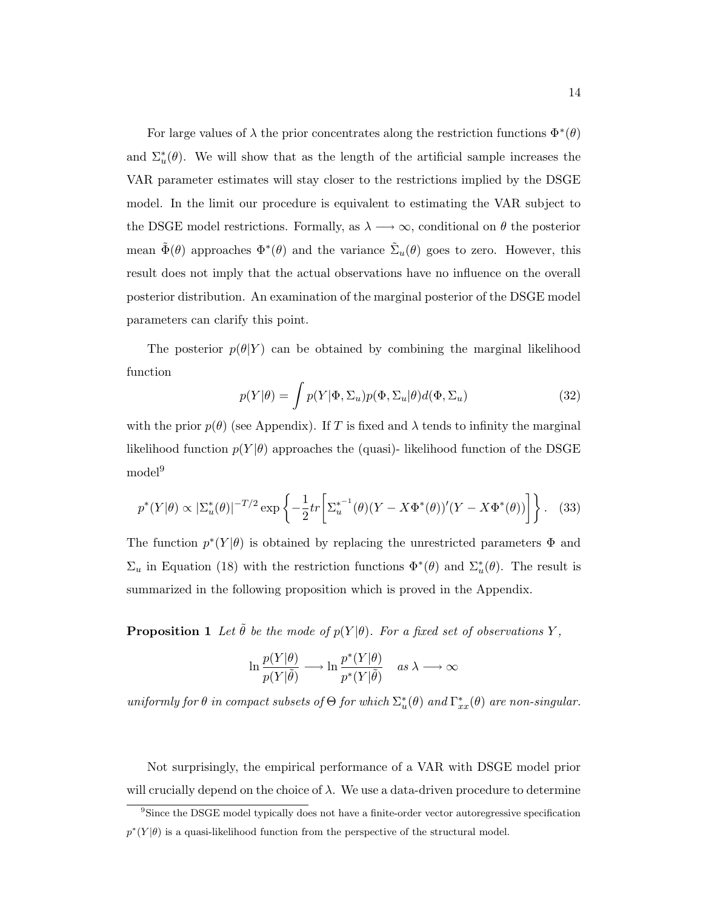For large values of $\lambda$ the prior concentrates along the restriction functions $\Phi^*(\theta)$ and $\Sigma_u^*(\theta)$. We will show that as the length of the artificial sample increases the VAR parameter estimates will stay closer to the restrictions implied by the DSGE model. In the limit our procedure is equivalent to estimating the VAR subject to the DSGE model restrictions. Formally, as $\lambda \longrightarrow \infty$, conditional on $\theta$ the posterior mean $\tilde{\Phi}(\theta)$ approaches $\Phi^*(\theta)$ and the variance $\tilde{\Sigma}_u(\theta)$ goes to zero. However, this result does not imply that the actual observations have no influence on the overall posterior distribution. An examination of the marginal posterior of the DSGE model parameters can clarify this point.

The posterior $p(\theta|Y)$ can be obtained by combining the marginal likelihood function

$$p(Y|\theta) = \int p(Y|\Phi, \Sigma_u) p(\Phi, \Sigma_u|\theta) d(\Phi, \Sigma_u) \tag{32}$$

with the prior $p(\theta)$ (see Appendix). If $T$ is fixed and $\lambda$ tends to infinity the marginal likelihood function $p(Y|\theta)$ approaches the (quasi)- likelihood function of the DSGE model[9]

$$p^*(Y|\theta) \propto |\Sigma_u^*(\theta)|^{-T/2} \exp\left\{ -\frac{1}{2} tr\left[ \Sigma_u^{*^{-1}}(\theta)(Y - X\Phi^*(\theta))'(Y - X\Phi^*(\theta)) \right] \right\}. \tag{33}$$

The function $p^*(Y|\theta)$ is obtained by replacing the unrestricted parameters $\Phi$ and $\Sigma_u$ in Equation (18) with the restriction functions $\Phi^*(\theta)$ and $\Sigma_u^*(\theta)$. The result is summarized in the following proposition which is proved in the Appendix.

**Proposition 1** *Let $\tilde{\theta}$ be the mode of $p(Y|\theta)$. For a fixed set of observations $Y$,*

$$\ln \frac{p(Y|\theta)}{p(Y|\tilde{\theta})} \longrightarrow \ln \frac{p^*(Y|\theta)}{p^*(Y|\tilde{\theta})} \quad \text{as } \lambda \longrightarrow \infty$$

*uniformly for $\theta$ in compact subsets of $\Theta$ for which $\Sigma_u^*(\theta)$ and $\Gamma_{xx}^*(\theta)$ are non-singular.*

Not surprisingly, the empirical performance of a VAR with DSGE model prior will crucially depend on the choice of $\lambda$. We use a data-driven procedure to determine

[9]Since the DSGE model typically does not have a finite-order vector autoregressive specification $p^*(Y|\theta)$ is a quasi-likelihood function from the perspective of the structural model.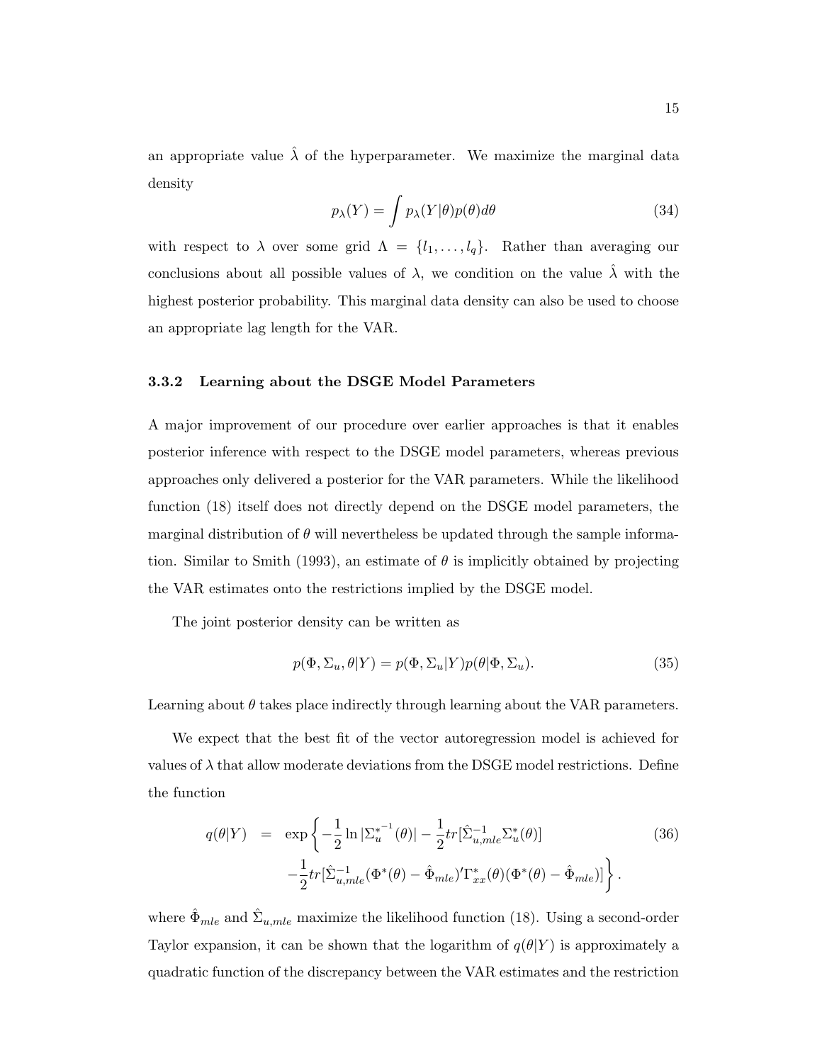an appropriate value $\hat{\lambda}$ of the hyperparameter. We maximize the marginal data density

$$p_\lambda(Y) = \int p_\lambda(Y|\theta)p(\theta)d\theta \tag{34}$$

with respect to $\lambda$ over some grid $\Lambda = \{l_1, \ldots, l_q\}$. Rather than averaging our conclusions about all possible values of $\lambda$, we condition on the value $\hat{\lambda}$ with the highest posterior probability. This marginal data density can also be used to choose an appropriate lag length for the VAR.

### 3.3.2 Learning about the DSGE Model Parameters

A major improvement of our procedure over earlier approaches is that it enables posterior inference with respect to the DSGE model parameters, whereas previous approaches only delivered a posterior for the VAR parameters. While the likelihood function (18) itself does not directly depend on the DSGE model parameters, the marginal distribution of $\theta$ will nevertheless be updated through the sample information. Similar to Smith (1993), an estimate of $\theta$ is implicitly obtained by projecting the VAR estimates onto the restrictions implied by the DSGE model.

The joint posterior density can be written as

$$p(\Phi, \Sigma_u, \theta|Y) = p(\Phi, \Sigma_u|Y)p(\theta|\Phi, \Sigma_u). \tag{35}$$

Learning about $\theta$ takes place indirectly through learning about the VAR parameters.

We expect that the best fit of the vector autoregression model is achieved for values of $\lambda$ that allow moderate deviations from the DSGE model restrictions. Define the function

$$\begin{aligned} q(\theta|Y) &= \exp\left\{ -\frac{1}{2}\ln|\Sigma_u^{*^{-1}}(\theta)| - \frac{1}{2}tr[\hat{\Sigma}_{u,mle}^{-1}\Sigma_u^*(\theta)] \right. \\ &\quad \left. -\frac{1}{2}tr[\hat{\Sigma}_{u,mle}^{-1}(\Phi^*(\theta) - \hat{\Phi}_{mle})'\Gamma_{xx}^*(\theta)(\Phi^*(\theta) - \hat{\Phi}_{mle})] \right\}. \end{aligned} \tag{36}$$

where $\hat{\Phi}_{mle}$ and $\hat{\Sigma}_{u,mle}$ maximize the likelihood function (18). Using a second-order Taylor expansion, it can be shown that the logarithm of $q(\theta|Y)$ is approximately a quadratic function of the discrepancy between the VAR estimates and the restriction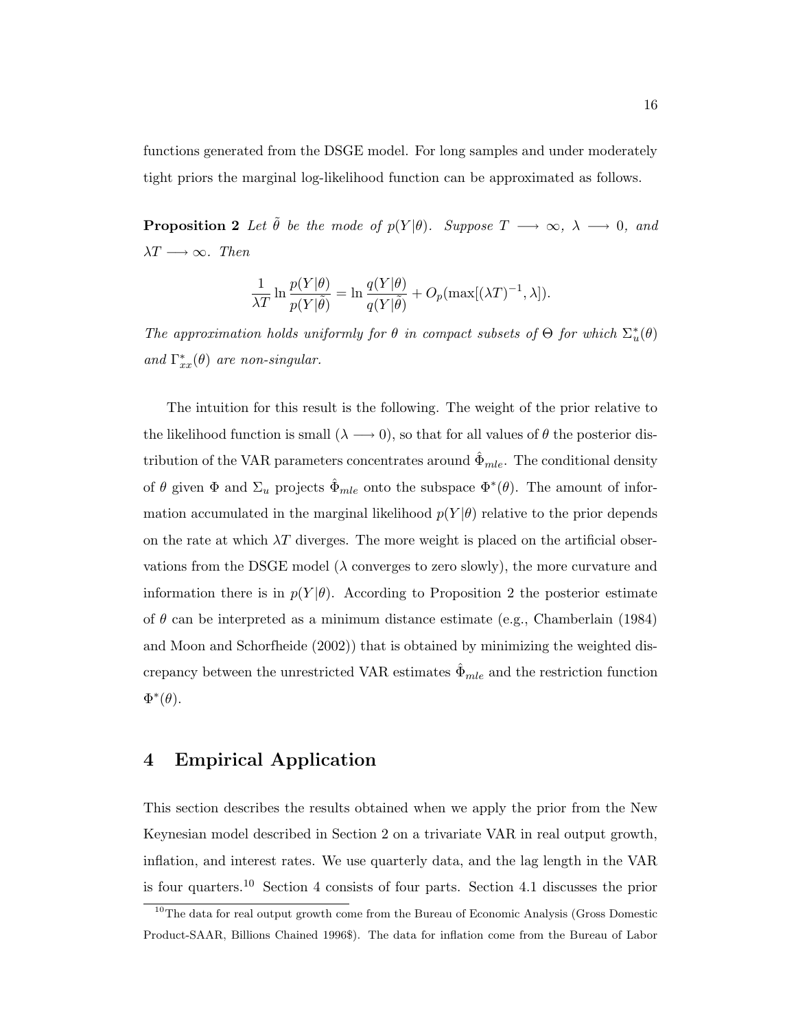functions generated from the DSGE model. For long samples and under moderately tight priors the marginal log-likelihood function can be approximated as follows.

**Proposition 2** *Let $\tilde{\theta}$ be the mode of $p(Y|\theta)$. Suppose $T \longrightarrow \infty$, $\lambda \longrightarrow 0$, and $\lambda T \longrightarrow \infty$. Then*

$$\frac{1}{\lambda T} \ln \frac{p(Y|\theta)}{p(Y|\tilde{\theta})} = \ln \frac{q(Y|\theta)}{q(Y|\tilde{\theta})} + O_p(\max[(\lambda T)^{-1}, \lambda]).$$

*The approximation holds uniformly for $\theta$ in compact subsets of $\Theta$ for which $\Sigma_u^*(\theta)$ and $\Gamma_{xx}^*(\theta)$ are non-singular.*

The intuition for this result is the following. The weight of the prior relative to the likelihood function is small ($\lambda \longrightarrow 0$), so that for all values of $\theta$ the posterior distribution of the VAR parameters concentrates around $\hat{\Phi}_{mle}$. The conditional density of $\theta$ given $\Phi$ and $\Sigma_u$ projects $\hat{\Phi}_{mle}$ onto the subspace $\Phi^*(\theta)$. The amount of information accumulated in the marginal likelihood $p(Y|\theta)$ relative to the prior depends on the rate at which $\lambda T$ diverges. The more weight is placed on the artificial observations from the DSGE model ($\lambda$ converges to zero slowly), the more curvature and information there is in $p(Y|\theta)$. According to Proposition 2 the posterior estimate of $\theta$ can be interpreted as a minimum distance estimate (e.g., Chamberlain (1984) and Moon and Schorfheide (2002)) that is obtained by minimizing the weighted discrepancy between the unrestricted VAR estimates $\hat{\Phi}_{mle}$ and the restriction function $\Phi^*(\theta)$.

## 4 Empirical Application

This section describes the results obtained when we apply the prior from the New Keynesian model described in Section 2 on a trivariate VAR in real output growth, inflation, and interest rates. We use quarterly data, and the lag length in the VAR is four quarters.[10] Section 4 consists of four parts. Section 4.1 discusses the prior

[10] The data for real output growth come from the Bureau of Economic Analysis (Gross Domestic Product-SAAR, Billions Chained 1996$). The data for inflation come from the Bureau of Labor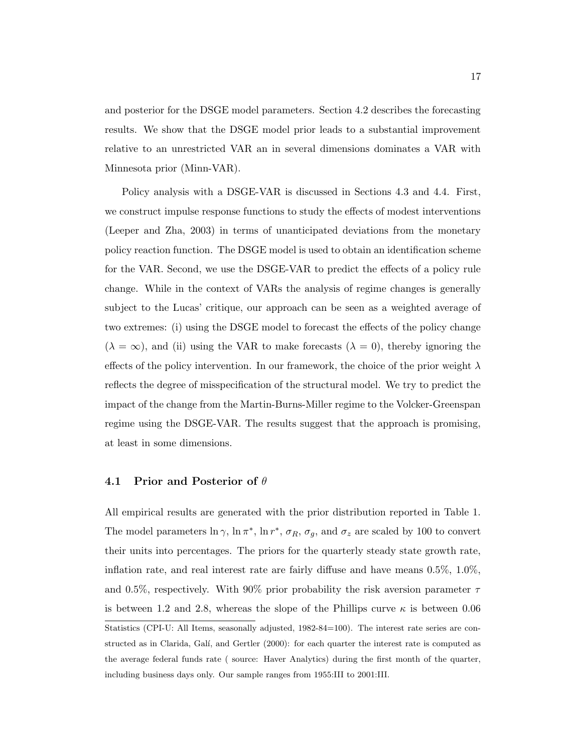and posterior for the DSGE model parameters. Section 4.2 describes the forecasting results. We show that the DSGE model prior leads to a substantial improvement relative to an unrestricted VAR an in several dimensions dominates a VAR with Minnesota prior (Minn-VAR).

Policy analysis with a DSGE-VAR is discussed in Sections 4.3 and 4.4. First, we construct impulse response functions to study the effects of modest interventions (Leeper and Zha, 2003) in terms of unanticipated deviations from the monetary policy reaction function. The DSGE model is used to obtain an identification scheme for the VAR. Second, we use the DSGE-VAR to predict the effects of a policy rule change. While in the context of VARs the analysis of regime changes is generally subject to the Lucas' critique, our approach can be seen as a weighted average of two extremes: (i) using the DSGE model to forecast the effects of the policy change ($\lambda = \infty$), and (ii) using the VAR to make forecasts ($\lambda = 0$), thereby ignoring the effects of the policy intervention. In our framework, the choice of the prior weight $\lambda$ reflects the degree of misspecification of the structural model. We try to predict the impact of the change from the Martin-Burns-Miller regime to the Volcker-Greenspan regime using the DSGE-VAR. The results suggest that the approach is promising, at least in some dimensions.

## 4.1 Prior and Posterior of $\theta$

All empirical results are generated with the prior distribution reported in Table 1. The model parameters $\ln \gamma$, $\ln \pi^*$, $\ln r^*$, $\sigma_R$, $\sigma_g$, and $\sigma_z$ are scaled by 100 to convert their units into percentages. The priors for the quarterly steady state growth rate, inflation rate, and real interest rate are fairly diffuse and have means 0.5%, 1.0%, and 0.5%, respectively. With 90% prior probability the risk aversion parameter $\tau$ is between 1.2 and 2.8, whereas the slope of the Phillips curve $\kappa$ is between 0.06

Statistics (CPI-U: All Items, seasonally adjusted, 1982-84=100). The interest rate series are constructed as in Clarida, Galí, and Gertler (2000): for each quarter the interest rate is computed as the average federal funds rate ( source: Haver Analytics) during the first month of the quarter, including business days only. Our sample ranges from 1955:III to 2001:III.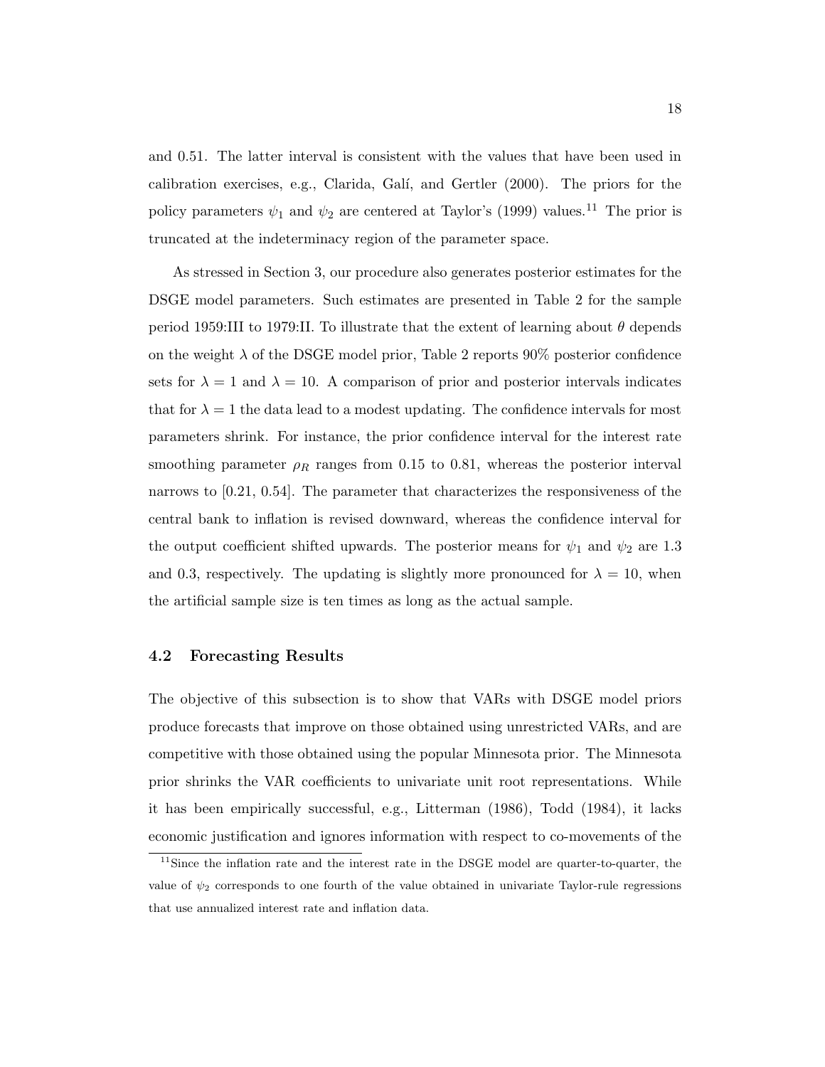and 0.51. The latter interval is consistent with the values that have been used in calibration exercises, e.g., Clarida, Galí, and Gertler (2000). The priors for the policy parameters $\psi_1$ and $\psi_2$ are centered at Taylor's (1999) values.[11] The prior is truncated at the indeterminacy region of the parameter space.

As stressed in Section 3, our procedure also generates posterior estimates for the DSGE model parameters. Such estimates are presented in Table 2 for the sample period 1959:III to 1979:II. To illustrate that the extent of learning about $\theta$ depends on the weight $\lambda$ of the DSGE model prior, Table 2 reports 90% posterior confidence sets for $\lambda = 1$ and $\lambda = 10$. A comparison of prior and posterior intervals indicates that for $\lambda = 1$ the data lead to a modest updating. The confidence intervals for most parameters shrink. For instance, the prior confidence interval for the interest rate smoothing parameter $\rho_R$ ranges from 0.15 to 0.81, whereas the posterior interval narrows to [0.21, 0.54]. The parameter that characterizes the responsiveness of the central bank to inflation is revised downward, whereas the confidence interval for the output coefficient shifted upwards. The posterior means for $\psi_1$ and $\psi_2$ are 1.3 and 0.3, respectively. The updating is slightly more pronounced for $\lambda = 10$, when the artificial sample size is ten times as long as the actual sample.

## 4.2 Forecasting Results

The objective of this subsection is to show that VARs with DSGE model priors produce forecasts that improve on those obtained using unrestricted VARs, and are competitive with those obtained using the popular Minnesota prior. The Minnesota prior shrinks the VAR coefficients to univariate unit root representations. While it has been empirically successful, e.g., Litterman (1986), Todd (1984), it lacks economic justification and ignores information with respect to co-movements of the

[11] Since the inflation rate and the interest rate in the DSGE model are quarter-to-quarter, the value of $\psi_2$ corresponds to one fourth of the value obtained in univariate Taylor-rule regressions that use annualized interest rate and inflation data.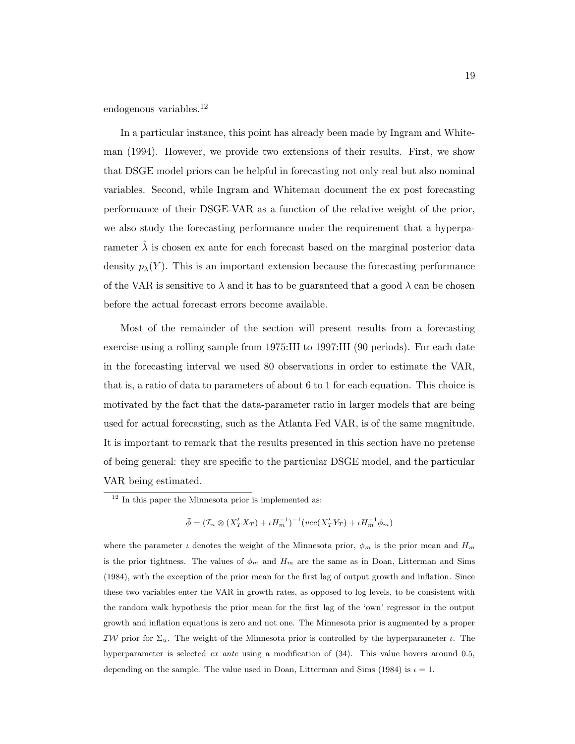endogenous variables.[12]

In a particular instance, this point has already been made by Ingram and Whiteman (1994). However, we provide two extensions of their results. First, we show that DSGE model priors can be helpful in forecasting not only real but also nominal variables. Second, while Ingram and Whiteman document the ex post forecasting performance of their DSGE-VAR as a function of the relative weight of the prior, we also study the forecasting performance under the requirement that a hyperparameter $\hat{\lambda}$ is chosen ex ante for each forecast based on the marginal posterior data density $p_\lambda(Y)$. This is an important extension because the forecasting performance of the VAR is sensitive to $\lambda$ and it has to be guaranteed that a good $\lambda$ can be chosen before the actual forecast errors become available.

Most of the remainder of the section will present results from a forecasting exercise using a rolling sample from 1975:III to 1997:III (90 periods). For each date in the forecasting interval we used 80 observations in order to estimate the VAR, that is, a ratio of data to parameters of about 6 to 1 for each equation. This choice is motivated by the fact that the data-parameter ratio in larger models that are being used for actual forecasting, such as the Atlanta Fed VAR, is of the same magnitude. It is important to remark that the results presented in this section have no pretense of being general: they are specific to the particular DSGE model, and the particular VAR being estimated.

---

[12] In this paper the Minnesota prior is implemented as:

$$\bar{\phi} = (\mathcal{I}_n \otimes (X_T' X_T) + \iota H_m^{-1})^{-1}(vec(X_T' Y_T) + \iota H_m^{-1} \phi_m)$$

where the parameter $\iota$ denotes the weight of the Minnesota prior, $\phi_m$ is the prior mean and $H_m$ is the prior tightness. The values of $\phi_m$ and $H_m$ are the same as in Doan, Litterman and Sims (1984), with the exception of the prior mean for the first lag of output growth and inflation. Since these two variables enter the VAR in growth rates, as opposed to log levels, to be consistent with the random walk hypothesis the prior mean for the first lag of the 'own' regressor in the output growth and inflation equations is zero and not one. The Minnesota prior is augmented by a proper $\mathcal{IW}$ prior for $\Sigma_u$. The weight of the Minnesota prior is controlled by the hyperparameter $\iota$. The hyperparameter is selected *ex ante* using a modification of (34). This value hovers around 0.5, depending on the sample. The value used in Doan, Litterman and Sims (1984) is $\iota = 1$.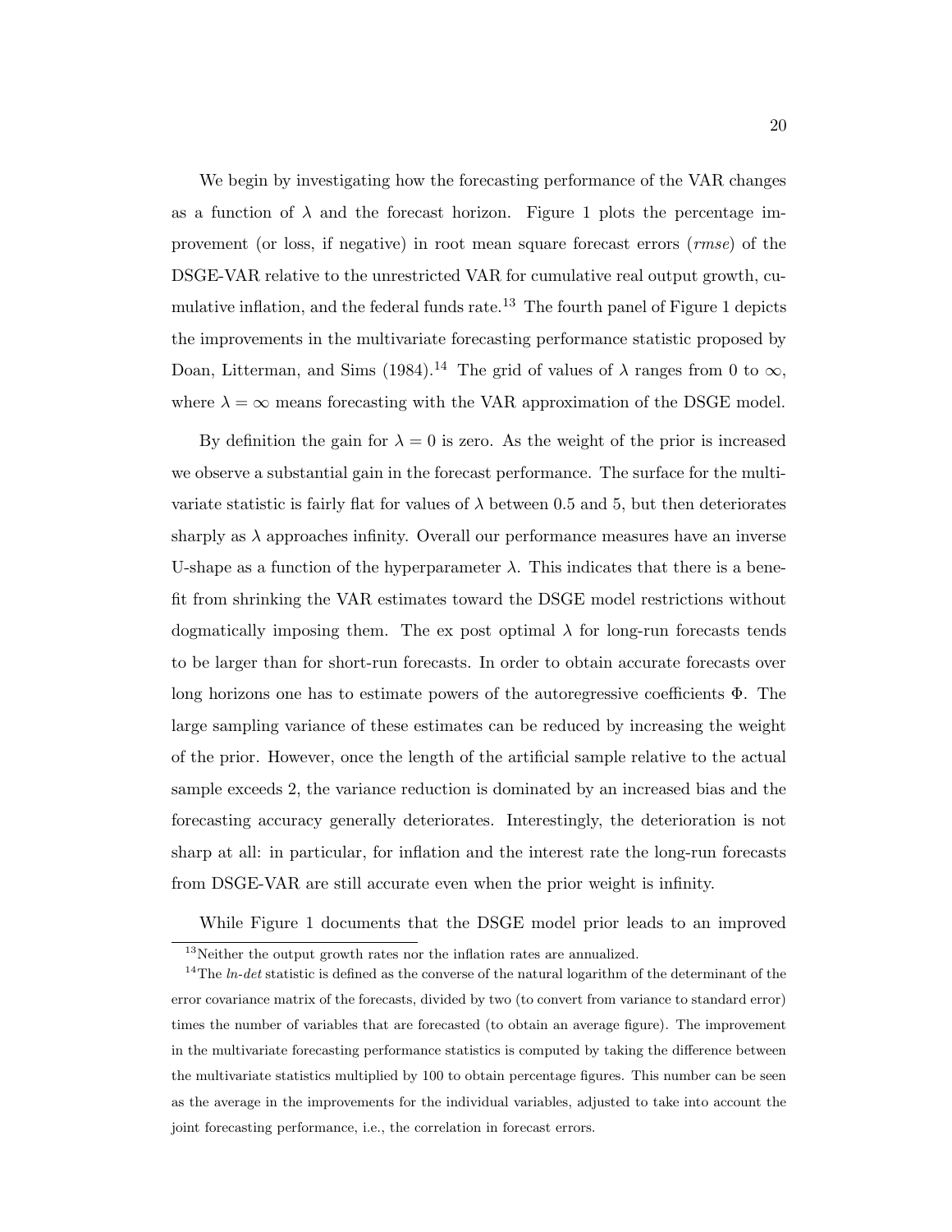We begin by investigating how the forecasting performance of the VAR changes as a function of $\lambda$ and the forecast horizon. Figure 1 plots the percentage improvement (or loss, if negative) in root mean square forecast errors (*rmse*) of the DSGE-VAR relative to the unrestricted VAR for cumulative real output growth, cumulative inflation, and the federal funds rate.[13] The fourth panel of Figure 1 depicts the improvements in the multivariate forecasting performance statistic proposed by Doan, Litterman, and Sims (1984).[14] The grid of values of $\lambda$ ranges from 0 to $\infty$, where $\lambda = \infty$ means forecasting with the VAR approximation of the DSGE model.

By definition the gain for $\lambda = 0$ is zero. As the weight of the prior is increased we observe a substantial gain in the forecast performance. The surface for the multivariate statistic is fairly flat for values of $\lambda$ between 0.5 and 5, but then deteriorates sharply as $\lambda$ approaches infinity. Overall our performance measures have an inverse U-shape as a function of the hyperparameter $\lambda$. This indicates that there is a benefit from shrinking the VAR estimates toward the DSGE model restrictions without dogmatically imposing them. The ex post optimal $\lambda$ for long-run forecasts tends to be larger than for short-run forecasts. In order to obtain accurate forecasts over long horizons one has to estimate powers of the autoregressive coefficients $\Phi$. The large sampling variance of these estimates can be reduced by increasing the weight of the prior. However, once the length of the artificial sample relative to the actual sample exceeds 2, the variance reduction is dominated by an increased bias and the forecasting accuracy generally deteriorates. Interestingly, the deterioration is not sharp at all: in particular, for inflation and the interest rate the long-run forecasts from DSGE-VAR are still accurate even when the prior weight is infinity.

While Figure 1 documents that the DSGE model prior leads to an improved

[13] Neither the output growth rates nor the inflation rates are annualized.

[14] The *ln-det* statistic is defined as the converse of the natural logarithm of the determinant of the error covariance matrix of the forecasts, divided by two (to convert from variance to standard error) times the number of variables that are forecasted (to obtain an average figure). The improvement in the multivariate forecasting performance statistics is computed by taking the difference between the multivariate statistics multiplied by 100 to obtain percentage figures. This number can be seen as the average in the improvements for the individual variables, adjusted to take into account the joint forecasting performance, i.e., the correlation in forecast errors.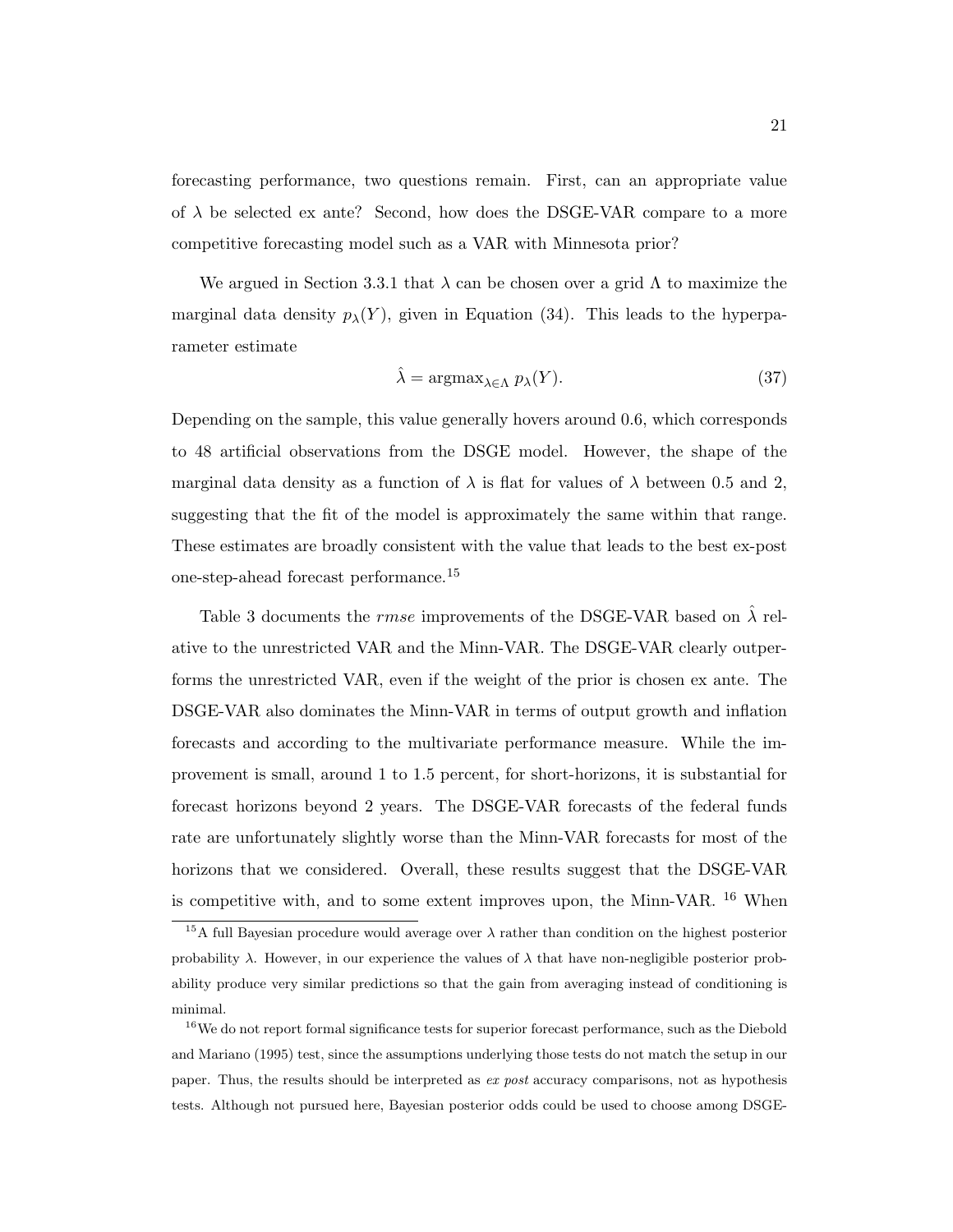forecasting performance, two questions remain. First, can an appropriate value of $\lambda$ be selected ex ante? Second, how does the DSGE-VAR compare to a more competitive forecasting model such as a VAR with Minnesota prior?

We argued in Section 3.3.1 that $\lambda$ can be chosen over a grid $\Lambda$ to maximize the marginal data density $p_\lambda(Y)$, given in Equation (34). This leads to the hyperparameter estimate

$$\hat{\lambda} = \text{argmax}_{\lambda \in \Lambda} \; p_\lambda(Y). \tag{37}$$

Depending on the sample, this value generally hovers around 0.6, which corresponds to 48 artificial observations from the DSGE model. However, the shape of the marginal data density as a function of $\lambda$ is flat for values of $\lambda$ between 0.5 and 2, suggesting that the fit of the model is approximately the same within that range. These estimates are broadly consistent with the value that leads to the best ex-post one-step-ahead forecast performance.[15]

Table 3 documents the *rmse* improvements of the DSGE-VAR based on $\hat{\lambda}$ relative to the unrestricted VAR and the Minn-VAR. The DSGE-VAR clearly outperforms the unrestricted VAR, even if the weight of the prior is chosen ex ante. The DSGE-VAR also dominates the Minn-VAR in terms of output growth and inflation forecasts and according to the multivariate performance measure. While the improvement is small, around 1 to 1.5 percent, for short-horizons, it is substantial for forecast horizons beyond 2 years. The DSGE-VAR forecasts of the federal funds rate are unfortunately slightly worse than the Minn-VAR forecasts for most of the horizons that we considered. Overall, these results suggest that the DSGE-VAR is competitive with, and to some extent improves upon, the Minn-VAR. [16] When

[15] A full Bayesian procedure would average over $\lambda$ rather than condition on the highest posterior probability $\lambda$. However, in our experience the values of $\lambda$ that have non-negligible posterior probability produce very similar predictions so that the gain from averaging instead of conditioning is minimal.

[16] We do not report formal significance tests for superior forecast performance, such as the Diebold and Mariano (1995) test, since the assumptions underlying those tests do not match the setup in our paper. Thus, the results should be interpreted as *ex post* accuracy comparisons, not as hypothesis tests. Although not pursued here, Bayesian posterior odds could be used to choose among DSGE-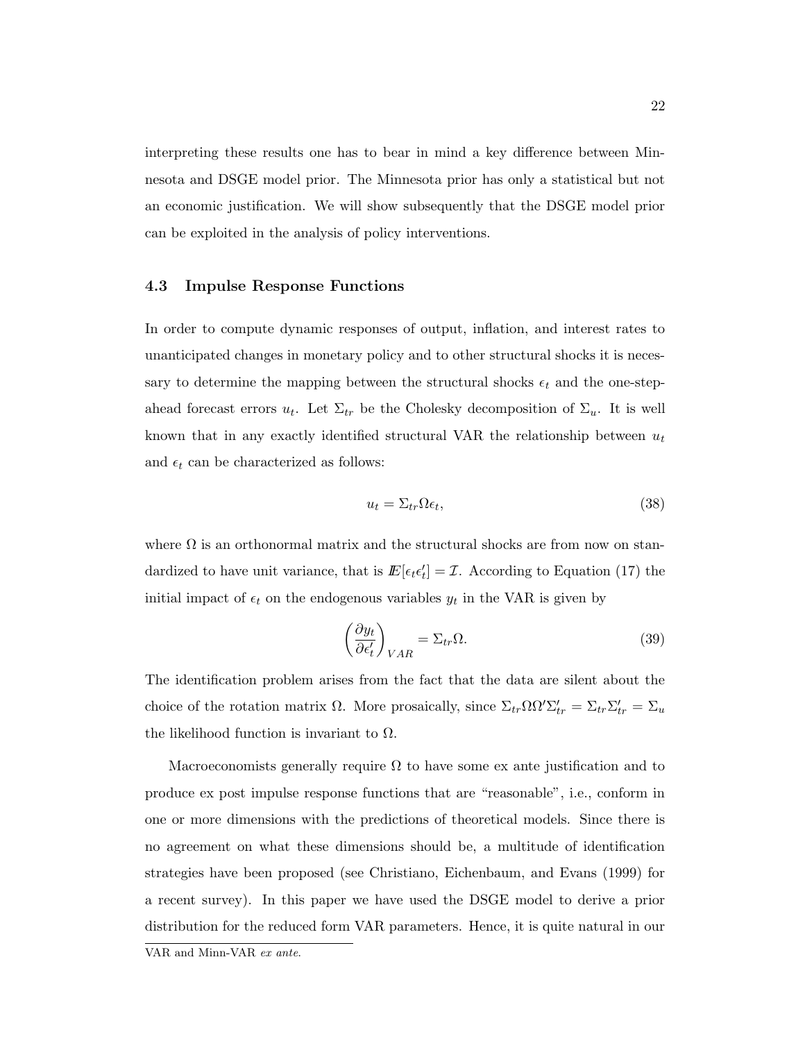interpreting these results one has to bear in mind a key difference between Minnesota and DSGE model prior. The Minnesota prior has only a statistical but not an economic justification. We will show subsequently that the DSGE model prior can be exploited in the analysis of policy interventions.

### 4.3 Impulse Response Functions

In order to compute dynamic responses of output, inflation, and interest rates to unanticipated changes in monetary policy and to other structural shocks it is necessary to determine the mapping between the structural shocks $\epsilon_t$ and the one-step-ahead forecast errors $u_t$. Let $\Sigma_{tr}$ be the Cholesky decomposition of $\Sigma_u$. It is well known that in any exactly identified structural VAR the relationship between $u_t$ and $\epsilon_t$ can be characterized as follows:

$$u_t = \Sigma_{tr} \Omega \epsilon_t, \tag{38}$$

where $\Omega$ is an orthonormal matrix and the structural shocks are from now on standardized to have unit variance, that is $I\!E[\epsilon_t \epsilon_t'] = \mathcal{I}$. According to Equation (17) the initial impact of $\epsilon_t$ on the endogenous variables $y_t$ in the VAR is given by

$$\left( \frac{\partial y_t}{\partial \epsilon_t'} \right)_{VAR} = \Sigma_{tr} \Omega. \tag{39}$$

The identification problem arises from the fact that the data are silent about the choice of the rotation matrix $\Omega$. More prosaically, since $\Sigma_{tr} \Omega \Omega' \Sigma_{tr}' = \Sigma_{tr} \Sigma_{tr}' = \Sigma_u$ the likelihood function is invariant to $\Omega$.

Macroeconomists generally require $\Omega$ to have some ex ante justification and to produce ex post impulse response functions that are "reasonable", i.e., conform in one or more dimensions with the predictions of theoretical models. Since there is no agreement on what these dimensions should be, a multitude of identification strategies have been proposed (see Christiano, Eichenbaum, and Evans (1999) for a recent survey). In this paper we have used the DSGE model to derive a prior distribution for the reduced form VAR parameters. Hence, it is quite natural in our

VAR and Minn-VAR *ex ante*.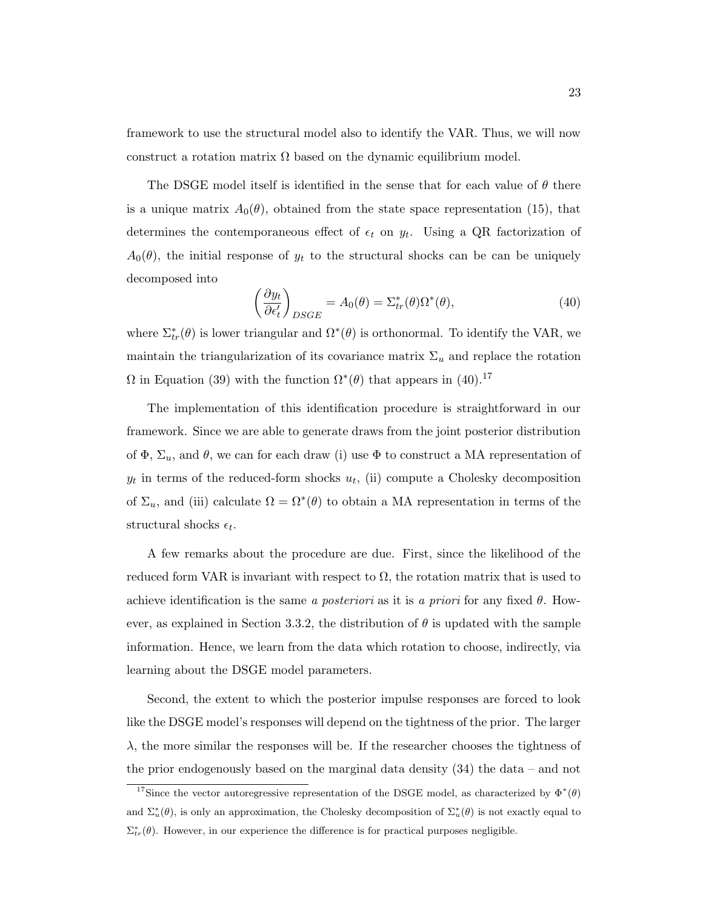framework to use the structural model also to identify the VAR. Thus, we will now construct a rotation matrix $\Omega$ based on the dynamic equilibrium model.

The DSGE model itself is identified in the sense that for each value of $\theta$ there is a unique matrix $A_0(\theta)$, obtained from the state space representation (15), that determines the contemporaneous effect of $\epsilon_t$ on $y_t$. Using a QR factorization of $A_0(\theta)$, the initial response of $y_t$ to the structural shocks can be can be uniquely decomposed into

$$\left(\frac{\partial y_t}{\partial \epsilon_t'}\right)_{DSGE} = A_0(\theta) = \Sigma_{tr}^*(\theta)\Omega^*(\theta), \tag{40}$$

where $\Sigma_{tr}^*(\theta)$ is lower triangular and $\Omega^*(\theta)$ is orthonormal. To identify the VAR, we maintain the triangularization of its covariance matrix $\Sigma_u$ and replace the rotation $\Omega$ in Equation (39) with the function $\Omega^*(\theta)$ that appears in (40).[17]

The implementation of this identification procedure is straightforward in our framework. Since we are able to generate draws from the joint posterior distribution of $\Phi$, $\Sigma_u$, and $\theta$, we can for each draw (i) use $\Phi$ to construct a MA representation of $y_t$ in terms of the reduced-form shocks $u_t$, (ii) compute a Cholesky decomposition of $\Sigma_u$, and (iii) calculate $\Omega = \Omega^*(\theta)$ to obtain a MA representation in terms of the structural shocks $\epsilon_t$.

A few remarks about the procedure are due. First, since the likelihood of the reduced form VAR is invariant with respect to $\Omega$, the rotation matrix that is used to achieve identification is the same *a posteriori* as it is *a priori* for any fixed $\theta$. However, as explained in Section 3.3.2, the distribution of $\theta$ is updated with the sample information. Hence, we learn from the data which rotation to choose, indirectly, via learning about the DSGE model parameters.

Second, the extent to which the posterior impulse responses are forced to look like the DSGE model's responses will depend on the tightness of the prior. The larger $\lambda$, the more similar the responses will be. If the researcher chooses the tightness of the prior endogenously based on the marginal data density (34) the data – and not

[17] Since the vector autoregressive representation of the DSGE model, as characterized by $\Phi^*(\theta)$ and $\Sigma_u^*(\theta)$, is only an approximation, the Cholesky decomposition of $\Sigma_u^*(\theta)$ is not exactly equal to $\Sigma_{tr}^*(\theta)$. However, in our experience the difference is for practical purposes negligible.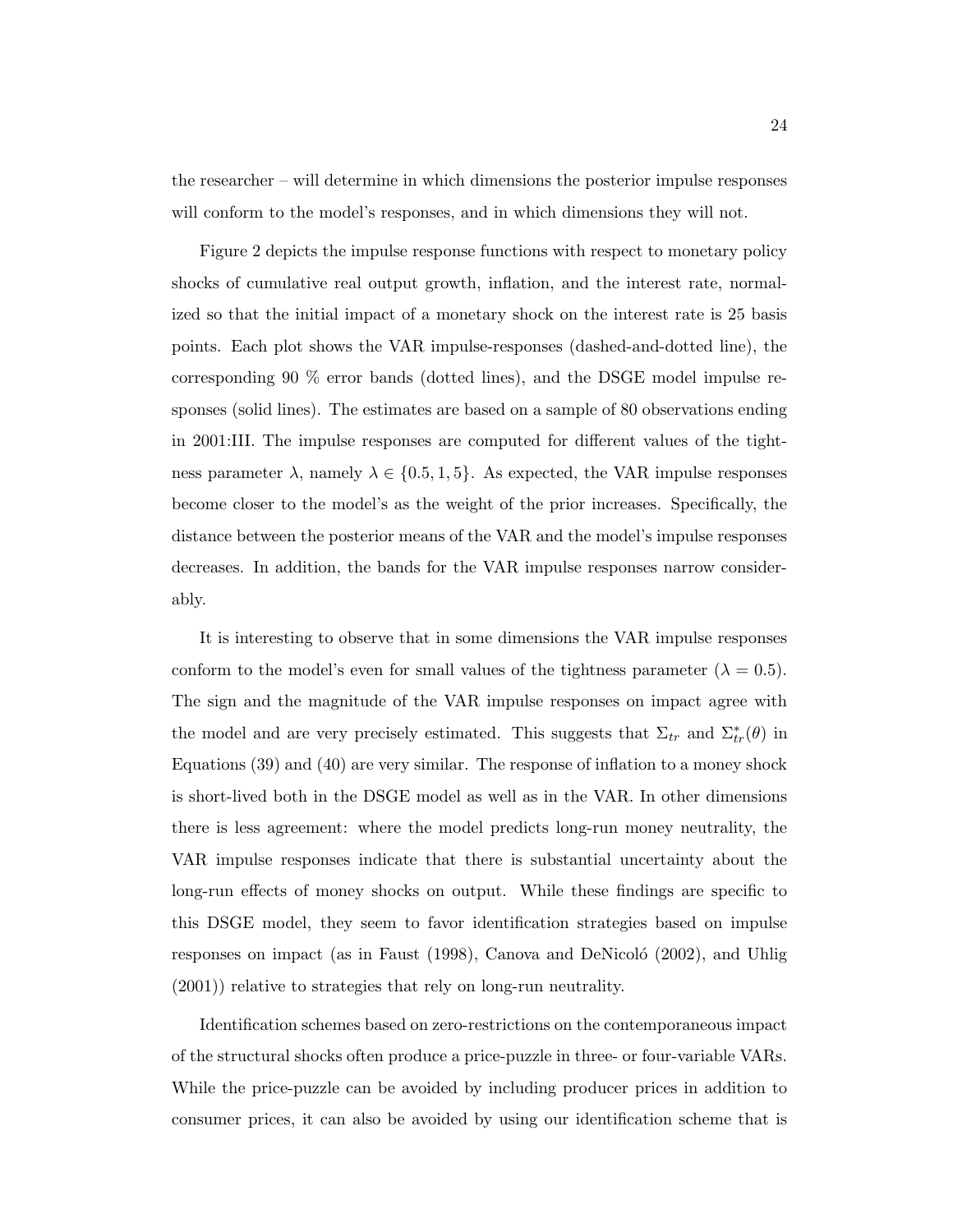the researcher – will determine in which dimensions the posterior impulse responses will conform to the model's responses, and in which dimensions they will not.

Figure 2 depicts the impulse response functions with respect to monetary policy shocks of cumulative real output growth, inflation, and the interest rate, normalized so that the initial impact of a monetary shock on the interest rate is 25 basis points. Each plot shows the VAR impulse-responses (dashed-and-dotted line), the corresponding 90 % error bands (dotted lines), and the DSGE model impulse responses (solid lines). The estimates are based on a sample of 80 observations ending in 2001:III. The impulse responses are computed for different values of the tightness parameter $\lambda$, namely $\lambda \in \{0.5, 1, 5\}$. As expected, the VAR impulse responses become closer to the model's as the weight of the prior increases. Specifically, the distance between the posterior means of the VAR and the model's impulse responses decreases. In addition, the bands for the VAR impulse responses narrow considerably.

It is interesting to observe that in some dimensions the VAR impulse responses conform to the model's even for small values of the tightness parameter ($\lambda = 0.5$). The sign and the magnitude of the VAR impulse responses on impact agree with the model and are very precisely estimated. This suggests that $\Sigma_{tr}$ and $\Sigma^*_{tr}(\theta)$ in Equations (39) and (40) are very similar. The response of inflation to a money shock is short-lived both in the DSGE model as well as in the VAR. In other dimensions there is less agreement: where the model predicts long-run money neutrality, the VAR impulse responses indicate that there is substantial uncertainty about the long-run effects of money shocks on output. While these findings are specific to this DSGE model, they seem to favor identification strategies based on impulse responses on impact (as in Faust (1998), Canova and DeNicoló (2002), and Uhlig (2001)) relative to strategies that rely on long-run neutrality.

Identification schemes based on zero-restrictions on the contemporaneous impact of the structural shocks often produce a price-puzzle in three- or four-variable VARs. While the price-puzzle can be avoided by including producer prices in addition to consumer prices, it can also be avoided by using our identification scheme that is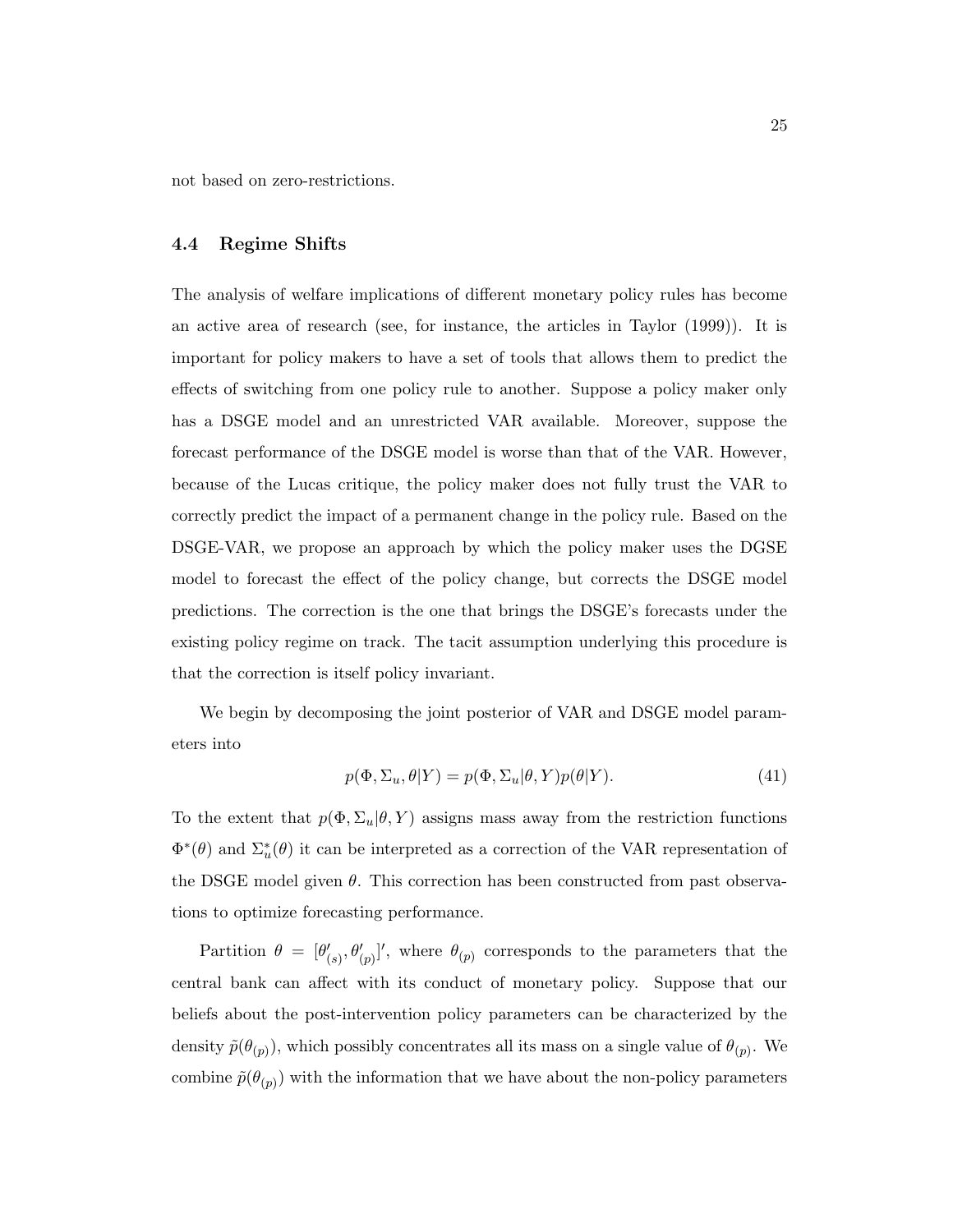not based on zero-restrictions.

### 4.4 Regime Shifts

The analysis of welfare implications of different monetary policy rules has become an active area of research (see, for instance, the articles in Taylor (1999)). It is important for policy makers to have a set of tools that allows them to predict the effects of switching from one policy rule to another. Suppose a policy maker only has a DSGE model and an unrestricted VAR available. Moreover, suppose the forecast performance of the DSGE model is worse than that of the VAR. However, because of the Lucas critique, the policy maker does not fully trust the VAR to correctly predict the impact of a permanent change in the policy rule. Based on the DSGE-VAR, we propose an approach by which the policy maker uses the DGSE model to forecast the effect of the policy change, but corrects the DSGE model predictions. The correction is the one that brings the DSGE's forecasts under the existing policy regime on track. The tacit assumption underlying this procedure is that the correction is itself policy invariant.

We begin by decomposing the joint posterior of VAR and DSGE model parameters into

$$p(\Phi, \Sigma_u, \theta|Y) = p(\Phi, \Sigma_u|\theta, Y)p(\theta|Y). \tag{41}$$

To the extent that $p(\Phi, \Sigma_u|\theta, Y)$ assigns mass away from the restriction functions $\Phi^*(\theta)$ and $\Sigma_u^*(\theta)$ it can be interpreted as a correction of the VAR representation of the DSGE model given $\theta$. This correction has been constructed from past observations to optimize forecasting performance.

Partition $\theta = [\theta_{(s)}', \theta_{(p)}']'$, where $\theta_{(p)}$ corresponds to the parameters that the central bank can affect with its conduct of monetary policy. Suppose that our beliefs about the post-intervention policy parameters can be characterized by the density $\tilde{p}(\theta_{(p)})$, which possibly concentrates all its mass on a single value of $\theta_{(p)}$. We combine $\tilde{p}(\theta_{(p)})$ with the information that we have about the non-policy parameters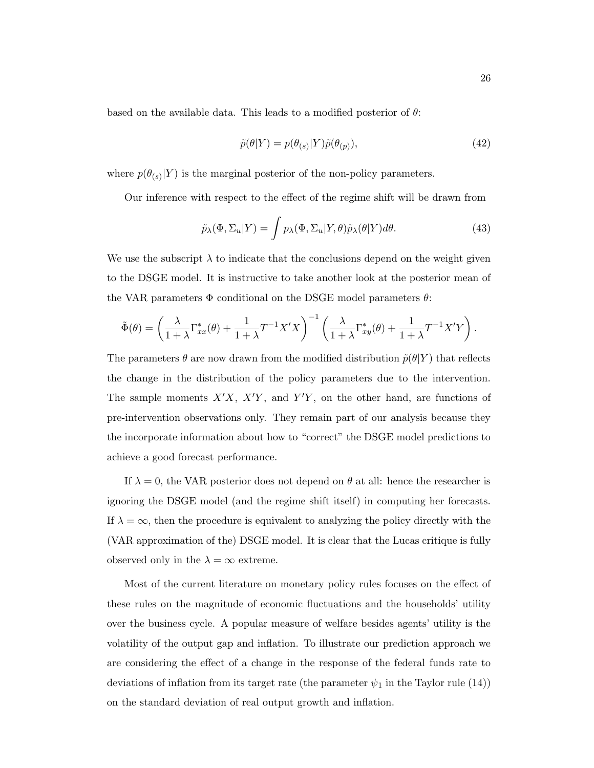based on the available data. This leads to a modified posterior of $\theta$:

$$\tilde{p}(\theta|Y) = p(\theta_{(s)}|Y)\tilde{p}(\theta_{(p)}), \tag{42}$$

where $p(\theta_{(s)}|Y)$ is the marginal posterior of the non-policy parameters.

Our inference with respect to the effect of the regime shift will be drawn from

$$\tilde{p}_\lambda(\Phi, \Sigma_u|Y) = \int p_\lambda(\Phi, \Sigma_u|Y, \theta)\tilde{p}_\lambda(\theta|Y)d\theta. \tag{43}$$

We use the subscript $\lambda$ to indicate that the conclusions depend on the weight given to the DSGE model. It is instructive to take another look at the posterior mean of the VAR parameters $\Phi$ conditional on the DSGE model parameters $\theta$:

$$\tilde{\Phi}(\theta) = \left(\frac{\lambda}{1+\lambda}\Gamma^*_{xx}(\theta) + \frac{1}{1+\lambda}T^{-1}X'X\right)^{-1}\left(\frac{\lambda}{1+\lambda}\Gamma^*_{xy}(\theta) + \frac{1}{1+\lambda}T^{-1}X'Y\right).$$

The parameters $\theta$ are now drawn from the modified distribution $\tilde{p}(\theta|Y)$ that reflects the change in the distribution of the policy parameters due to the intervention. The sample moments $X'X$, $X'Y$, and $Y'Y$, on the other hand, are functions of pre-intervention observations only. They remain part of our analysis because they the incorporate information about how to "correct" the DSGE model predictions to achieve a good forecast performance.

If $\lambda = 0$, the VAR posterior does not depend on $\theta$ at all: hence the researcher is ignoring the DSGE model (and the regime shift itself) in computing her forecasts. If $\lambda = \infty$, then the procedure is equivalent to analyzing the policy directly with the (VAR approximation of the) DSGE model. It is clear that the Lucas critique is fully observed only in the $\lambda = \infty$ extreme.

Most of the current literature on monetary policy rules focuses on the effect of these rules on the magnitude of economic fluctuations and the households' utility over the business cycle. A popular measure of welfare besides agents' utility is the volatility of the output gap and inflation. To illustrate our prediction approach we are considering the effect of a change in the response of the federal funds rate to deviations of inflation from its target rate (the parameter $\psi_1$ in the Taylor rule (14)) on the standard deviation of real output growth and inflation.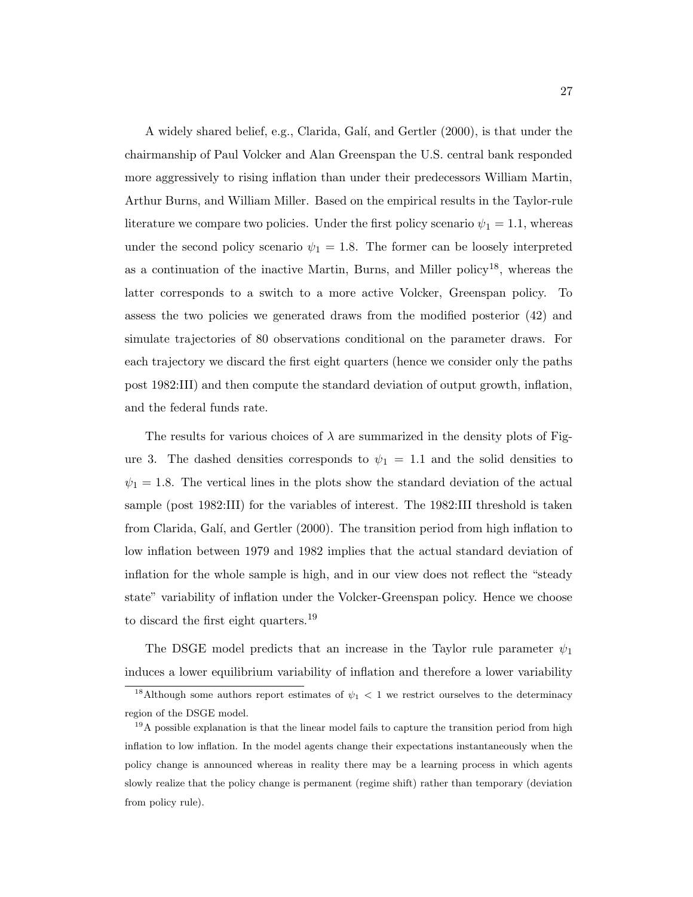A widely shared belief, e.g., Clarida, Galí, and Gertler (2000), is that under the chairmanship of Paul Volcker and Alan Greenspan the U.S. central bank responded more aggressively to rising inflation than under their predecessors William Martin, Arthur Burns, and William Miller. Based on the empirical results in the Taylor-rule literature we compare two policies. Under the first policy scenario $\psi_1 = 1.1$, whereas under the second policy scenario $\psi_1 = 1.8$. The former can be loosely interpreted as a continuation of the inactive Martin, Burns, and Miller policy[18], whereas the latter corresponds to a switch to a more active Volcker, Greenspan policy. To assess the two policies we generated draws from the modified posterior (42) and simulate trajectories of 80 observations conditional on the parameter draws. For each trajectory we discard the first eight quarters (hence we consider only the paths post 1982:III) and then compute the standard deviation of output growth, inflation, and the federal funds rate.

The results for various choices of $\lambda$ are summarized in the density plots of Figure 3. The dashed densities corresponds to $\psi_1 = 1.1$ and the solid densities to $\psi_1 = 1.8$. The vertical lines in the plots show the standard deviation of the actual sample (post 1982:III) for the variables of interest. The 1982:III threshold is taken from Clarida, Galí, and Gertler (2000). The transition period from high inflation to low inflation between 1979 and 1982 implies that the actual standard deviation of inflation for the whole sample is high, and in our view does not reflect the "steady state" variability of inflation under the Volcker-Greenspan policy. Hence we choose to discard the first eight quarters.[19]

The DSGE model predicts that an increase in the Taylor rule parameter $\psi_1$ induces a lower equilibrium variability of inflation and therefore a lower variability

[18] Although some authors report estimates of $\psi_1 < 1$ we restrict ourselves to the determinacy region of the DSGE model.

[19] A possible explanation is that the linear model fails to capture the transition period from high inflation to low inflation. In the model agents change their expectations instantaneously when the policy change is announced whereas in reality there may be a learning process in which agents slowly realize that the policy change is permanent (regime shift) rather than temporary (deviation from policy rule).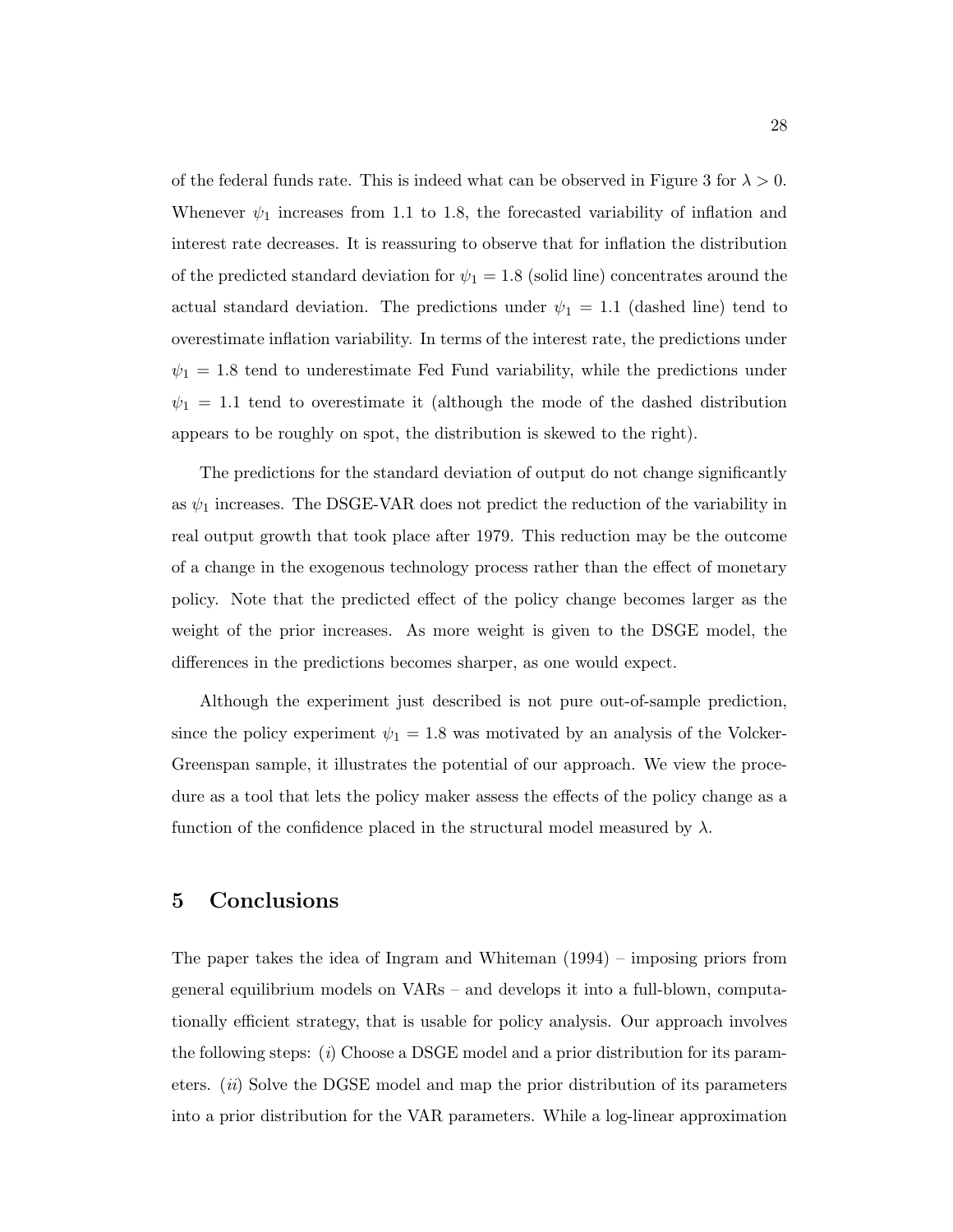of the federal funds rate. This is indeed what can be observed in Figure 3 for $\lambda > 0$. Whenever $\psi_1$ increases from 1.1 to 1.8, the forecasted variability of inflation and interest rate decreases. It is reassuring to observe that for inflation the distribution of the predicted standard deviation for $\psi_1 = 1.8$ (solid line) concentrates around the actual standard deviation. The predictions under $\psi_1 = 1.1$ (dashed line) tend to overestimate inflation variability. In terms of the interest rate, the predictions under $\psi_1 = 1.8$ tend to underestimate Fed Fund variability, while the predictions under $\psi_1 = 1.1$ tend to overestimate it (although the mode of the dashed distribution appears to be roughly on spot, the distribution is skewed to the right).

The predictions for the standard deviation of output do not change significantly as $\psi_1$ increases. The DSGE-VAR does not predict the reduction of the variability in real output growth that took place after 1979. This reduction may be the outcome of a change in the exogenous technology process rather than the effect of monetary policy. Note that the predicted effect of the policy change becomes larger as the weight of the prior increases. As more weight is given to the DSGE model, the differences in the predictions becomes sharper, as one would expect.

Although the experiment just described is not pure out-of-sample prediction, since the policy experiment $\psi_1 = 1.8$ was motivated by an analysis of the Volcker-Greenspan sample, it illustrates the potential of our approach. We view the procedure as a tool that lets the policy maker assess the effects of the policy change as a function of the confidence placed in the structural model measured by $\lambda$.

## 5 Conclusions

The paper takes the idea of Ingram and Whiteman (1994) – imposing priors from general equilibrium models on VARs – and develops it into a full-blown, computationally efficient strategy, that is usable for policy analysis. Our approach involves the following steps: (*i*) Choose a DSGE model and a prior distribution for its parameters. (*ii*) Solve the DGSE model and map the prior distribution of its parameters into a prior distribution for the VAR parameters. While a log-linear approximation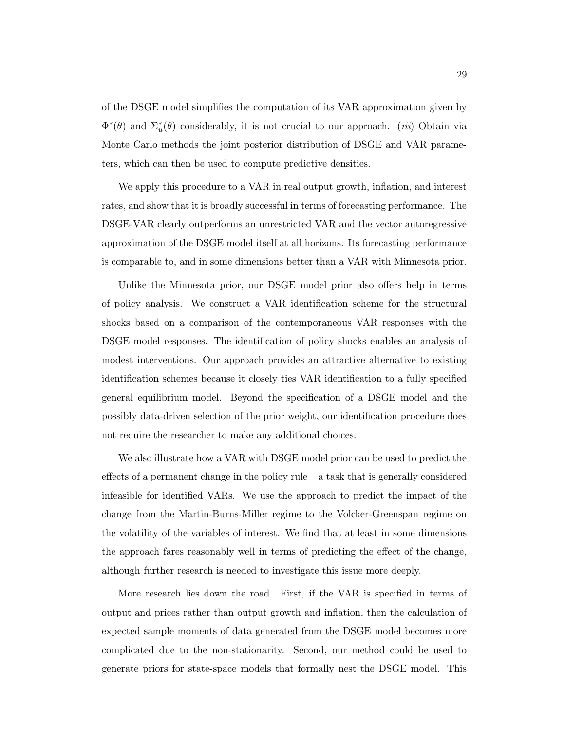of the DSGE model simplifies the computation of its VAR approximation given by $\Phi^*(\theta)$ and $\Sigma_u^*(\theta)$ considerably, it is not crucial to our approach. (*iii*) Obtain via Monte Carlo methods the joint posterior distribution of DSGE and VAR parameters, which can then be used to compute predictive densities.

We apply this procedure to a VAR in real output growth, inflation, and interest rates, and show that it is broadly successful in terms of forecasting performance. The DSGE-VAR clearly outperforms an unrestricted VAR and the vector autoregressive approximation of the DSGE model itself at all horizons. Its forecasting performance is comparable to, and in some dimensions better than a VAR with Minnesota prior.

Unlike the Minnesota prior, our DSGE model prior also offers help in terms of policy analysis. We construct a VAR identification scheme for the structural shocks based on a comparison of the contemporaneous VAR responses with the DSGE model responses. The identification of policy shocks enables an analysis of modest interventions. Our approach provides an attractive alternative to existing identification schemes because it closely ties VAR identification to a fully specified general equilibrium model. Beyond the specification of a DSGE model and the possibly data-driven selection of the prior weight, our identification procedure does not require the researcher to make any additional choices.

We also illustrate how a VAR with DSGE model prior can be used to predict the effects of a permanent change in the policy rule – a task that is generally considered infeasible for identified VARs. We use the approach to predict the impact of the change from the Martin-Burns-Miller regime to the Volcker-Greenspan regime on the volatility of the variables of interest. We find that at least in some dimensions the approach fares reasonably well in terms of predicting the effect of the change, although further research is needed to investigate this issue more deeply.

More research lies down the road. First, if the VAR is specified in terms of output and prices rather than output growth and inflation, then the calculation of expected sample moments of data generated from the DSGE model becomes more complicated due to the non-stationarity. Second, our method could be used to generate priors for state-space models that formally nest the DSGE model. This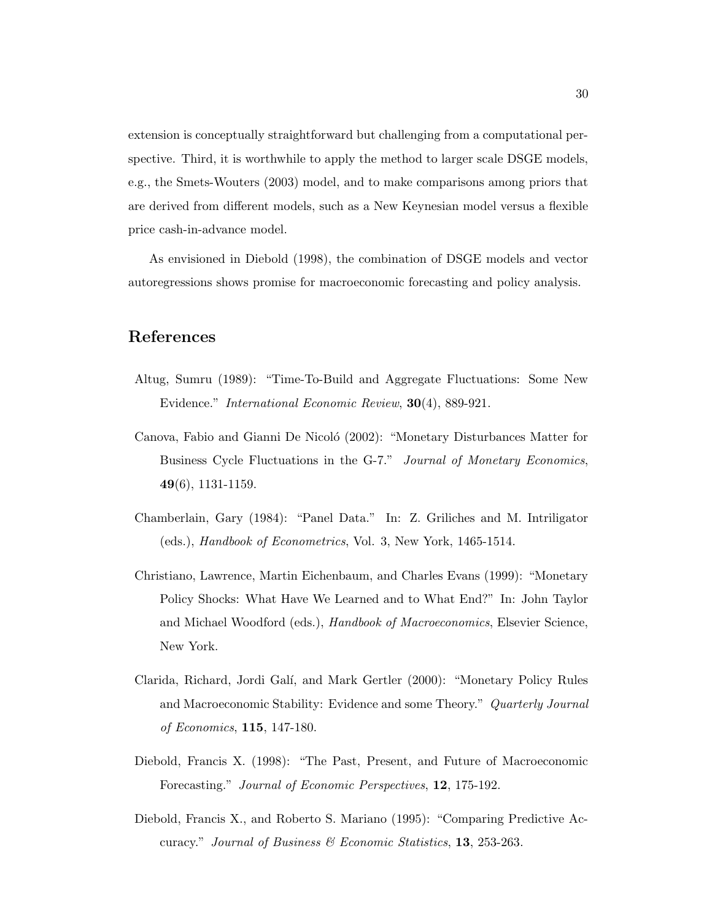extension is conceptually straightforward but challenging from a computational perspective. Third, it is worthwhile to apply the method to larger scale DSGE models, e.g., the Smets-Wouters (2003) model, and to make comparisons among priors that are derived from different models, such as a New Keynesian model versus a flexible price cash-in-advance model.

As envisioned in Diebold (1998), the combination of DSGE models and vector autoregressions shows promise for macroeconomic forecasting and policy analysis.

## References

Altug, Sumru (1989): "Time-To-Build and Aggregate Fluctuations: Some New Evidence." *International Economic Review*, **30**(4), 889-921.

Canova, Fabio and Gianni De Nicoló (2002): "Monetary Disturbances Matter for Business Cycle Fluctuations in the G-7." *Journal of Monetary Economics*, **49**(6), 1131-1159.

Chamberlain, Gary (1984): "Panel Data." In: Z. Griliches and M. Intriligator (eds.), *Handbook of Econometrics*, Vol. 3, New York, 1465-1514.

Christiano, Lawrence, Martin Eichenbaum, and Charles Evans (1999): "Monetary Policy Shocks: What Have We Learned and to What End?" In: John Taylor and Michael Woodford (eds.), *Handbook of Macroeconomics*, Elsevier Science, New York.

Clarida, Richard, Jordi Galí, and Mark Gertler (2000): "Monetary Policy Rules and Macroeconomic Stability: Evidence and some Theory." *Quarterly Journal of Economics*, **115**, 147-180.

Diebold, Francis X. (1998): "The Past, Present, and Future of Macroeconomic Forecasting." *Journal of Economic Perspectives*, **12**, 175-192.

Diebold, Francis X., and Roberto S. Mariano (1995): "Comparing Predictive Accuracy." *Journal of Business & Economic Statistics*, **13**, 253-263.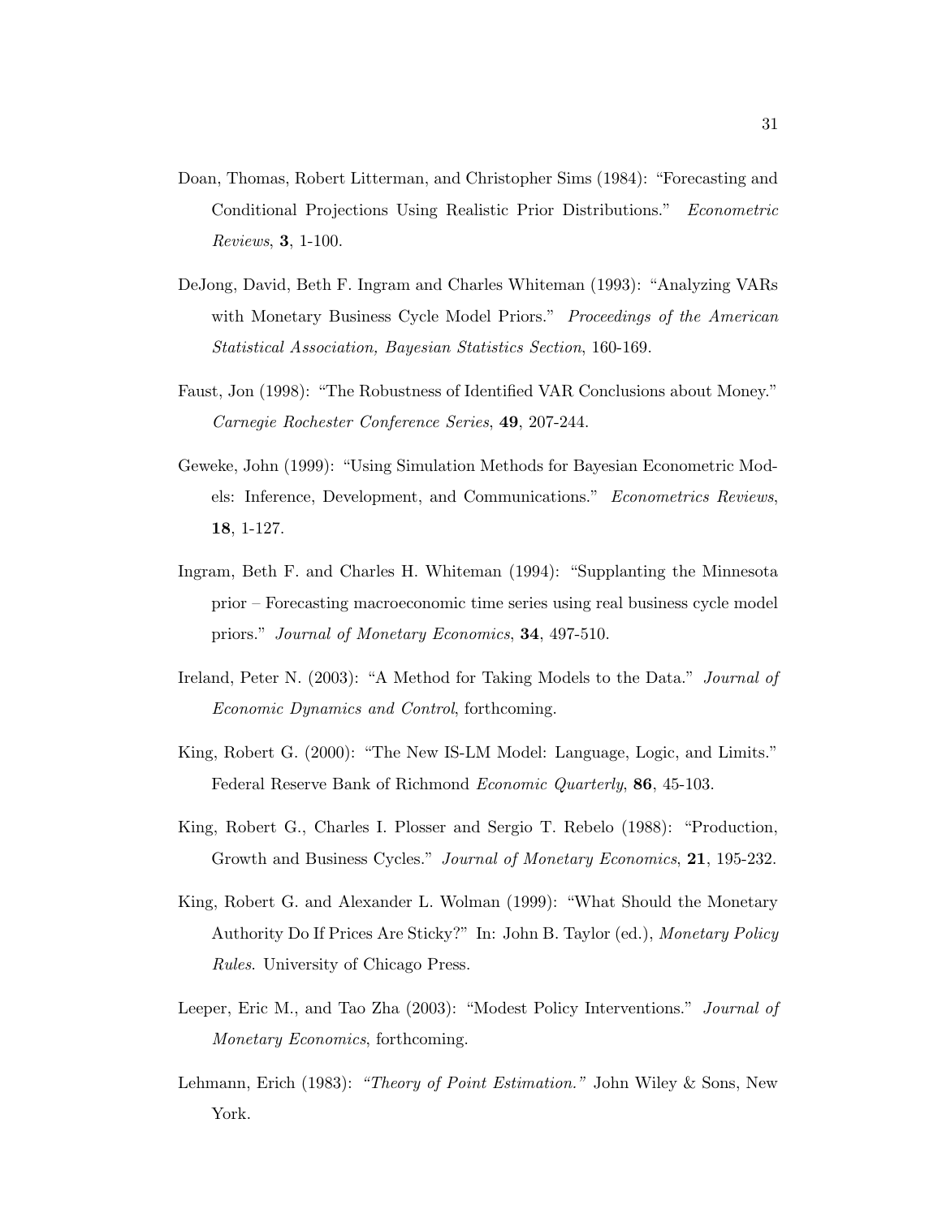Doan, Thomas, Robert Litterman, and Christopher Sims (1984): "Forecasting and Conditional Projections Using Realistic Prior Distributions." *Econometric Reviews*, **3**, 1-100.

DeJong, David, Beth F. Ingram and Charles Whiteman (1993): "Analyzing VARs with Monetary Business Cycle Model Priors." *Proceedings of the American Statistical Association, Bayesian Statistics Section*, 160-169.

Faust, Jon (1998): "The Robustness of Identified VAR Conclusions about Money." *Carnegie Rochester Conference Series*, **49**, 207-244.

Geweke, John (1999): "Using Simulation Methods for Bayesian Econometric Models: Inference, Development, and Communications." *Econometrics Reviews*, **18**, 1-127.

Ingram, Beth F. and Charles H. Whiteman (1994): "Supplanting the Minnesota prior – Forecasting macroeconomic time series using real business cycle model priors." *Journal of Monetary Economics*, **34**, 497-510.

Ireland, Peter N. (2003): "A Method for Taking Models to the Data." *Journal of Economic Dynamics and Control*, forthcoming.

King, Robert G. (2000): "The New IS-LM Model: Language, Logic, and Limits." Federal Reserve Bank of Richmond *Economic Quarterly*, **86**, 45-103.

King, Robert G., Charles I. Plosser and Sergio T. Rebelo (1988): "Production, Growth and Business Cycles." *Journal of Monetary Economics*, **21**, 195-232.

King, Robert G. and Alexander L. Wolman (1999): "What Should the Monetary Authority Do If Prices Are Sticky?" In: John B. Taylor (ed.), *Monetary Policy Rules*. University of Chicago Press.

Leeper, Eric M., and Tao Zha (2003): "Modest Policy Interventions." *Journal of Monetary Economics*, forthcoming.

Lehmann, Erich (1983): *"Theory of Point Estimation."* John Wiley & Sons, New York.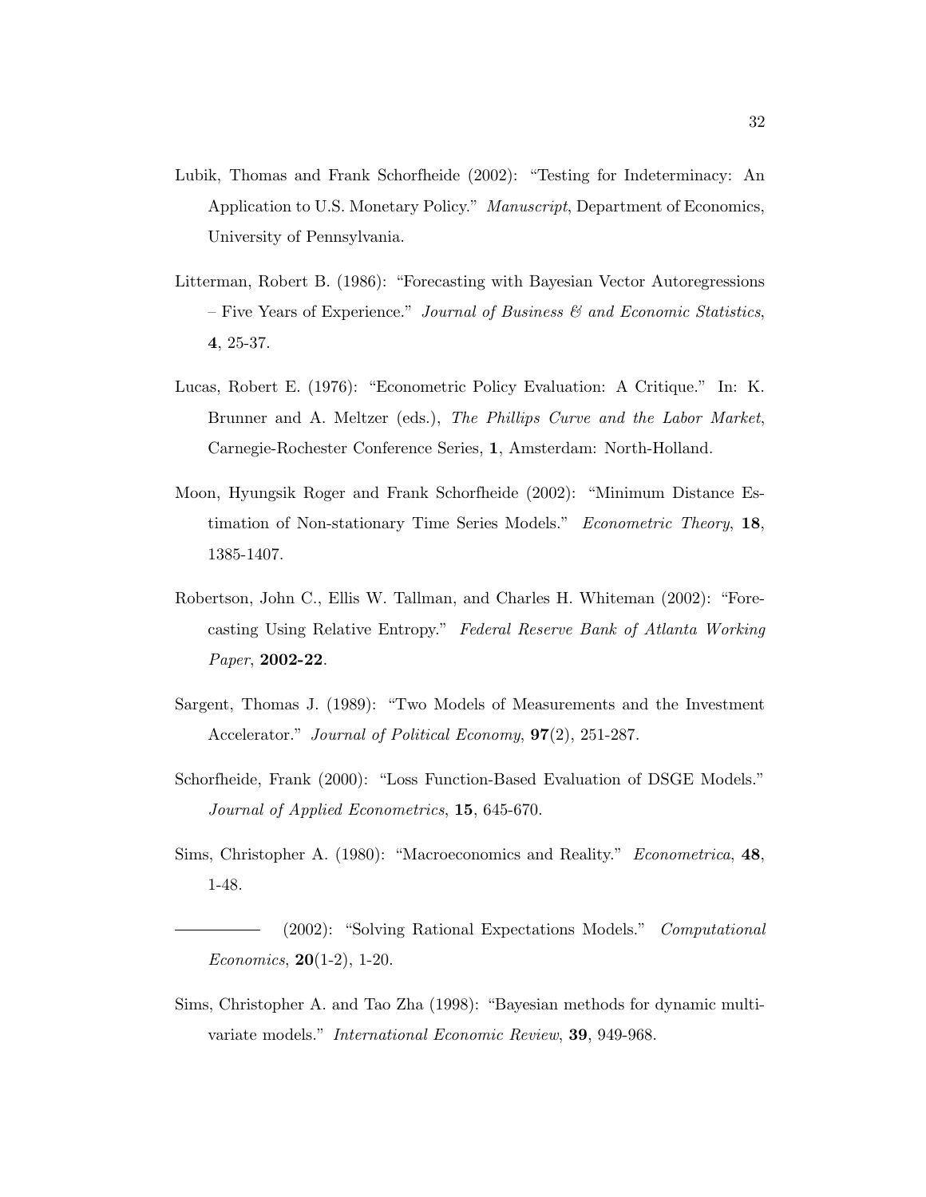Lubik, Thomas and Frank Schorfheide (2002): "Testing for Indeterminacy: An Application to U.S. Monetary Policy." *Manuscript*, Department of Economics, University of Pennsylvania.

Litterman, Robert B. (1986): "Forecasting with Bayesian Vector Autoregressions – Five Years of Experience." *Journal of Business & and Economic Statistics*, **4**, 25-37.

Lucas, Robert E. (1976): "Econometric Policy Evaluation: A Critique." In: K. Brunner and A. Meltzer (eds.), *The Phillips Curve and the Labor Market*, Carnegie-Rochester Conference Series, **1**, Amsterdam: North-Holland.

Moon, Hyungsik Roger and Frank Schorfheide (2002): "Minimum Distance Estimation of Non-stationary Time Series Models." *Econometric Theory*, **18**, 1385-1407.

Robertson, John C., Ellis W. Tallman, and Charles H. Whiteman (2002): "Forecasting Using Relative Entropy." *Federal Reserve Bank of Atlanta Working Paper*, **2002-22**.

Sargent, Thomas J. (1989): "Two Models of Measurements and the Investment Accelerator." *Journal of Political Economy*, **97**(2), 251-287.

Schorfheide, Frank (2000): "Loss Function-Based Evaluation of DSGE Models." *Journal of Applied Econometrics*, **15**, 645-670.

Sims, Christopher A. (1980): "Macroeconomics and Reality." *Econometrica*, **48**, 1-48.

―――――― (2002): "Solving Rational Expectations Models." *Computational Economics*, **20**(1-2), 1-20.

Sims, Christopher A. and Tao Zha (1998): "Bayesian methods for dynamic multivariate models." *International Economic Review*, **39**, 949-968.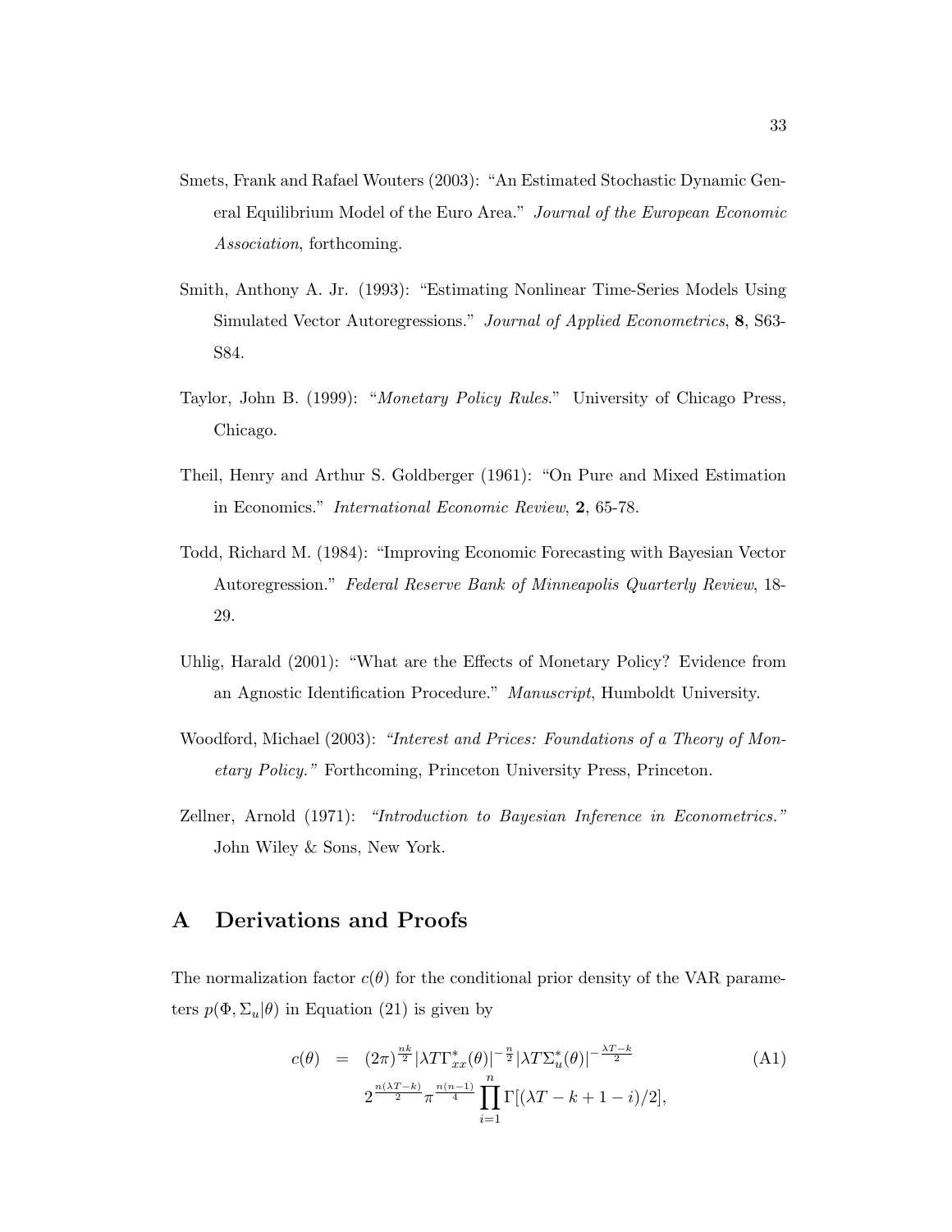Smets, Frank and Rafael Wouters (2003): "An Estimated Stochastic Dynamic General Equilibrium Model of the Euro Area." *Journal of the European Economic Association*, forthcoming.

Smith, Anthony A. Jr. (1993): "Estimating Nonlinear Time-Series Models Using Simulated Vector Autoregressions." *Journal of Applied Econometrics*, **8**, S63-S84.

Taylor, John B. (1999): "*Monetary Policy Rules.*" University of Chicago Press, Chicago.

Theil, Henry and Arthur S. Goldberger (1961): "On Pure and Mixed Estimation in Economics." *International Economic Review*, **2**, 65-78.

Todd, Richard M. (1984): "Improving Economic Forecasting with Bayesian Vector Autoregression." *Federal Reserve Bank of Minneapolis Quarterly Review*, 18-29.

Uhlig, Harald (2001): "What are the Effects of Monetary Policy? Evidence from an Agnostic Identification Procedure." *Manuscript*, Humboldt University.

Woodford, Michael (2003): *"Interest and Prices: Foundations of a Theory of Monetary Policy."* Forthcoming, Princeton University Press, Princeton.

Zellner, Arnold (1971): *"Introduction to Bayesian Inference in Econometrics."* John Wiley & Sons, New York.

# A Derivations and Proofs

The normalization factor $c(\theta)$ for the conditional prior density of the VAR parameters $p(\Phi, \Sigma_u|\theta)$ in Equation (21) is given by

$$
\begin{aligned}
c(\theta) &= (2\pi)^{\frac{nk}{2}} |\lambda T \Gamma^*_{xx}(\theta)|^{-\frac{n}{2}} |\lambda T \Sigma^*_u(\theta)|^{-\frac{\lambda T - k}{2}} \\
&\quad 2^{\frac{n(\lambda T - k)}{2}} \pi^{\frac{n(n-1)}{4}} \prod_{i=1}^{n} \Gamma[(\lambda T - k + 1 - i)/2],
\end{aligned} \tag{A1}
$$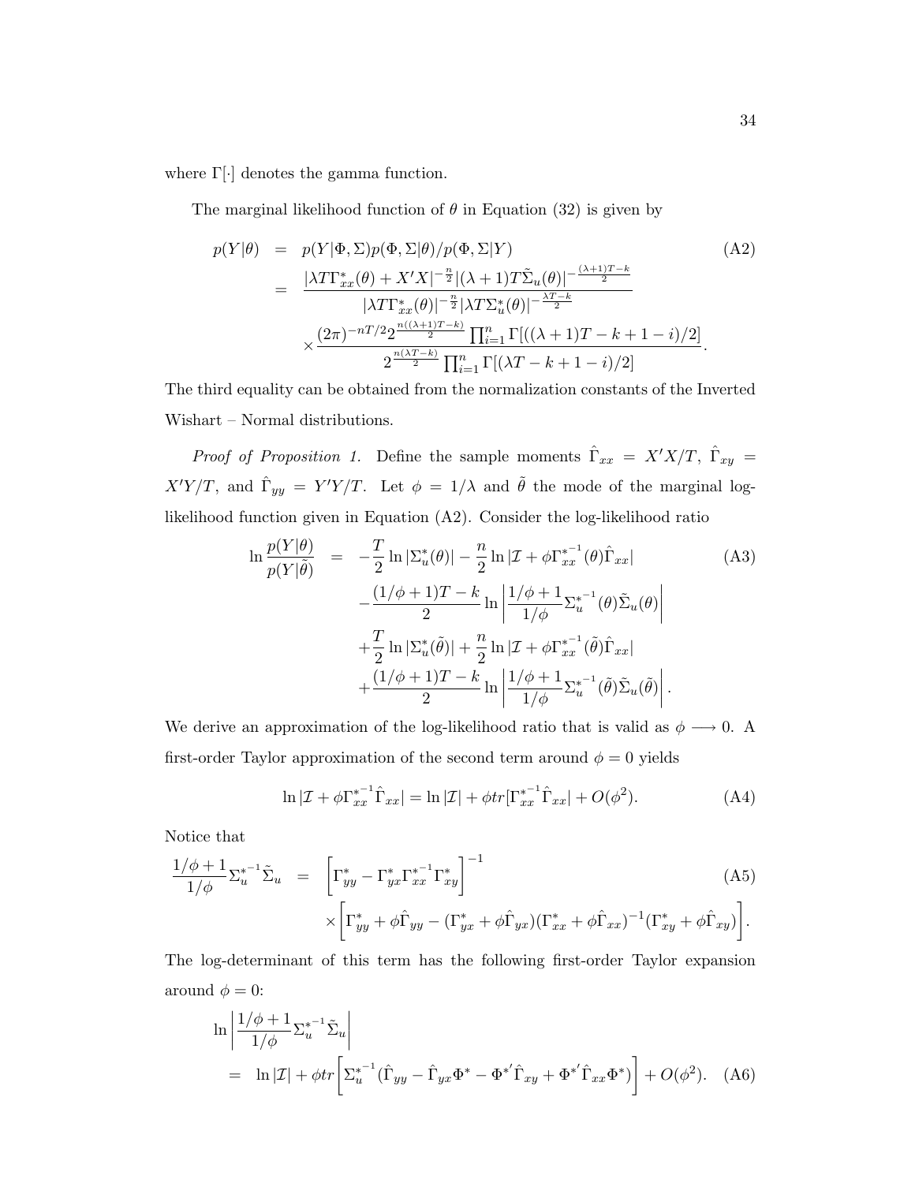where $\Gamma[\cdot]$ denotes the gamma function.

The marginal likelihood function of $\theta$ in Equation (32) is given by

$$
\begin{aligned}
p(Y|\theta) &= p(Y|\Phi,\Sigma)p(\Phi,\Sigma|\theta)/p(\Phi,\Sigma|Y) \qquad \text{(A2)}\\
&= \frac{|\lambda T\Gamma^*_{xx}(\theta)+X'X|^{-\frac{n}{2}}|(\lambda+1)T\tilde{\Sigma}_u(\theta)|^{-\frac{(\lambda+1)T-k}{2}}}{|\lambda T\Gamma^*_{xx}(\theta)|^{-\frac{n}{2}}|\lambda T\Sigma^*_u(\theta)|^{-\frac{\lambda T-k}{2}}}\\
&\quad\times\frac{(2\pi)^{-nT/2}2^{\frac{n((\lambda+1)T-k)}{2}}\prod_{i=1}^n\Gamma[((\lambda+1)T-k+1-i)/2]}{2^{\frac{n(\lambda T-k)}{2}}\prod_{i=1}^n\Gamma[(\lambda T-k+1-i)/2]}.
\end{aligned}
$$

The third equality can be obtained from the normalization constants of the Inverted Wishart – Normal distributions.

*Proof of Proposition 1.* Define the sample moments $\hat{\Gamma}_{xx} = X'X/T$, $\hat{\Gamma}_{xy} = X'Y/T$, and $\hat{\Gamma}_{yy} = Y'Y/T$. Let $\phi = 1/\lambda$ and $\tilde{\theta}$ the mode of the marginal log-likelihood function given in Equation (A2). Consider the log-likelihood ratio

$$
\begin{aligned}
\ln\frac{p(Y|\theta)}{p(Y|\tilde{\theta})} &= -\frac{T}{2}\ln|\Sigma^*_u(\theta)| - \frac{n}{2}\ln|\mathcal{I}+\phi\Gamma^{*^{-1}}_{xx}(\theta)\hat{\Gamma}_{xx}| \qquad \text{(A3)}\\
&\quad -\frac{(1/\phi+1)T-k}{2}\ln\left|\frac{1/\phi+1}{1/\phi}\Sigma^{*^{-1}}_u(\theta)\tilde{\Sigma}_u(\theta)\right|\\
&\quad +\frac{T}{2}\ln|\Sigma^*_u(\tilde{\theta})| + \frac{n}{2}\ln|\mathcal{I}+\phi\Gamma^{*^{-1}}_{xx}(\tilde{\theta})\hat{\Gamma}_{xx}|\\
&\quad +\frac{(1/\phi+1)T-k}{2}\ln\left|\frac{1/\phi+1}{1/\phi}\Sigma^{*^{-1}}_u(\tilde{\theta})\tilde{\Sigma}_u(\tilde{\theta})\right|.
\end{aligned}
$$

We derive an approximation of the log-likelihood ratio that is valid as $\phi \longrightarrow 0$. A first-order Taylor approximation of the second term around $\phi = 0$ yields

$$
\ln|\mathcal{I}+\phi\Gamma^{*^{-1}}_{xx}\hat{\Gamma}_{xx}| = \ln|\mathcal{I}| + \phi tr[\Gamma^{*^{-1}}_{xx}\hat{\Gamma}_{xx}| + O(\phi^2). \qquad \text{(A4)}
$$

Notice that

$$
\begin{aligned}
\frac{1/\phi+1}{1/\phi}\Sigma^{*^{-1}}_u\tilde{\Sigma}_u &= \left[\Gamma^*_{yy}-\Gamma^*_{yx}\Gamma^{*^{-1}}_{xx}\Gamma^*_{xy}\right]^{-1} \qquad \text{(A5)}\\
&\quad\times\left[\Gamma^*_{yy}+\phi\hat{\Gamma}_{yy}-(\Gamma^*_{yx}+\phi\hat{\Gamma}_{yx})(\Gamma^*_{xx}+\phi\hat{\Gamma}_{xx})^{-1}(\Gamma^*_{xy}+\phi\hat{\Gamma}_{xy})\right].
\end{aligned}
$$

The log-determinant of this term has the following first-order Taylor expansion around $\phi = 0$:

$$
\begin{aligned}
&\ln\left|\frac{1/\phi+1}{1/\phi}\Sigma^{*^{-1}}_u\tilde{\Sigma}_u\right|\\
&= \ln|\mathcal{I}| + \phi tr\left[\Sigma^{*^{-1}}_u(\hat{\Gamma}_{yy}-\hat{\Gamma}_{yx}\Phi^*-\Phi^{*'}\hat{\Gamma}_{xy}+\Phi^{*'}\hat{\Gamma}_{xx}\Phi^*)\right] + O(\phi^2). \qquad \text{(A6)}
\end{aligned}
$$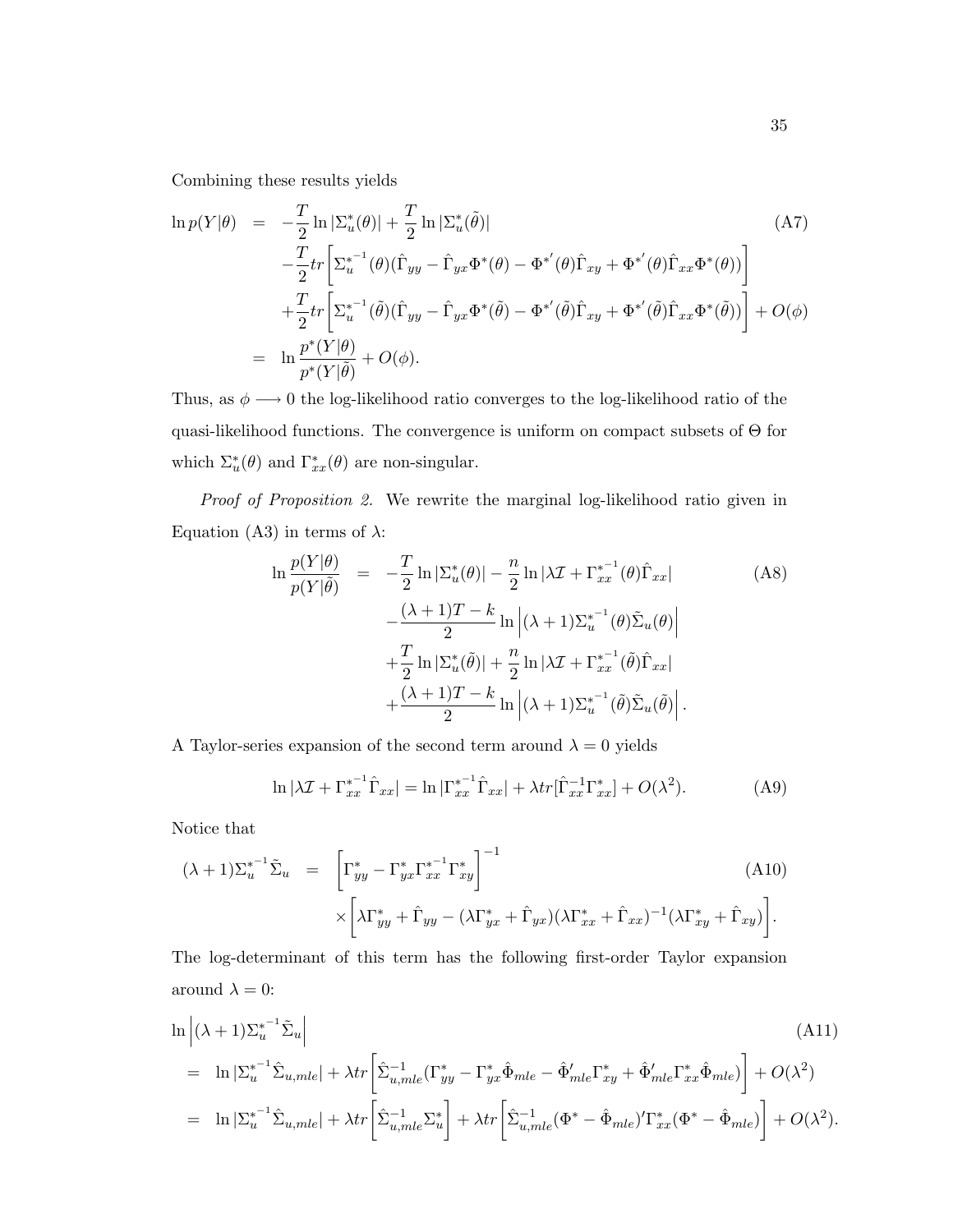Combining these results yields

$$
\begin{aligned}
\ln p(Y|\theta) &= -\frac{T}{2}\ln|\Sigma_u^*(\theta)| + \frac{T}{2}\ln|\Sigma_u^*(\tilde{\theta})| \qquad\qquad \text{(A7)}\\
&\quad -\frac{T}{2}tr\left[\Sigma_u^{*^{-1}}(\theta)(\hat{\Gamma}_{yy} - \hat{\Gamma}_{yx}\Phi^*(\theta) - \Phi^{*'}(\theta)\hat{\Gamma}_{xy} + \Phi^{*'}(\theta)\hat{\Gamma}_{xx}\Phi^*(\theta))\right]\\
&\quad +\frac{T}{2}tr\left[\Sigma_u^{*^{-1}}(\tilde{\theta})(\hat{\Gamma}_{yy} - \hat{\Gamma}_{yx}\Phi^*(\tilde{\theta}) - \Phi^{*'}(\tilde{\theta})\hat{\Gamma}_{xy} + \Phi^{*'}(\tilde{\theta})\hat{\Gamma}_{xx}\Phi^*(\tilde{\theta}))\right] + O(\phi)\\
&= \ln\frac{p^*(Y|\theta)}{p^*(Y|\tilde{\theta})} + O(\phi).
\end{aligned}
$$

Thus, as $\phi \longrightarrow 0$ the log-likelihood ratio converges to the log-likelihood ratio of the quasi-likelihood functions. The convergence is uniform on compact subsets of $\Theta$ for which $\Sigma_u^*(\theta)$ and $\Gamma_{xx}^*(\theta)$ are non-singular.

*Proof of Proposition 2.* We rewrite the marginal log-likelihood ratio given in Equation (A3) in terms of $\lambda$:

$$
\begin{aligned}
\ln\frac{p(Y|\theta)}{p(Y|\tilde{\theta})} &= -\frac{T}{2}\ln|\Sigma_u^*(\theta)| - \frac{n}{2}\ln|\lambda\mathcal{I} + \Gamma_{xx}^{*^{-1}}(\theta)\hat{\Gamma}_{xx}| \qquad\qquad \text{(A8)}\\
&\quad -\frac{(\lambda+1)T-k}{2}\ln\left|(\lambda+1)\Sigma_u^{*^{-1}}(\theta)\tilde{\Sigma}_u(\theta)\right|\\
&\quad +\frac{T}{2}\ln|\Sigma_u^*(\tilde{\theta})| + \frac{n}{2}\ln|\lambda\mathcal{I} + \Gamma_{xx}^{*^{-1}}(\tilde{\theta})\hat{\Gamma}_{xx}|\\
&\quad +\frac{(\lambda+1)T-k}{2}\ln\left|(\lambda+1)\Sigma_u^{*^{-1}}(\tilde{\theta})\tilde{\Sigma}_u(\tilde{\theta})\right|.
\end{aligned}
$$

A Taylor-series expansion of the second term around $\lambda = 0$ yields

$$
\ln|\lambda\mathcal{I} + \Gamma_{xx}^{*^{-1}}\hat{\Gamma}_{xx}| = \ln|\Gamma_{xx}^{*^{-1}}\hat{\Gamma}_{xx}| + \lambda tr[\hat{\Gamma}_{xx}^{-1}\Gamma_{xx}^*] + O(\lambda^2). \qquad \text{(A9)}
$$

Notice that

$$
\begin{aligned}
(\lambda+1)\Sigma_u^{*^{-1}}\tilde{\Sigma}_u &= \left[\Gamma_{yy}^* - \Gamma_{yx}^*\Gamma_{xx}^{*^{-1}}\Gamma_{xy}^*\right]^{-1} \qquad\qquad \text{(A10)}\\
&\quad \times\left[\lambda\Gamma_{yy}^* + \hat{\Gamma}_{yy} - (\lambda\Gamma_{yx}^* + \hat{\Gamma}_{yx})(\lambda\Gamma_{xx}^* + \hat{\Gamma}_{xx})^{-1}(\lambda\Gamma_{xy}^* + \hat{\Gamma}_{xy})\right].
\end{aligned}
$$

The log-determinant of this term has the following first-order Taylor expansion around $\lambda = 0$:

$$
\begin{aligned}
&\ln\left|(\lambda+1)\Sigma_u^{*^{-1}}\tilde{\Sigma}_u\right| \qquad\qquad \text{(A11)}\\
&= \ln|\Sigma_u^{*^{-1}}\hat{\Sigma}_{u,mle}| + \lambda tr\left[\hat{\Sigma}_{u,mle}^{-1}(\Gamma_{yy}^* - \Gamma_{yx}^*\hat{\Phi}_{mle} - \hat{\Phi}_{mle}'\Gamma_{xy}^* + \hat{\Phi}_{mle}'\Gamma_{xx}^*\hat{\Phi}_{mle})\right] + O(\lambda^2)\\
&= \ln|\Sigma_u^{*^{-1}}\hat{\Sigma}_{u,mle}| + \lambda tr\left[\hat{\Sigma}_{u,mle}^{-1}\Sigma_u^*\right] + \lambda tr\left[\hat{\Sigma}_{u,mle}^{-1}(\Phi^* - \hat{\Phi}_{mle})'\Gamma_{xx}^*(\Phi^* - \hat{\Phi}_{mle})\right] + O(\lambda^2).
\end{aligned}
$$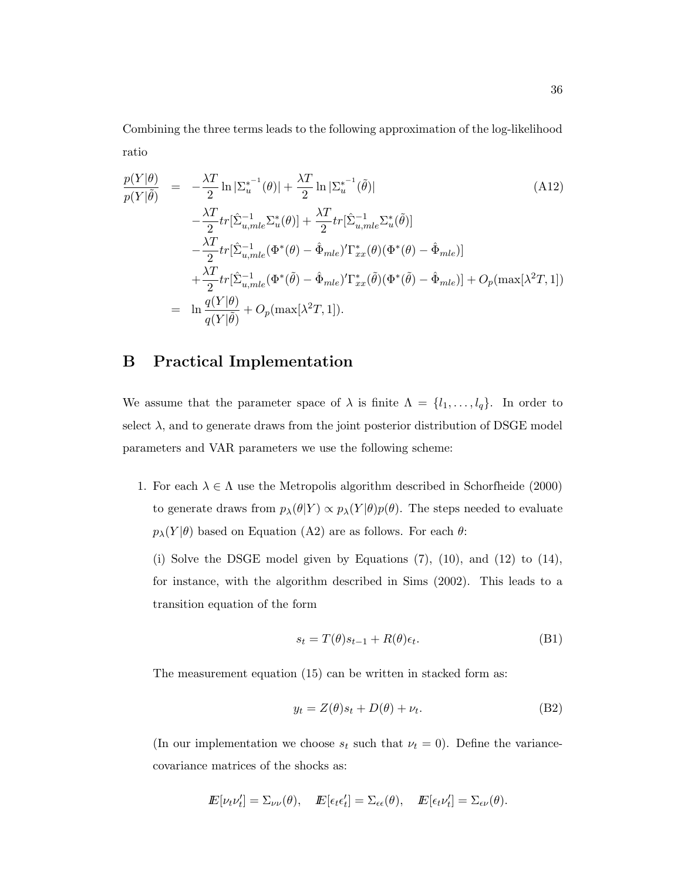Combining the three terms leads to the following approximation of the log-likelihood ratio

$$
\begin{aligned}
\frac{p(Y|\theta)}{p(Y|\tilde{\theta})} &= -\frac{\lambda T}{2} \ln |\Sigma_u^{*^{-1}}(\theta)| + \frac{\lambda T}{2} \ln |\Sigma_u^{*^{-1}}(\tilde{\theta})| \qquad \text{(A12)} \\
&\quad -\frac{\lambda T}{2} tr[\hat{\Sigma}_{u,mle}^{-1} \Sigma_u^*(\theta)] + \frac{\lambda T}{2} tr[\hat{\Sigma}_{u,mle}^{-1} \Sigma_u^*(\tilde{\theta})] \\
&\quad -\frac{\lambda T}{2} tr[\hat{\Sigma}_{u,mle}^{-1} (\Phi^*(\theta) - \hat{\Phi}_{mle})' \Gamma_{xx}^*(\theta) (\Phi^*(\theta) - \hat{\Phi}_{mle})] \\
&\quad +\frac{\lambda T}{2} tr[\hat{\Sigma}_{u,mle}^{-1} (\Phi^*(\tilde{\theta}) - \hat{\Phi}_{mle})' \Gamma_{xx}^*(\tilde{\theta}) (\Phi^*(\tilde{\theta}) - \hat{\Phi}_{mle})] + O_p(\max[\lambda^2 T, 1]) \\
&= \ln \frac{q(Y|\theta)}{q(Y|\tilde{\theta})} + O_p(\max[\lambda^2 T, 1]).
\end{aligned}
$$

# B Practical Implementation

We assume that the parameter space of $\lambda$ is finite $\Lambda = \{l_1, \ldots, l_q\}$. In order to select $\lambda$, and to generate draws from the joint posterior distribution of DSGE model parameters and VAR parameters we use the following scheme:

1. For each $\lambda \in \Lambda$ use the Metropolis algorithm described in Schorfheide (2000) to generate draws from $p_\lambda(\theta|Y) \propto p_\lambda(Y|\theta)p(\theta)$. The steps needed to evaluate $p_\lambda(Y|\theta)$ based on Equation (A2) are as follows. For each $\theta$:

   (i) Solve the DSGE model given by Equations (7), (10), and (12) to (14), for instance, with the algorithm described in Sims (2002). This leads to a transition equation of the form

   $$s_t = T(\theta)s_{t-1} + R(\theta)\epsilon_t. \qquad \text{(B1)}$$

   The measurement equation (15) can be written in stacked form as:

   $$y_t = Z(\theta)s_t + D(\theta) + \nu_t. \qquad \text{(B2)}$$

   (In our implementation we choose $s_t$ such that $\nu_t = 0$). Define the variance-covariance matrices of the shocks as:

   $$I\!E[\nu_t \nu_t'] = \Sigma_{\nu\nu}(\theta), \quad I\!E[\epsilon_t \epsilon_t'] = \Sigma_{\epsilon\epsilon}(\theta), \quad I\!E[\epsilon_t \nu_t'] = \Sigma_{\epsilon\nu}(\theta).$$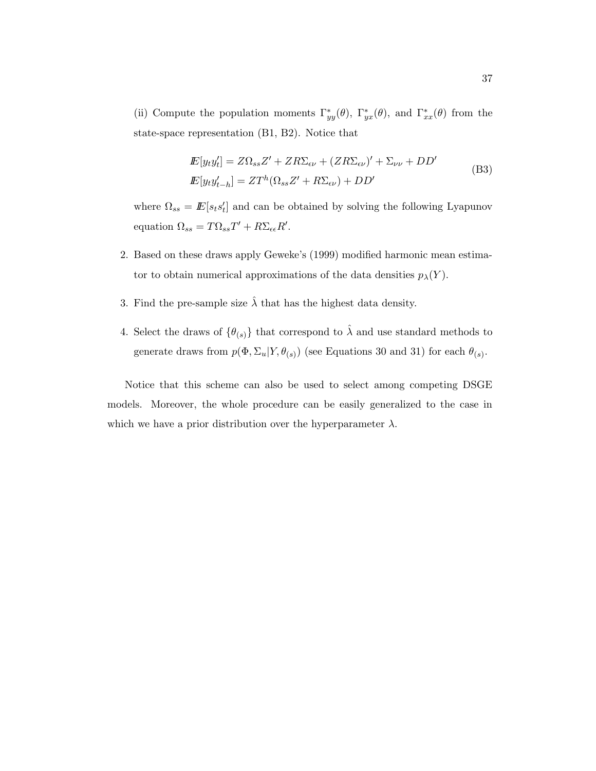(ii) Compute the population moments $\Gamma^*_{yy}(\theta)$, $\Gamma^*_{yx}(\theta)$, and $\Gamma^*_{xx}(\theta)$ from the state-space representation (B1, B2). Notice that

$$
\begin{aligned}
\mathbb{E}[y_t y_t'] &= Z\Omega_{ss}Z' + ZR\Sigma_{\epsilon\nu} + (ZR\Sigma_{\epsilon\nu})' + \Sigma_{\nu\nu} + DD' \\
\mathbb{E}[y_t y_{t-h}'] &= ZT^h(\Omega_{ss}Z' + R\Sigma_{\epsilon\nu}) + DD'
\end{aligned}
\tag{B3}
$$

where $\Omega_{ss} = \mathbb{E}[s_t s_t']$ and can be obtained by solving the following Lyapunov equation $\Omega_{ss} = T\Omega_{ss}T' + R\Sigma_{\epsilon\epsilon}R'$.

2. Based on these draws apply Geweke's (1999) modified harmonic mean estimator to obtain numerical approximations of the data densities $p_\lambda(Y)$.

3. Find the pre-sample size $\hat{\lambda}$ that has the highest data density.

4. Select the draws of $\{\theta_{(s)}\}$ that correspond to $\hat{\lambda}$ and use standard methods to generate draws from $p(\Phi, \Sigma_u | Y, \theta_{(s)})$ (see Equations 30 and 31) for each $\theta_{(s)}$.

Notice that this scheme can also be used to select among competing DSGE models. Moreover, the whole procedure can be easily generalized to the case in which we have a prior distribution over the hyperparameter $\lambda$.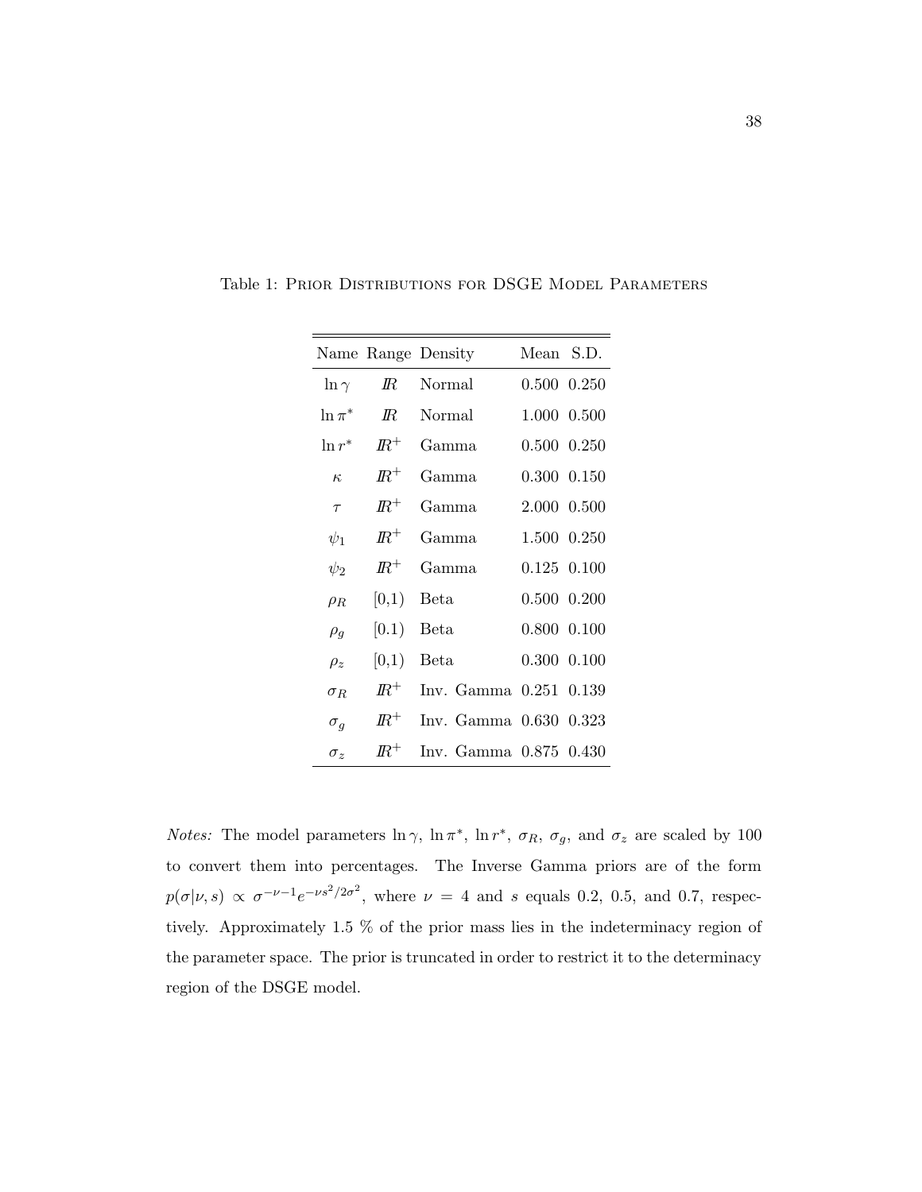Table 1: Prior Distributions for DSGE Model Parameters

| Name | Range | Density | Mean | S.D. |
|---|---|---|---|---|
| $\ln \gamma$ | $I\!R$ | Normal | 0.500 | 0.250 |
| $\ln \pi^*$ | $I\!R$ | Normal | 1.000 | 0.500 |
| $\ln r^*$ | $I\!R^+$ | Gamma | 0.500 | 0.250 |
| $\kappa$ | $I\!R^+$ | Gamma | 0.300 | 0.150 |
| $\tau$ | $I\!R^+$ | Gamma | 2.000 | 0.500 |
| $\psi_1$ | $I\!R^+$ | Gamma | 1.500 | 0.250 |
| $\psi_2$ | $I\!R^+$ | Gamma | 0.125 | 0.100 |
| $\rho_R$ | [0,1) | Beta | 0.500 | 0.200 |
| $\rho_g$ | [0.1) | Beta | 0.800 | 0.100 |
| $\rho_z$ | [0,1) | Beta | 0.300 | 0.100 |
| $\sigma_R$ | $I\!R^+$ | Inv. Gamma | 0.251 | 0.139 |
| $\sigma_g$ | $I\!R^+$ | Inv. Gamma | 0.630 | 0.323 |
| $\sigma_z$ | $I\!R^+$ | Inv. Gamma | 0.875 | 0.430 |

*Notes:* The model parameters $\ln \gamma$, $\ln \pi^*$, $\ln r^*$, $\sigma_R$, $\sigma_g$, and $\sigma_z$ are scaled by 100 to convert them into percentages. The Inverse Gamma priors are of the form $p(\sigma|\nu, s) \propto \sigma^{-\nu-1} e^{-\nu s^2/2\sigma^2}$, where $\nu = 4$ and $s$ equals 0.2, 0.5, and 0.7, respectively. Approximately 1.5 % of the prior mass lies in the indeterminacy region of the parameter space. The prior is truncated in order to restrict it to the determinacy region of the DSGE model.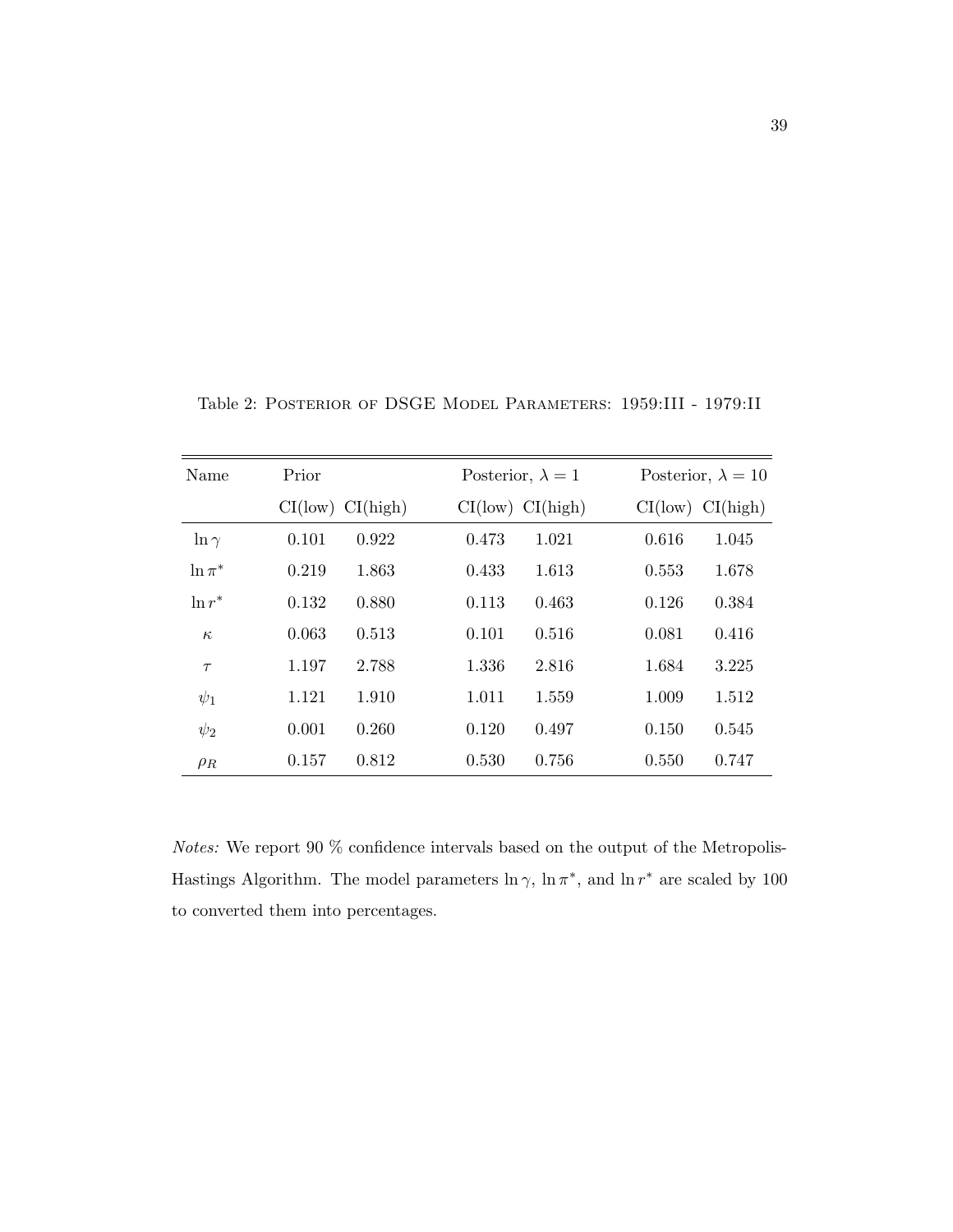Table 2: POSTERIOR OF DSGE MODEL PARAMETERS: 1959:III - 1979:II

| Name | Prior | | Posterior, $\lambda = 1$ | | Posterior, $\lambda = 10$ | |
|---|---|---|---|---|---|---|
| | CI(low) | CI(high) | CI(low) | CI(high) | CI(low) | CI(high) |
| $\ln \gamma$ | 0.101 | 0.922 | 0.473 | 1.021 | 0.616 | 1.045 |
| $\ln \pi^*$ | 0.219 | 1.863 | 0.433 | 1.613 | 0.553 | 1.678 |
| $\ln r^*$ | 0.132 | 0.880 | 0.113 | 0.463 | 0.126 | 0.384 |
| $\kappa$ | 0.063 | 0.513 | 0.101 | 0.516 | 0.081 | 0.416 |
| $\tau$ | 1.197 | 2.788 | 1.336 | 2.816 | 1.684 | 3.225 |
| $\psi_1$ | 1.121 | 1.910 | 1.011 | 1.559 | 1.009 | 1.512 |
| $\psi_2$ | 0.001 | 0.260 | 0.120 | 0.497 | 0.150 | 0.545 |
| $\rho_R$ | 0.157 | 0.812 | 0.530 | 0.756 | 0.550 | 0.747 |

*Notes:* We report 90 % confidence intervals based on the output of the Metropolis-Hastings Algorithm. The model parameters $\ln \gamma$, $\ln \pi^*$, and $\ln r^*$ are scaled by 100 to converted them into percentages.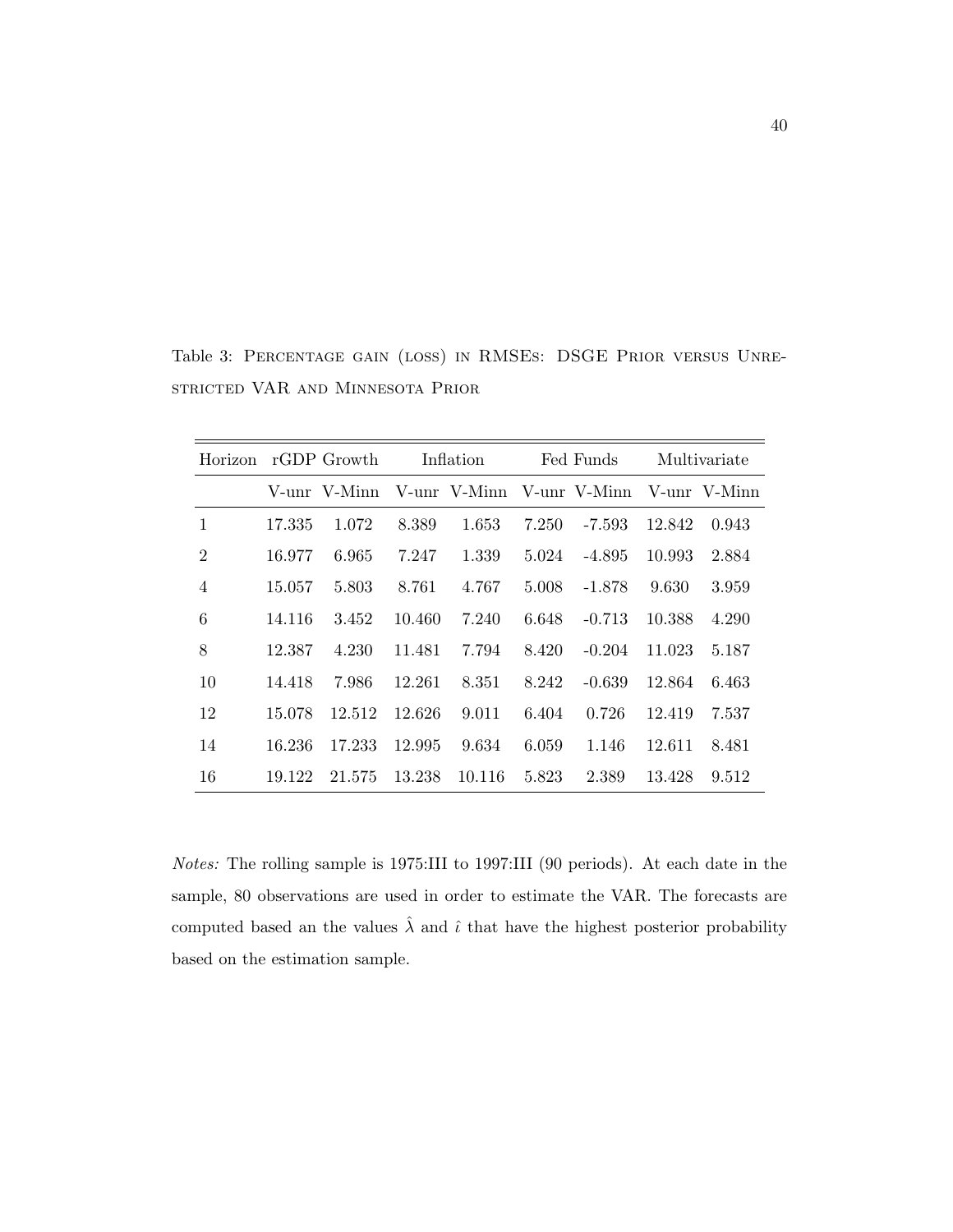Table 3: Percentage gain (loss) in RMSEs: DSGE Prior versus Unrestricted VAR and Minnesota Prior

| Horizon | rGDP Growth | | Inflation | | Fed Funds | | Multivariate | |
|---|---|---|---|---|---|---|---|---|
| | V-unr | V-Minn | V-unr | V-Minn | V-unr | V-Minn | V-unr | V-Minn |
| 1 | 17.335 | 1.072 | 8.389 | 1.653 | 7.250 | -7.593 | 12.842 | 0.943 |
| 2 | 16.977 | 6.965 | 7.247 | 1.339 | 5.024 | -4.895 | 10.993 | 2.884 |
| 4 | 15.057 | 5.803 | 8.761 | 4.767 | 5.008 | -1.878 | 9.630 | 3.959 |
| 6 | 14.116 | 3.452 | 10.460 | 7.240 | 6.648 | -0.713 | 10.388 | 4.290 |
| 8 | 12.387 | 4.230 | 11.481 | 7.794 | 8.420 | -0.204 | 11.023 | 5.187 |
| 10 | 14.418 | 7.986 | 12.261 | 8.351 | 8.242 | -0.639 | 12.864 | 6.463 |
| 12 | 15.078 | 12.512 | 12.626 | 9.011 | 6.404 | 0.726 | 12.419 | 7.537 |
| 14 | 16.236 | 17.233 | 12.995 | 9.634 | 6.059 | 1.146 | 12.611 | 8.481 |
| 16 | 19.122 | 21.575 | 13.238 | 10.116 | 5.823 | 2.389 | 13.428 | 9.512 |

*Notes:* The rolling sample is 1975:III to 1997:III (90 periods). At each date in the sample, 80 observations are used in order to estimate the VAR. The forecasts are computed based an the values $\hat{\lambda}$ and $\hat{\iota}$ that have the highest posterior probability based on the estimation sample.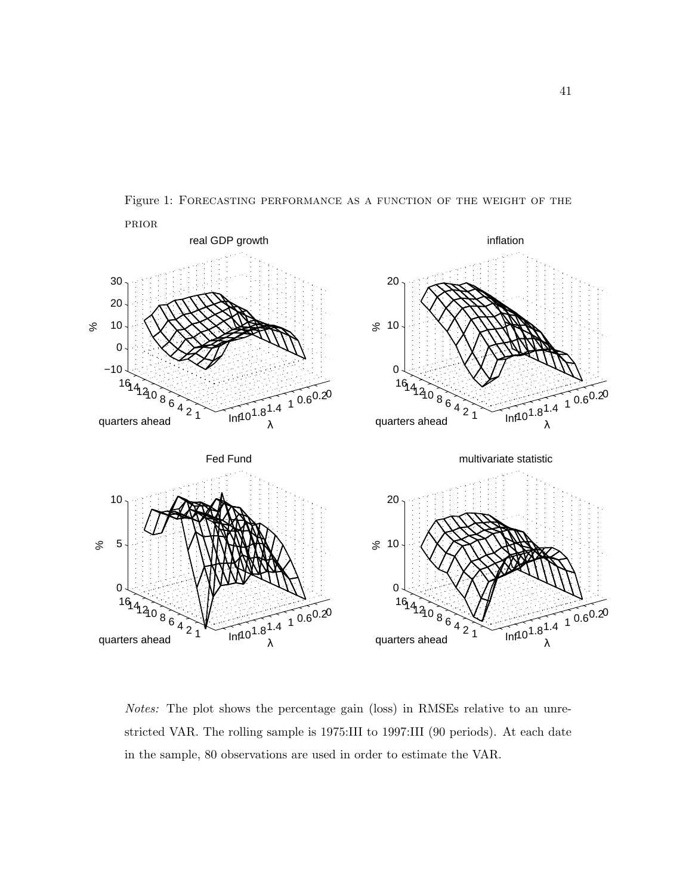Figure 1: Forecasting performance as a function of the weight of the prior

*Notes:* The plot shows the percentage gain (loss) in RMSEs relative to an unrestricted VAR. The rolling sample is 1975:III to 1997:III (90 periods). At each date in the sample, 80 observations are used in order to estimate the VAR.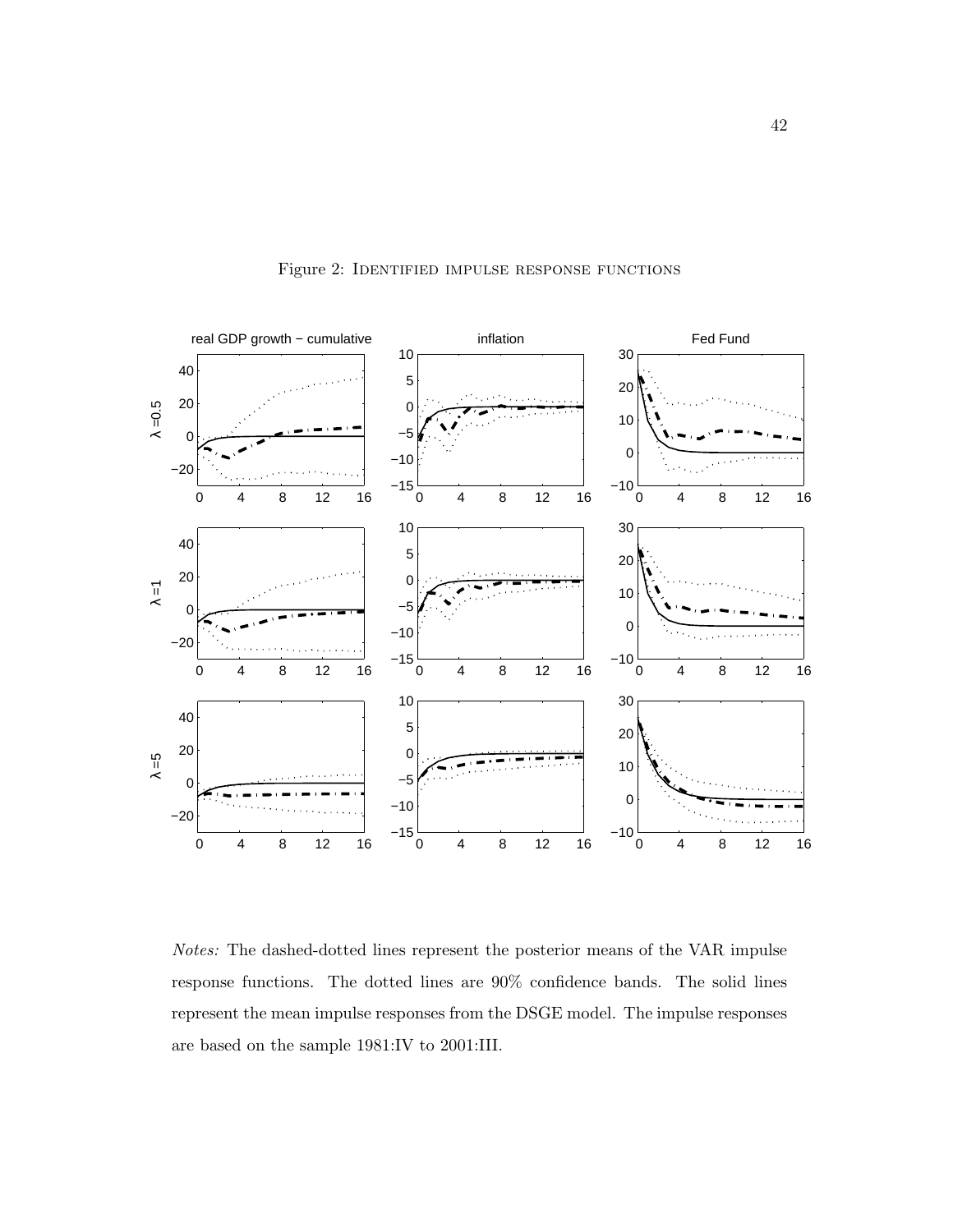Figure 2: Identified impulse response functions

*Notes:* The dashed-dotted lines represent the posterior means of the VAR impulse response functions. The dotted lines are 90% confidence bands. The solid lines represent the mean impulse responses from the DSGE model. The impulse responses are based on the sample 1981:IV to 2001:III.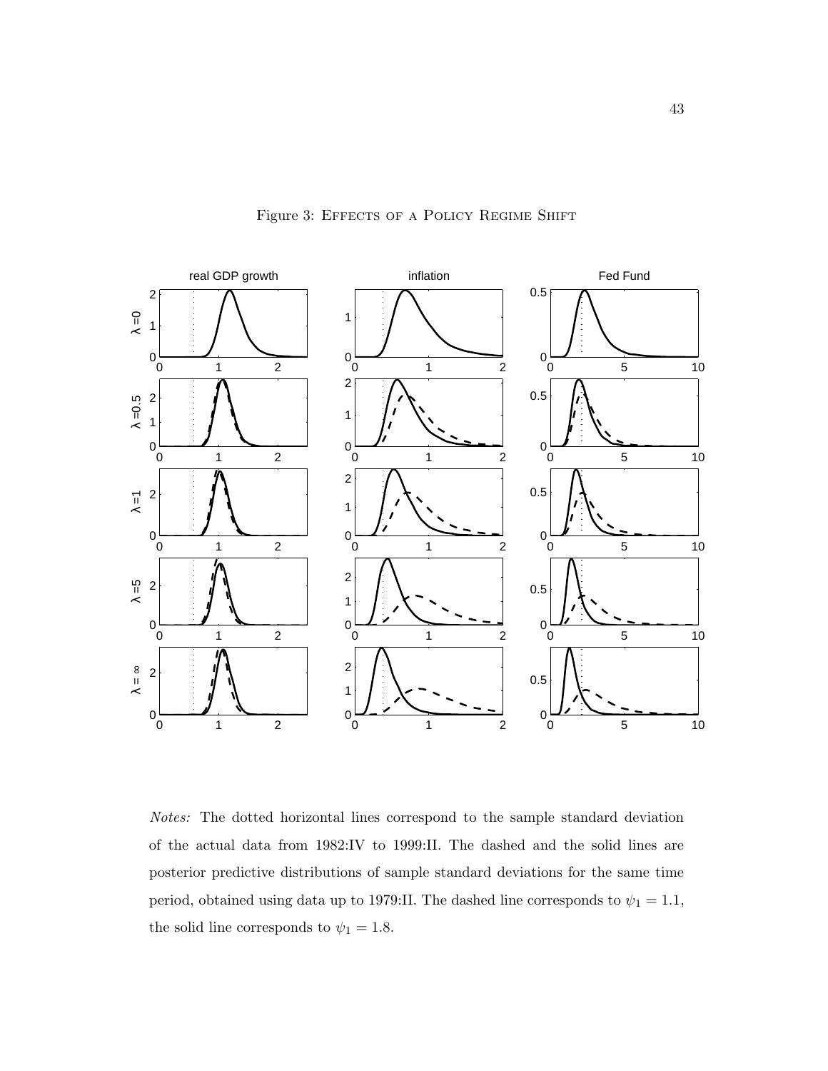Figure 3: Effects of a Policy Regime Shift

real GDP growth

inflation

Fed Fund

λ =0

λ =0.5

λ =1

λ =5

λ = ∞

*Notes:* The dotted horizontal lines correspond to the sample standard deviation of the actual data from 1982:IV to 1999:II. The dashed and the solid lines are posterior predictive distributions of sample standard deviations for the same time period, obtained using data up to 1979:II. The dashed line corresponds to $\psi_1 = 1.1$, the solid line corresponds to $\psi_1 = 1.8$.